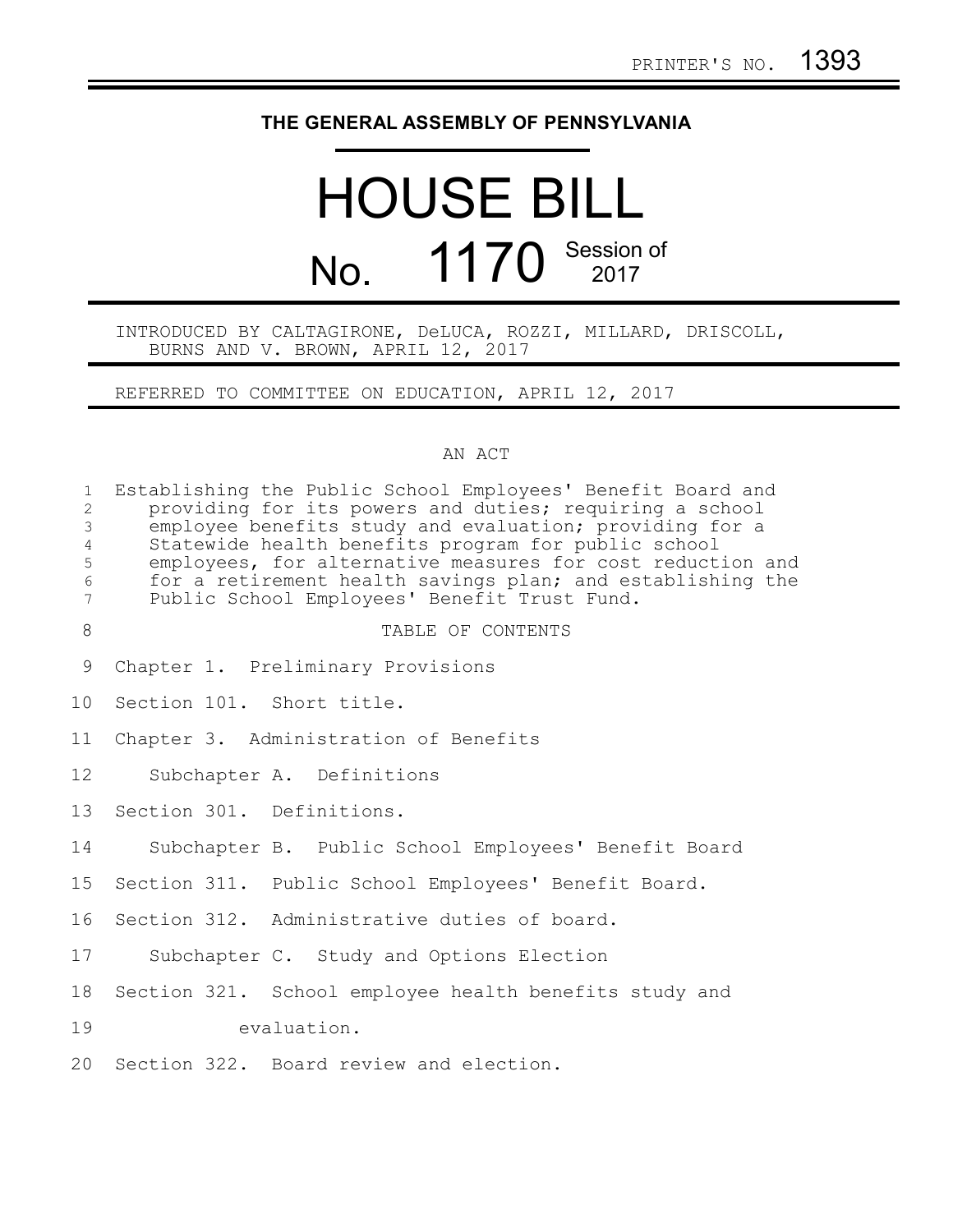PRINTER'S NO. 1393

# THE GENERAL ASSEMBLY OF PENNSYLVANIA

# HOUSE BILL

# No. 1170 Session of 2017

INTRODUCED BY CALTAGIRONE, DeLUCA, ROZZI, MILLARD, DRISCOLL, BURNS AND V. BROWN, APRIL 12, 2017

REFERRED TO COMMITTEE ON EDUCATION, APRIL 12, 2017

AN ACT

Establishing the Public School Employees' Benefit Board and providing for its powers and duties; requiring a school employee benefits study and evaluation; providing for a Statewide health benefits program for public school employees, for alternative measures for cost reduction and for a retirement health savings plan; and establishing the Public School Employees' Benefit Trust Fund.

TABLE OF CONTENTS

Chapter 1. Preliminary Provisions

Section 101. Short title.

Chapter 3. Administration of Benefits

Subchapter A. Definitions

Section 301. Definitions.

Subchapter B. Public School Employees' Benefit Board

Section 311. Public School Employees' Benefit Board.

Section 312. Administrative duties of board.

Subchapter C. Study and Options Election

Section 321. School employee health benefits study and evaluation.

Section 322. Board review and election.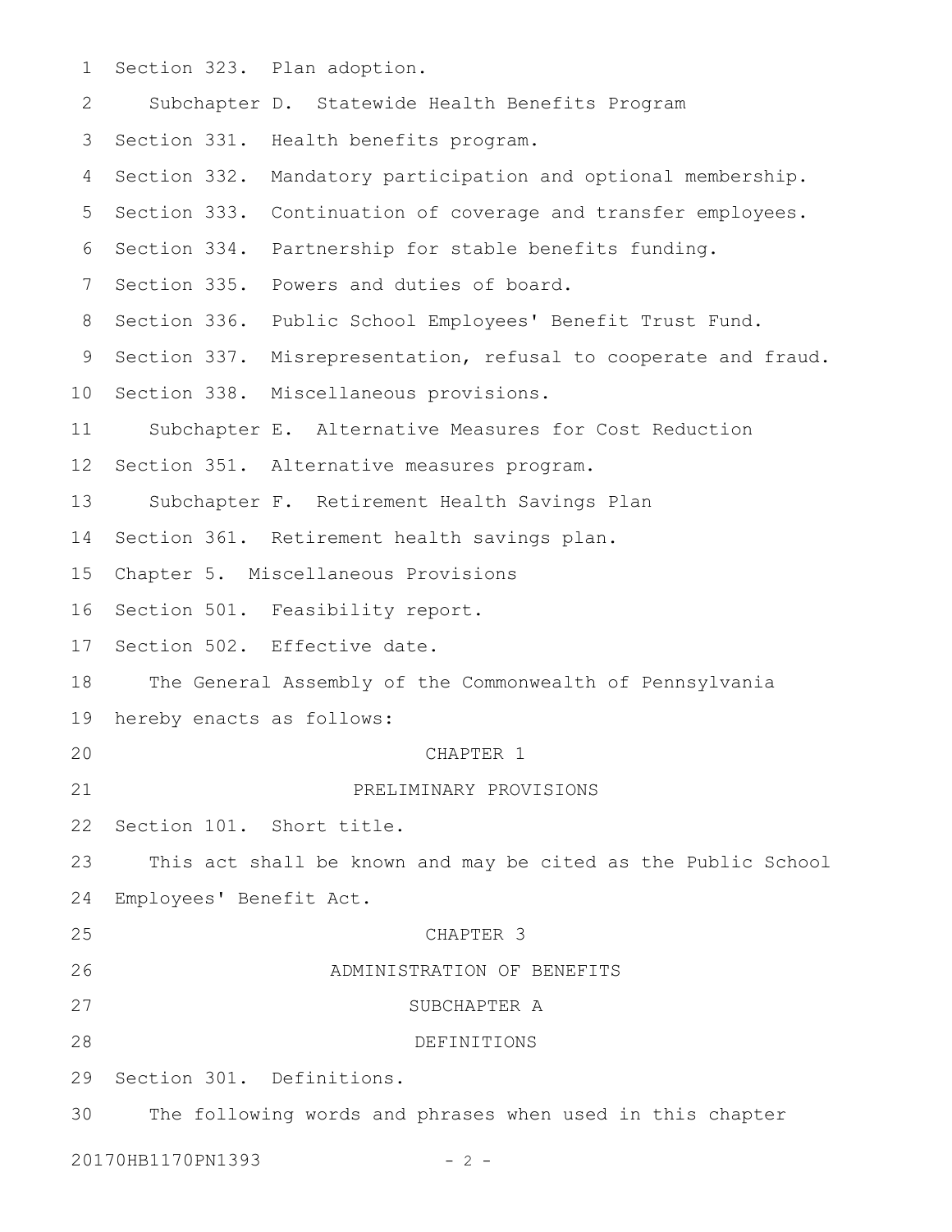Section 323. Plan adoption.

Subchapter D. Statewide Health Benefits Program

Section 331. Health benefits program.

Section 332. Mandatory participation and optional membership.

Section 333. Continuation of coverage and transfer employees.

Section 334. Partnership for stable benefits funding.

Section 335. Powers and duties of board.

Section 336. Public School Employees' Benefit Trust Fund.

Section 337. Misrepresentation, refusal to cooperate and fraud.

Section 338. Miscellaneous provisions.

Subchapter E. Alternative Measures for Cost Reduction

Section 351. Alternative measures program.

Subchapter F. Retirement Health Savings Plan

Section 361. Retirement health savings plan.

Chapter 5. Miscellaneous Provisions

Section 501. Feasibility report.

Section 502. Effective date.

The General Assembly of the Commonwealth of Pennsylvania hereby enacts as follows:

# CHAPTER 1

# PRELIMINARY PROVISIONS

Section 101. Short title.

This act shall be known and may be cited as the Public School Employees' Benefit Act.

# CHAPTER 3

# ADMINISTRATION OF BENEFITS

## SUBCHAPTER A

## DEFINITIONS

Section 301. Definitions.

The following words and phrases when used in this chapter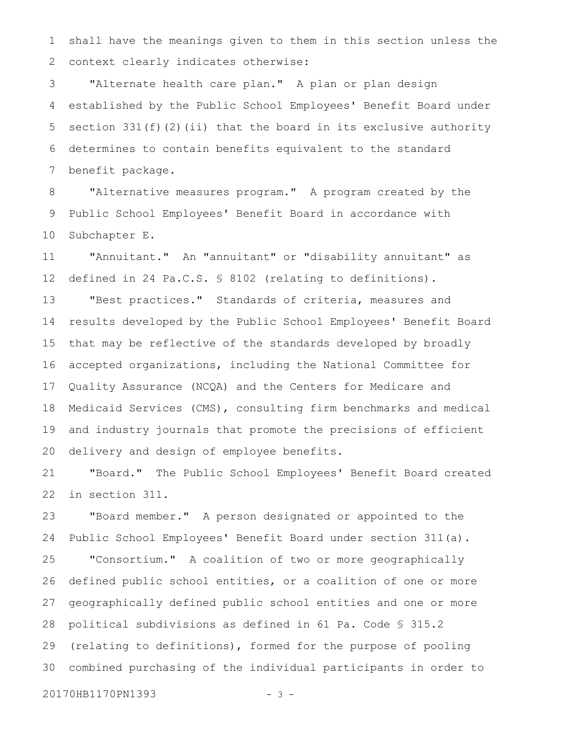shall have the meanings given to them in this section unless the context clearly indicates otherwise:

"Alternate health care plan." A plan or plan design established by the Public School Employees' Benefit Board under section 331(f)(2)(ii) that the board in its exclusive authority determines to contain benefits equivalent to the standard benefit package.

"Alternative measures program." A program created by the Public School Employees' Benefit Board in accordance with Subchapter E.

"Annuitant." An "annuitant" or "disability annuitant" as defined in 24 Pa.C.S. § 8102 (relating to definitions).

"Best practices." Standards of criteria, measures and results developed by the Public School Employees' Benefit Board that may be reflective of the standards developed by broadly accepted organizations, including the National Committee for Quality Assurance (NCQA) and the Centers for Medicare and Medicaid Services (CMS), consulting firm benchmarks and medical and industry journals that promote the precisions of efficient delivery and design of employee benefits.

"Board." The Public School Employees' Benefit Board created in section 311.

"Board member." A person designated or appointed to the Public School Employees' Benefit Board under section 311(a).

"Consortium." A coalition of two or more geographically defined public school entities, or a coalition of one or more geographically defined public school entities and one or more political subdivisions as defined in 61 Pa. Code § 315.2 (relating to definitions), formed for the purpose of pooling combined purchasing of the individual participants in order to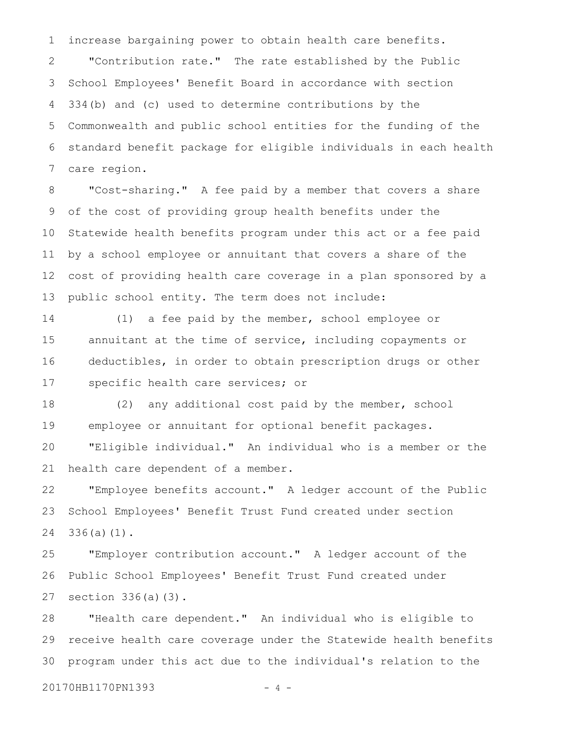increase bargaining power to obtain health care benefits.

"Contribution rate." The rate established by the Public School Employees' Benefit Board in accordance with section 334(b) and (c) used to determine contributions by the Commonwealth and public school entities for the funding of the standard benefit package for eligible individuals in each health care region.

"Cost-sharing." A fee paid by a member that covers a share of the cost of providing group health benefits under the Statewide health benefits program under this act or a fee paid by a school employee or annuitant that covers a share of the cost of providing health care coverage in a plan sponsored by a public school entity. The term does not include:

(1) a fee paid by the member, school employee or annuitant at the time of service, including copayments or deductibles, in order to obtain prescription drugs or other specific health care services; or

(2) any additional cost paid by the member, school employee or annuitant for optional benefit packages.

"Eligible individual." An individual who is a member or the health care dependent of a member.

"Employee benefits account." A ledger account of the Public School Employees' Benefit Trust Fund created under section 336(a)(1).

"Employer contribution account." A ledger account of the Public School Employees' Benefit Trust Fund created under section 336(a)(3).

"Health care dependent." An individual who is eligible to receive health care coverage under the Statewide health benefits program under this act due to the individual's relation to the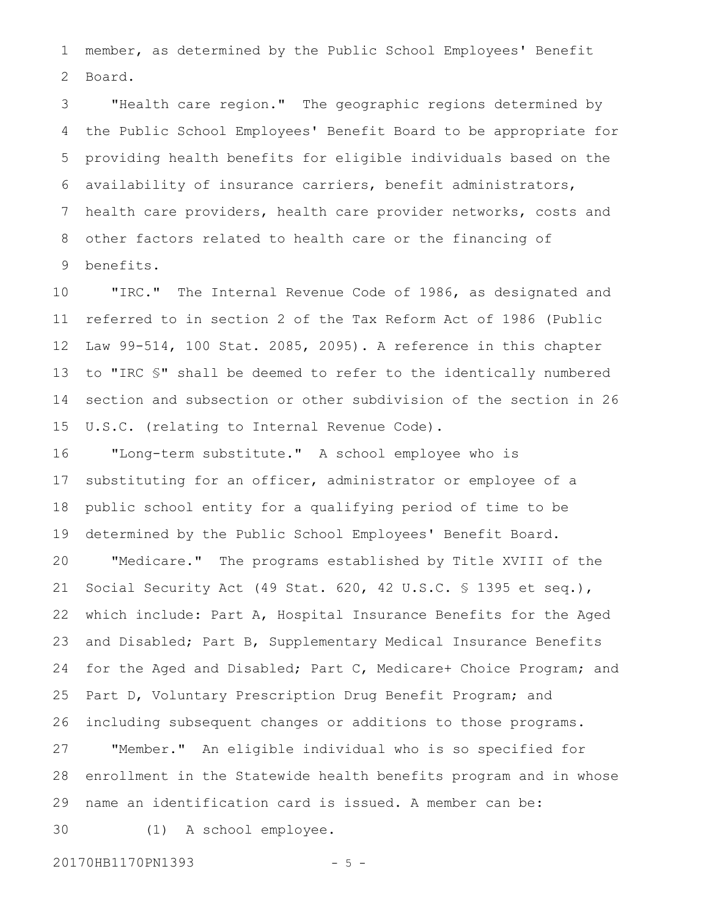member, as determined by the Public School Employees' Benefit Board.

"Health care region." The geographic regions determined by the Public School Employees' Benefit Board to be appropriate for providing health benefits for eligible individuals based on the availability of insurance carriers, benefit administrators, health care providers, health care provider networks, costs and other factors related to health care or the financing of benefits.

"IRC." The Internal Revenue Code of 1986, as designated and referred to in section 2 of the Tax Reform Act of 1986 (Public Law 99-514, 100 Stat. 2085, 2095). A reference in this chapter to "IRC §" shall be deemed to refer to the identically numbered section and subsection or other subdivision of the section in 26 U.S.C. (relating to Internal Revenue Code).

"Long-term substitute." A school employee who is substituting for an officer, administrator or employee of a public school entity for a qualifying period of time to be determined by the Public School Employees' Benefit Board.

"Medicare." The programs established by Title XVIII of the Social Security Act (49 Stat. 620, 42 U.S.C. § 1395 et seq.), which include: Part A, Hospital Insurance Benefits for the Aged and Disabled; Part B, Supplementary Medical Insurance Benefits for the Aged and Disabled; Part C, Medicare+ Choice Program; and Part D, Voluntary Prescription Drug Benefit Program; and including subsequent changes or additions to those programs.

"Member." An eligible individual who is so specified for enrollment in the Statewide health benefits program and in whose name an identification card is issued. A member can be:

(1) A school employee.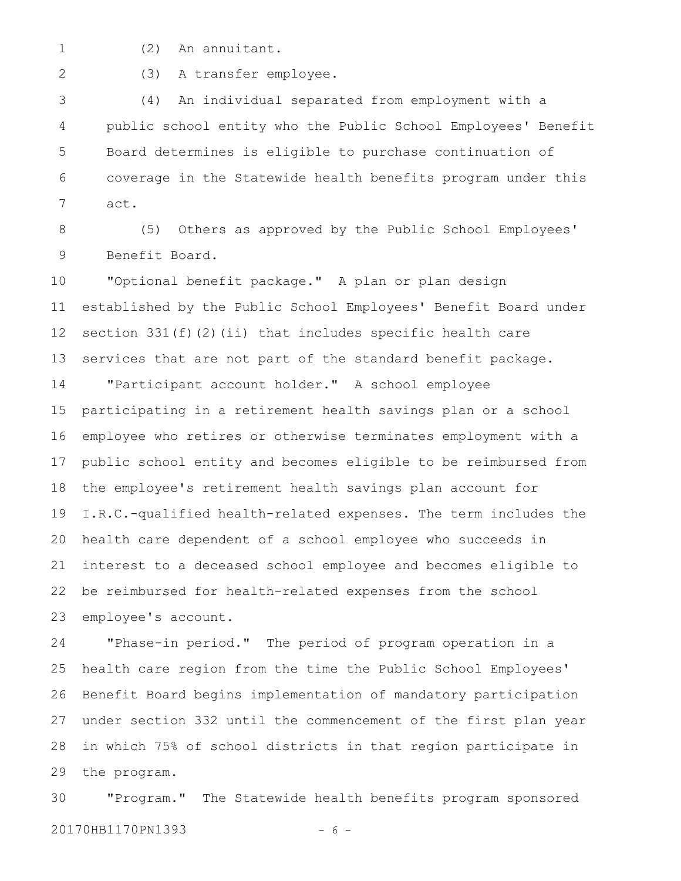(2) An annuitant.

(3) A transfer employee.

(4) An individual separated from employment with a public school entity who the Public School Employees' Benefit Board determines is eligible to purchase continuation of coverage in the Statewide health benefits program under this act.

(5) Others as approved by the Public School Employees' Benefit Board.

"Optional benefit package." A plan or plan design established by the Public School Employees' Benefit Board under section 331(f)(2)(ii) that includes specific health care services that are not part of the standard benefit package.

"Participant account holder." A school employee participating in a retirement health savings plan or a school employee who retires or otherwise terminates employment with a public school entity and becomes eligible to be reimbursed from the employee's retirement health savings plan account for I.R.C.-qualified health-related expenses. The term includes the health care dependent of a school employee who succeeds in interest to a deceased school employee and becomes eligible to be reimbursed for health-related expenses from the school employee's account.

"Phase-in period." The period of program operation in a health care region from the time the Public School Employees' Benefit Board begins implementation of mandatory participation under section 332 until the commencement of the first plan year in which 75% of school districts in that region participate in the program.

"Program." The Statewide health benefits program sponsored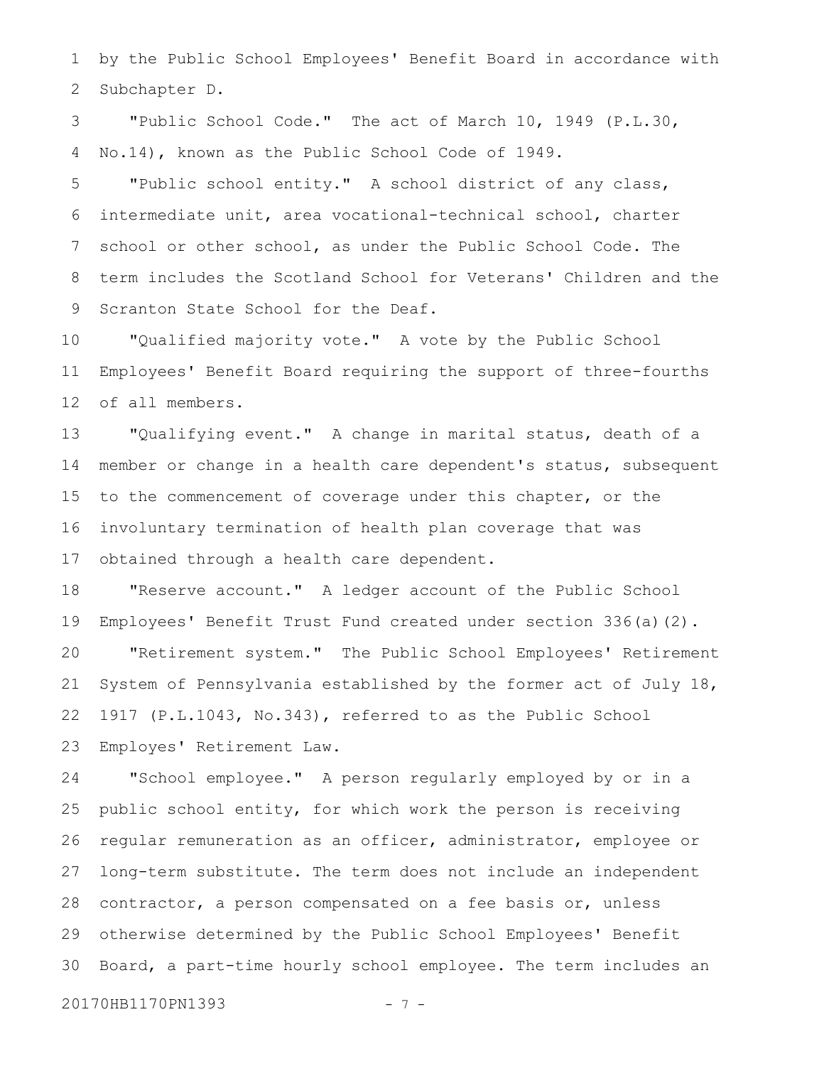by the Public School Employees' Benefit Board in accordance with Subchapter D.

"Public School Code." The act of March 10, 1949 (P.L.30, No.14), known as the Public School Code of 1949.

"Public school entity." A school district of any class, intermediate unit, area vocational-technical school, charter school or other school, as under the Public School Code. The term includes the Scotland School for Veterans' Children and the Scranton State School for the Deaf.

"Qualified majority vote." A vote by the Public School Employees' Benefit Board requiring the support of three-fourths of all members.

"Qualifying event." A change in marital status, death of a member or change in a health care dependent's status, subsequent to the commencement of coverage under this chapter, or the involuntary termination of health plan coverage that was obtained through a health care dependent.

"Reserve account." A ledger account of the Public School Employees' Benefit Trust Fund created under section 336(a)(2).

"Retirement system." The Public School Employees' Retirement System of Pennsylvania established by the former act of July 18, 1917 (P.L.1043, No.343), referred to as the Public School Employes' Retirement Law.

"School employee." A person regularly employed by or in a public school entity, for which work the person is receiving regular remuneration as an officer, administrator, employee or long-term substitute. The term does not include an independent contractor, a person compensated on a fee basis or, unless otherwise determined by the Public School Employees' Benefit Board, a part-time hourly school employee. The term includes an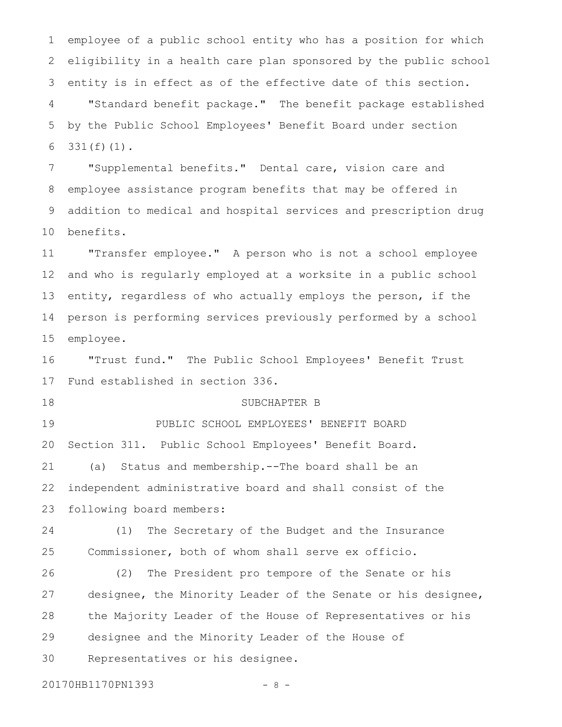employee of a public school entity who has a position for which eligibility in a health care plan sponsored by the public school entity is in effect as of the effective date of this section.

"Standard benefit package." The benefit package established by the Public School Employees' Benefit Board under section 331(f)(1).

"Supplemental benefits." Dental care, vision care and employee assistance program benefits that may be offered in addition to medical and hospital services and prescription drug benefits.

"Transfer employee." A person who is not a school employee and who is regularly employed at a worksite in a public school entity, regardless of who actually employs the person, if the person is performing services previously performed by a school employee.

"Trust fund." The Public School Employees' Benefit Trust Fund established in section 336.

## SUBCHAPTER B

## PUBLIC SCHOOL EMPLOYEES' BENEFIT BOARD

Section 311. Public School Employees' Benefit Board.

(a) Status and membership.--The board shall be an independent administrative board and shall consist of the following board members:

(1) The Secretary of the Budget and the Insurance Commissioner, both of whom shall serve ex officio.

(2) The President pro tempore of the Senate or his designee, the Minority Leader of the Senate or his designee, the Majority Leader of the House of Representatives or his designee and the Minority Leader of the House of Representatives or his designee.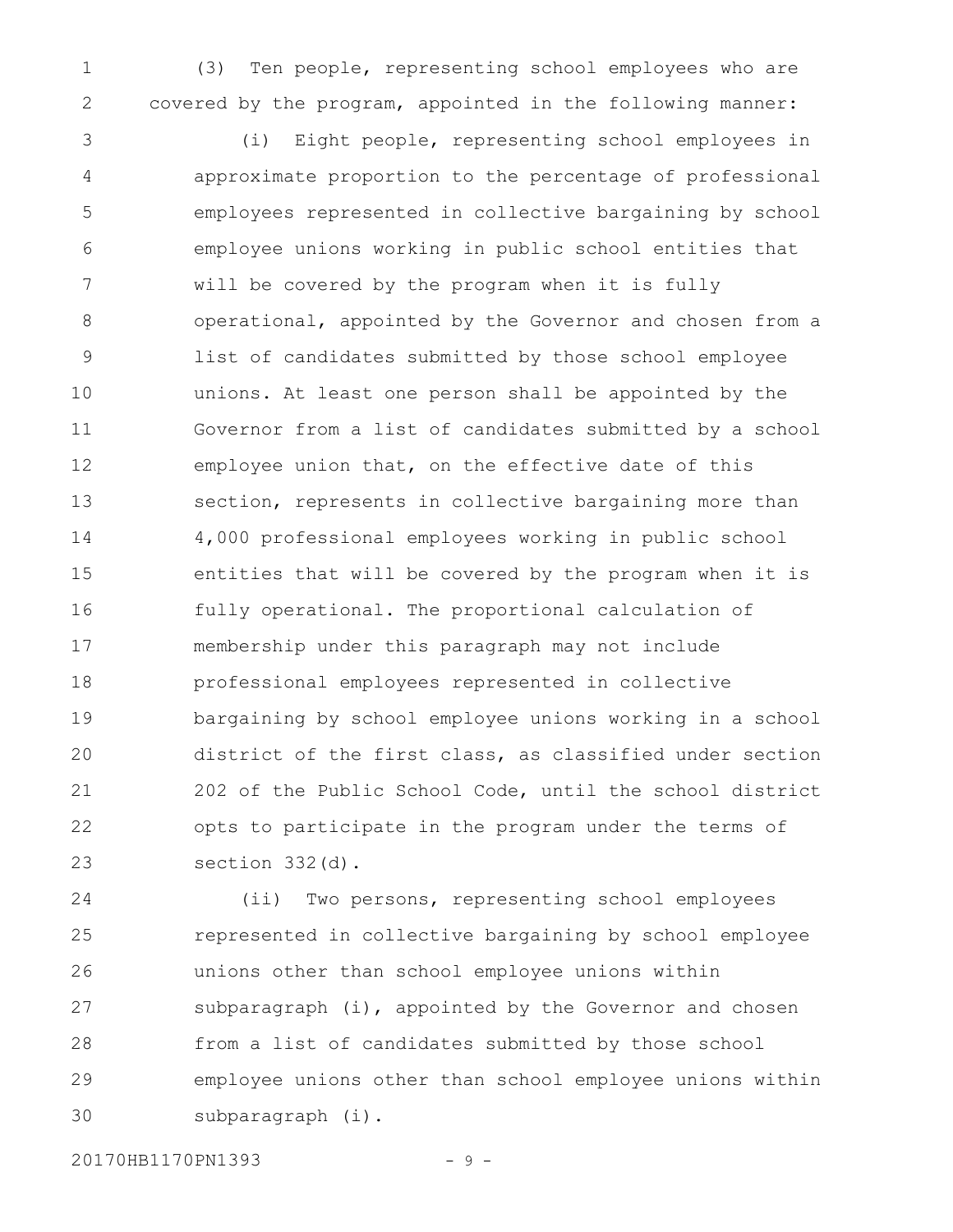(3) Ten people, representing school employees who are covered by the program, appointed in the following manner:

(i) Eight people, representing school employees in approximate proportion to the percentage of professional employees represented in collective bargaining by school employee unions working in public school entities that will be covered by the program when it is fully operational, appointed by the Governor and chosen from a list of candidates submitted by those school employee unions. At least one person shall be appointed by the Governor from a list of candidates submitted by a school employee union that, on the effective date of this section, represents in collective bargaining more than 4,000 professional employees working in public school entities that will be covered by the program when it is fully operational. The proportional calculation of membership under this paragraph may not include professional employees represented in collective bargaining by school employee unions working in a school district of the first class, as classified under section 202 of the Public School Code, until the school district opts to participate in the program under the terms of section 332(d).

(ii) Two persons, representing school employees represented in collective bargaining by school employee unions other than school employee unions within subparagraph (i), appointed by the Governor and chosen from a list of candidates submitted by those school employee unions other than school employee unions within subparagraph (i).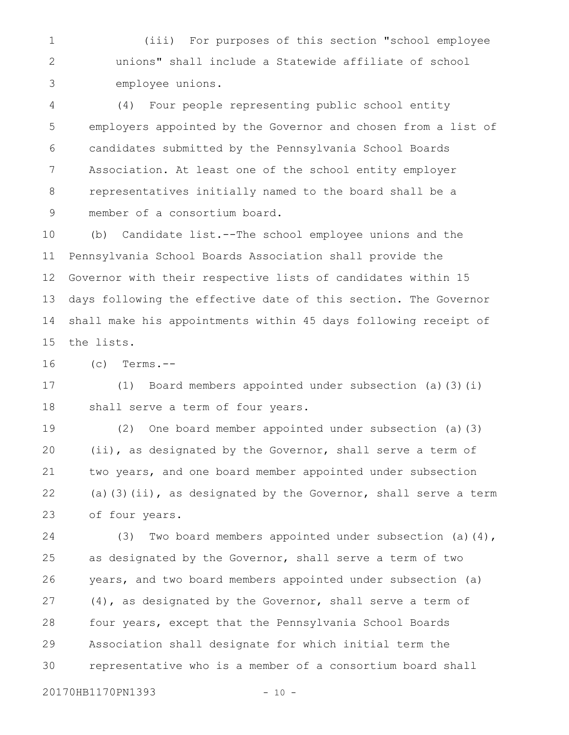(iii) For purposes of this section "school employee unions" shall include a Statewide affiliate of school employee unions.

(4) Four people representing public school entity employers appointed by the Governor and chosen from a list of candidates submitted by the Pennsylvania School Boards Association. At least one of the school entity employer representatives initially named to the board shall be a member of a consortium board.

(b) Candidate list.--The school employee unions and the Pennsylvania School Boards Association shall provide the Governor with their respective lists of candidates within 15 days following the effective date of this section. The Governor shall make his appointments within 45 days following receipt of the lists.

(c) Terms.--

(1) Board members appointed under subsection (a)(3)(i) shall serve a term of four years.

(2) One board member appointed under subsection (a)(3)(ii), as designated by the Governor, shall serve a term of two years, and one board member appointed under subsection (a)(3)(ii), as designated by the Governor, shall serve a term of four years.

(3) Two board members appointed under subsection (a)(4), as designated by the Governor, shall serve a term of two years, and two board members appointed under subsection (a)(4), as designated by the Governor, shall serve a term of four years, except that the Pennsylvania School Boards Association shall designate for which initial term the representative who is a member of a consortium board shall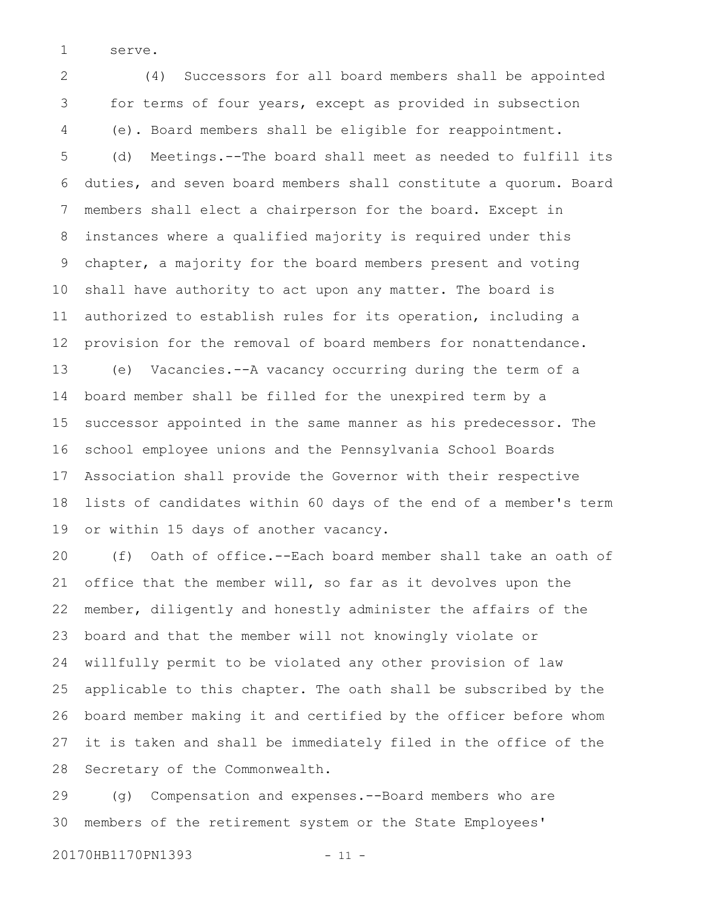serve.

(4) Successors for all board members shall be appointed for terms of four years, except as provided in subsection (e). Board members shall be eligible for reappointment.

(d) Meetings.--The board shall meet as needed to fulfill its duties, and seven board members shall constitute a quorum. Board members shall elect a chairperson for the board. Except in instances where a qualified majority is required under this chapter, a majority for the board members present and voting shall have authority to act upon any matter. The board is authorized to establish rules for its operation, including a provision for the removal of board members for nonattendance.

(e) Vacancies.--A vacancy occurring during the term of a board member shall be filled for the unexpired term by a successor appointed in the same manner as his predecessor. The school employee unions and the Pennsylvania School Boards Association shall provide the Governor with their respective lists of candidates within 60 days of the end of a member's term or within 15 days of another vacancy.

(f) Oath of office.--Each board member shall take an oath of office that the member will, so far as it devolves upon the member, diligently and honestly administer the affairs of the board and that the member will not knowingly violate or willfully permit to be violated any other provision of law applicable to this chapter. The oath shall be subscribed by the board member making it and certified by the officer before whom it is taken and shall be immediately filed in the office of the Secretary of the Commonwealth.

(g) Compensation and expenses.--Board members who are members of the retirement system or the State Employees'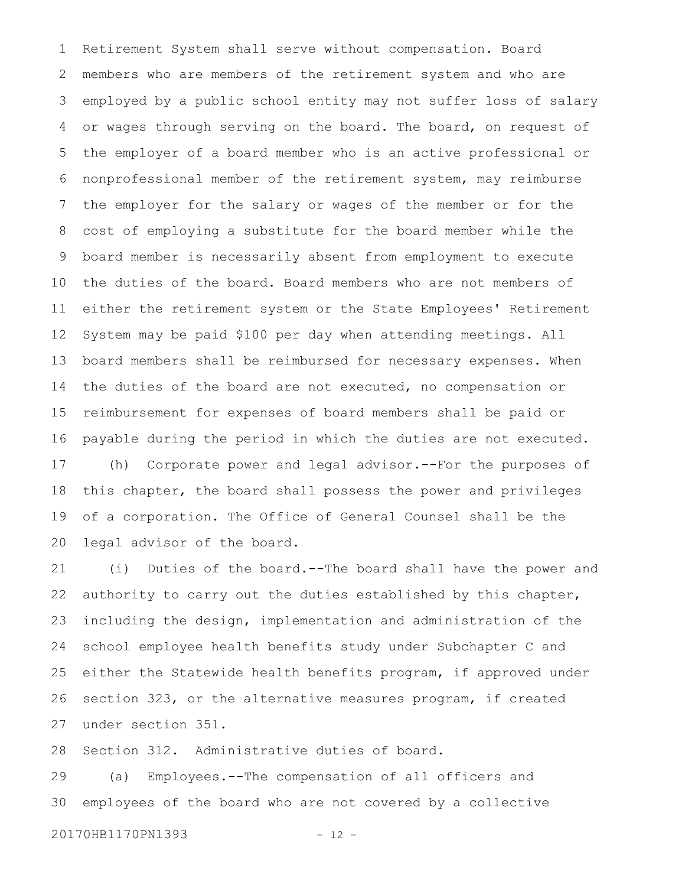Retirement System shall serve without compensation. Board members who are members of the retirement system and who are employed by a public school entity may not suffer loss of salary or wages through serving on the board. The board, on request of the employer of a board member who is an active professional or nonprofessional member of the retirement system, may reimburse the employer for the salary or wages of the member or for the cost of employing a substitute for the board member while the board member is necessarily absent from employment to execute the duties of the board. Board members who are not members of either the retirement system or the State Employees' Retirement System may be paid $100 per day when attending meetings. All board members shall be reimbursed for necessary expenses. When the duties of the board are not executed, no compensation or reimbursement for expenses of board members shall be paid or payable during the period in which the duties are not executed.

(h) Corporate power and legal advisor.--For the purposes of this chapter, the board shall possess the power and privileges of a corporation. The Office of General Counsel shall be the legal advisor of the board.

(i) Duties of the board.--The board shall have the power and authority to carry out the duties established by this chapter, including the design, implementation and administration of the school employee health benefits study under Subchapter C and either the Statewide health benefits program, if approved under section 323, or the alternative measures program, if created under section 351.

Section 312. Administrative duties of board.

(a) Employees.--The compensation of all officers and employees of the board who are not covered by a collective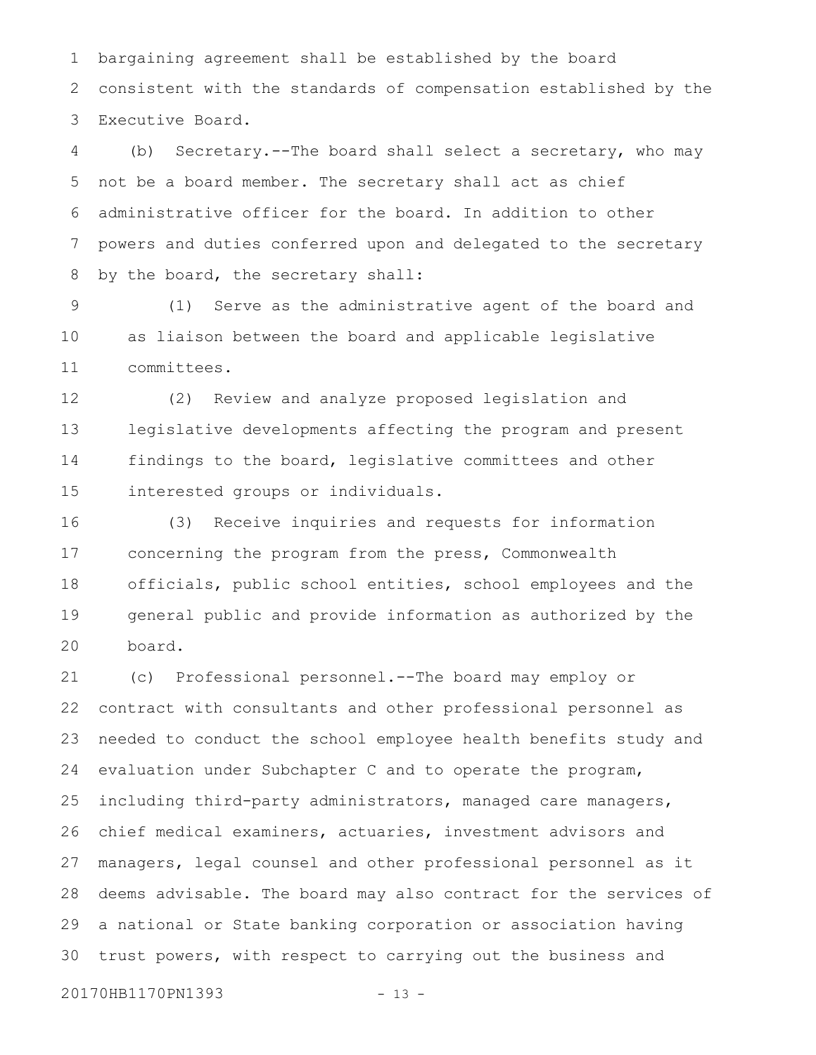bargaining agreement shall be established by the board consistent with the standards of compensation established by the Executive Board.

(b) Secretary.--The board shall select a secretary, who may not be a board member. The secretary shall act as chief administrative officer for the board. In addition to other powers and duties conferred upon and delegated to the secretary by the board, the secretary shall:

(1) Serve as the administrative agent of the board and as liaison between the board and applicable legislative committees.

(2) Review and analyze proposed legislation and legislative developments affecting the program and present findings to the board, legislative committees and other interested groups or individuals.

(3) Receive inquiries and requests for information concerning the program from the press, Commonwealth officials, public school entities, school employees and the general public and provide information as authorized by the board.

(c) Professional personnel.--The board may employ or contract with consultants and other professional personnel as needed to conduct the school employee health benefits study and evaluation under Subchapter C and to operate the program, including third-party administrators, managed care managers, chief medical examiners, actuaries, investment advisors and managers, legal counsel and other professional personnel as it deems advisable. The board may also contract for the services of a national or State banking corporation or association having trust powers, with respect to carrying out the business and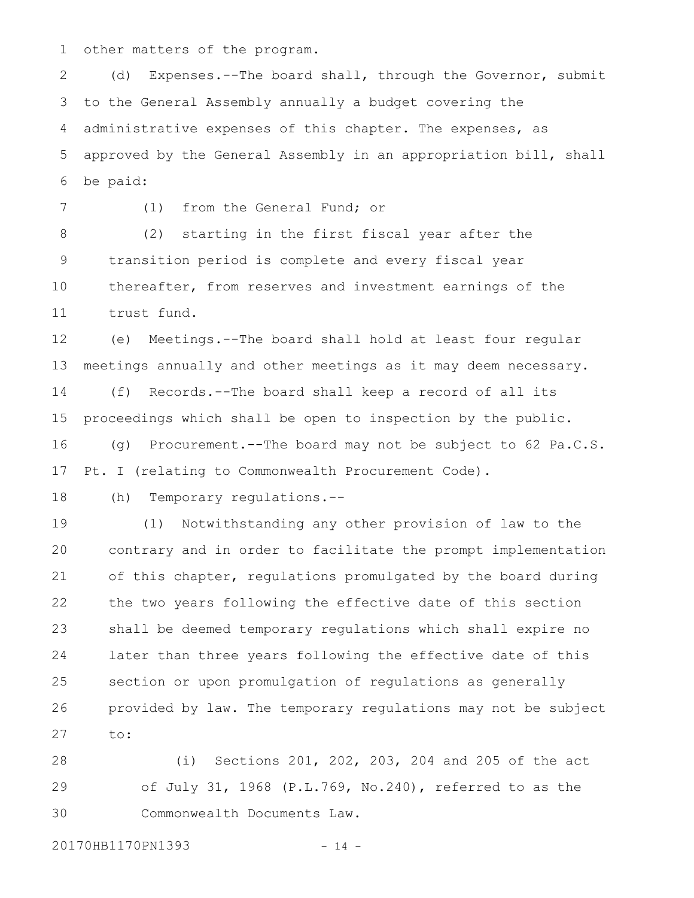other matters of the program.

(d) Expenses.--The board shall, through the Governor, submit to the General Assembly annually a budget covering the administrative expenses of this chapter. The expenses, as approved by the General Assembly in an appropriation bill, shall be paid:

(1) from the General Fund; or

(2) starting in the first fiscal year after the transition period is complete and every fiscal year thereafter, from reserves and investment earnings of the trust fund.

(e) Meetings.--The board shall hold at least four regular meetings annually and other meetings as it may deem necessary.

(f) Records.--The board shall keep a record of all its proceedings which shall be open to inspection by the public.

(g) Procurement.--The board may not be subject to 62 Pa.C.S. Pt. I (relating to Commonwealth Procurement Code).

(h) Temporary regulations.--

(1) Notwithstanding any other provision of law to the contrary and in order to facilitate the prompt implementation of this chapter, regulations promulgated by the board during the two years following the effective date of this section shall be deemed temporary regulations which shall expire no later than three years following the effective date of this section or upon promulgation of regulations as generally provided by law. The temporary regulations may not be subject to:

(i) Sections 201, 202, 203, 204 and 205 of the act of July 31, 1968 (P.L.769, No.240), referred to as the Commonwealth Documents Law.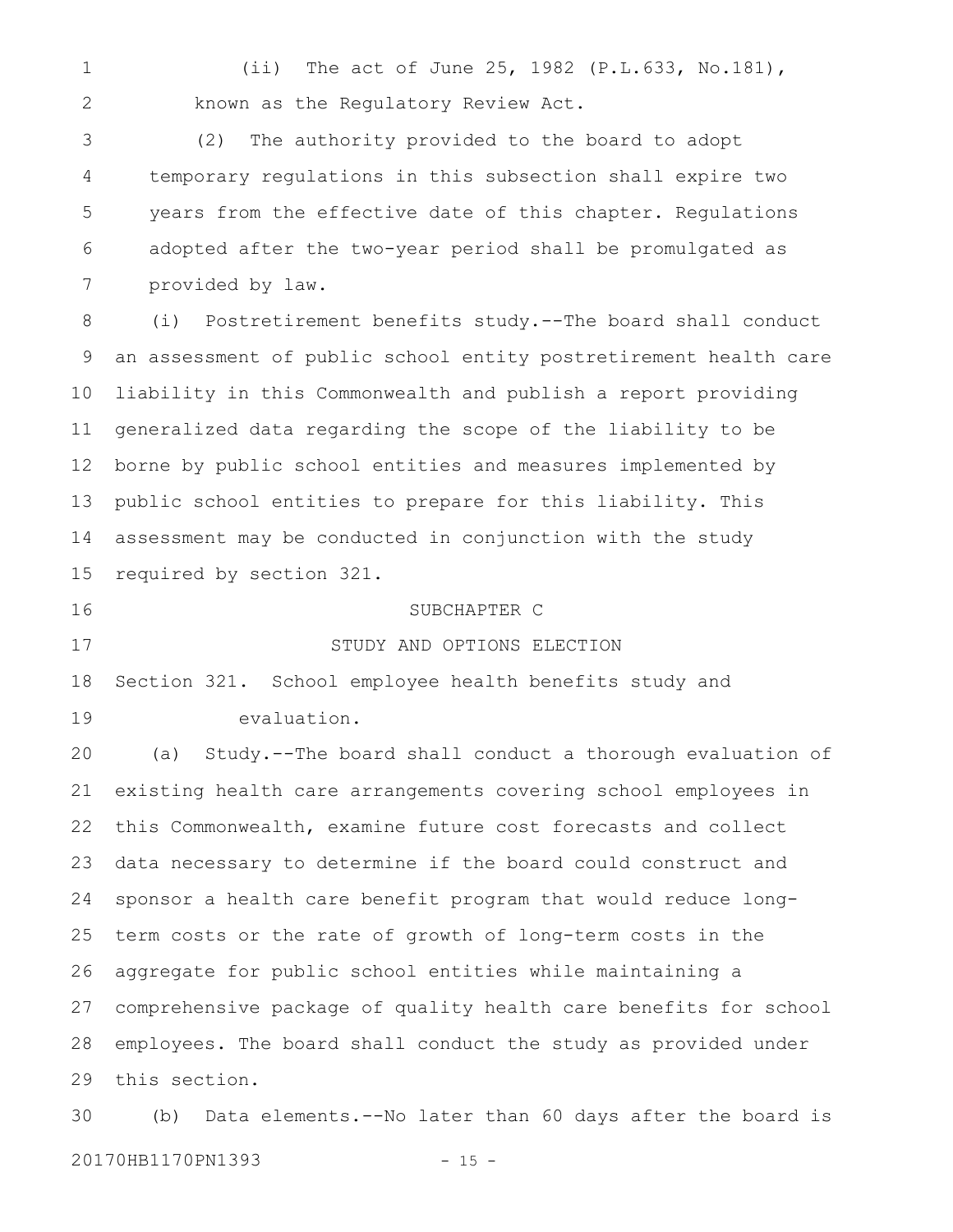(ii) The act of June 25, 1982 (P.L.633, No.181), known as the Regulatory Review Act.

(2) The authority provided to the board to adopt temporary regulations in this subsection shall expire two years from the effective date of this chapter. Regulations adopted after the two-year period shall be promulgated as provided by law.

(i) Postretirement benefits study.--The board shall conduct an assessment of public school entity postretirement health care liability in this Commonwealth and publish a report providing generalized data regarding the scope of the liability to be borne by public school entities and measures implemented by public school entities to prepare for this liability. This assessment may be conducted in conjunction with the study required by section 321.

SUBCHAPTER C

STUDY AND OPTIONS ELECTION

Section 321. School employee health benefits study and evaluation.

(a) Study.--The board shall conduct a thorough evaluation of existing health care arrangements covering school employees in this Commonwealth, examine future cost forecasts and collect data necessary to determine if the board could construct and sponsor a health care benefit program that would reduce long-term costs or the rate of growth of long-term costs in the aggregate for public school entities while maintaining a comprehensive package of quality health care benefits for school employees. The board shall conduct the study as provided under this section.

(b) Data elements.--No later than 60 days after the board is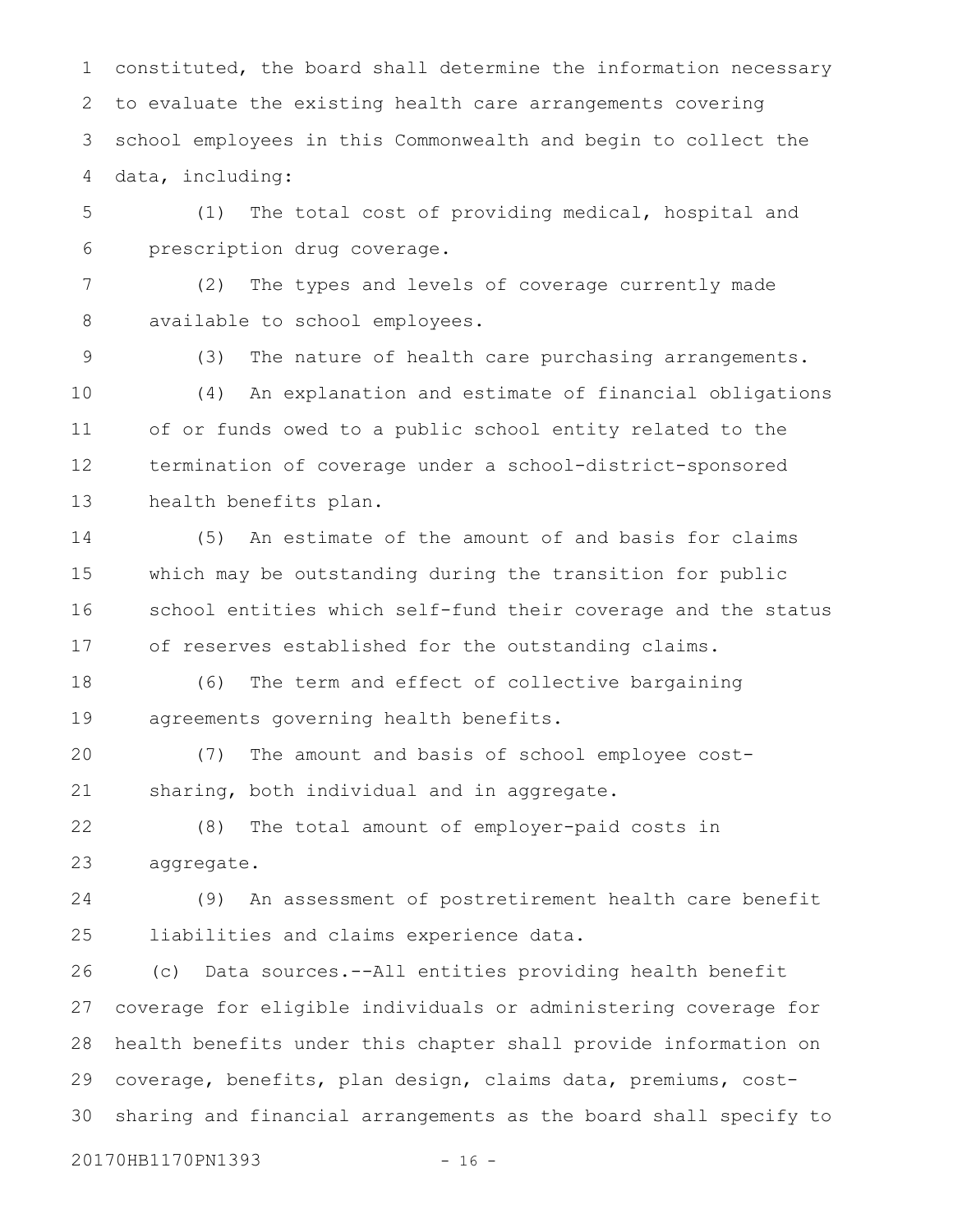constituted, the board shall determine the information necessary to evaluate the existing health care arrangements covering school employees in this Commonwealth and begin to collect the data, including:

(1) The total cost of providing medical, hospital and prescription drug coverage.

(2) The types and levels of coverage currently made available to school employees.

(3) The nature of health care purchasing arrangements.

(4) An explanation and estimate of financial obligations of or funds owed to a public school entity related to the termination of coverage under a school-district-sponsored health benefits plan.

(5) An estimate of the amount of and basis for claims which may be outstanding during the transition for public school entities which self-fund their coverage and the status of reserves established for the outstanding claims.

(6) The term and effect of collective bargaining agreements governing health benefits.

(7) The amount and basis of school employee cost-sharing, both individual and in aggregate.

(8) The total amount of employer-paid costs in aggregate.

(9) An assessment of postretirement health care benefit liabilities and claims experience data.

(c) Data sources.--All entities providing health benefit coverage for eligible individuals or administering coverage for health benefits under this chapter shall provide information on coverage, benefits, plan design, claims data, premiums, cost-sharing and financial arrangements as the board shall specify to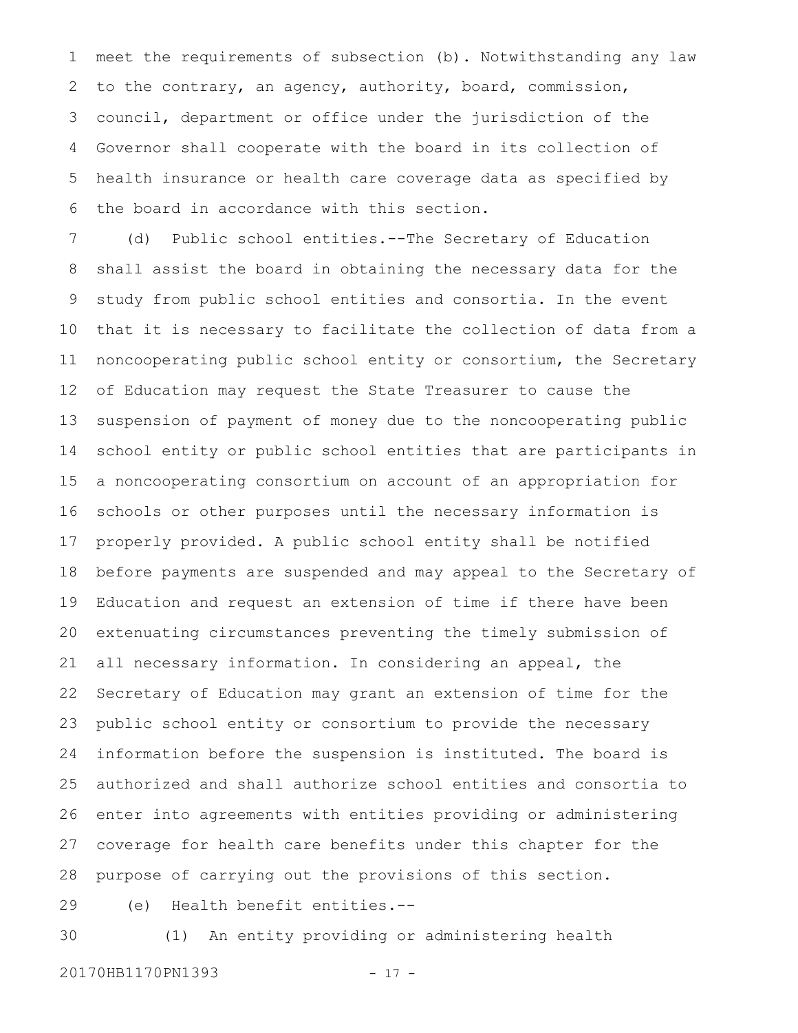meet the requirements of subsection (b). Notwithstanding any law to the contrary, an agency, authority, board, commission, council, department or office under the jurisdiction of the Governor shall cooperate with the board in its collection of health insurance or health care coverage data as specified by the board in accordance with this section.

(d) Public school entities.--The Secretary of Education shall assist the board in obtaining the necessary data for the study from public school entities and consortia. In the event that it is necessary to facilitate the collection of data from a noncooperating public school entity or consortium, the Secretary of Education may request the State Treasurer to cause the suspension of payment of money due to the noncooperating public school entity or public school entities that are participants in a noncooperating consortium on account of an appropriation for schools or other purposes until the necessary information is properly provided. A public school entity shall be notified before payments are suspended and may appeal to the Secretary of Education and request an extension of time if there have been extenuating circumstances preventing the timely submission of all necessary information. In considering an appeal, the Secretary of Education may grant an extension of time for the public school entity or consortium to provide the necessary information before the suspension is instituted. The board is authorized and shall authorize school entities and consortia to enter into agreements with entities providing or administering coverage for health care benefits under this chapter for the purpose of carrying out the provisions of this section.

(e) Health benefit entities.--

(1) An entity providing or administering health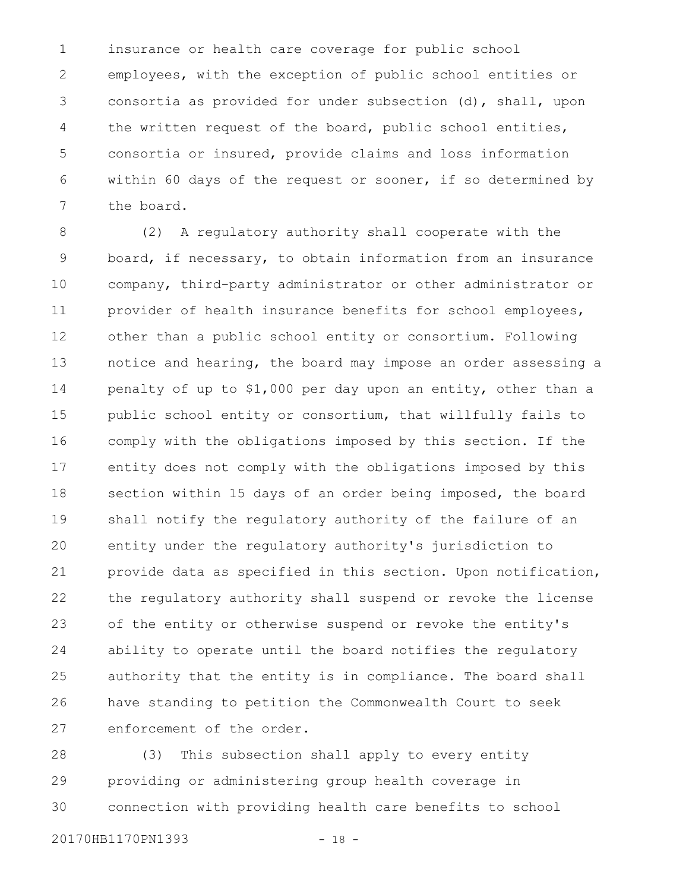insurance or health care coverage for public school employees, with the exception of public school entities or consortia as provided for under subsection (d), shall, upon the written request of the board, public school entities, consortia or insured, provide claims and loss information within 60 days of the request or sooner, if so determined by the board.

(2) A regulatory authority shall cooperate with the board, if necessary, to obtain information from an insurance company, third-party administrator or other administrator or provider of health insurance benefits for school employees, other than a public school entity or consortium. Following notice and hearing, the board may impose an order assessing a penalty of up to $1,000 per day upon an entity, other than a public school entity or consortium, that willfully fails to comply with the obligations imposed by this section. If the entity does not comply with the obligations imposed by this section within 15 days of an order being imposed, the board shall notify the regulatory authority of the failure of an entity under the regulatory authority's jurisdiction to provide data as specified in this section. Upon notification, the regulatory authority shall suspend or revoke the license of the entity or otherwise suspend or revoke the entity's ability to operate until the board notifies the regulatory authority that the entity is in compliance. The board shall have standing to petition the Commonwealth Court to seek enforcement of the order.

(3) This subsection shall apply to every entity providing or administering group health coverage in connection with providing health care benefits to school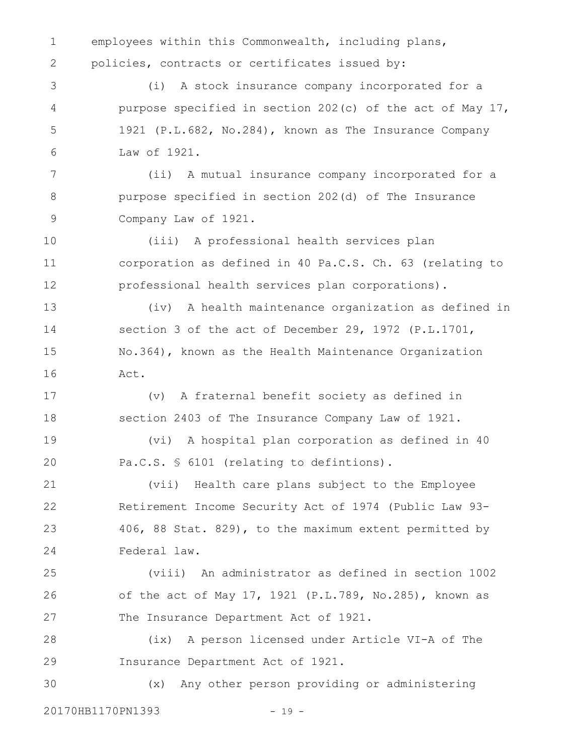employees within this Commonwealth, including plans, policies, contracts or certificates issued by:

(i) A stock insurance company incorporated for a purpose specified in section 202(c) of the act of May 17, 1921 (P.L.682, No.284), known as The Insurance Company Law of 1921.

(ii) A mutual insurance company incorporated for a purpose specified in section 202(d) of The Insurance Company Law of 1921.

(iii) A professional health services plan corporation as defined in 40 Pa.C.S. Ch. 63 (relating to professional health services plan corporations).

(iv) A health maintenance organization as defined in section 3 of the act of December 29, 1972 (P.L.1701, No.364), known as the Health Maintenance Organization Act.

(v) A fraternal benefit society as defined in section 2403 of The Insurance Company Law of 1921.

(vi) A hospital plan corporation as defined in 40 Pa.C.S. § 6101 (relating to defintions).

(vii) Health care plans subject to the Employee Retirement Income Security Act of 1974 (Public Law 93-406, 88 Stat. 829), to the maximum extent permitted by Federal law.

(viii) An administrator as defined in section 1002 of the act of May 17, 1921 (P.L.789, No.285), known as The Insurance Department Act of 1921.

(ix) A person licensed under Article VI-A of The Insurance Department Act of 1921.

(x) Any other person providing or administering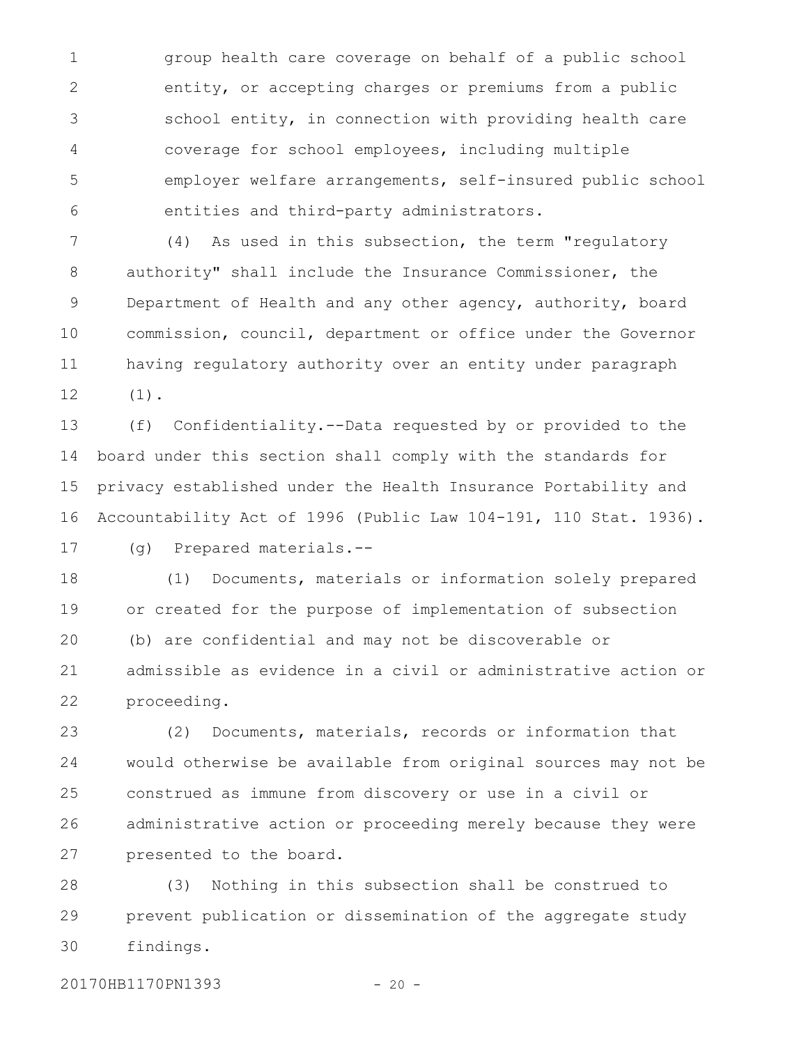group health care coverage on behalf of a public school entity, or accepting charges or premiums from a public school entity, in connection with providing health care coverage for school employees, including multiple employer welfare arrangements, self-insured public school entities and third-party administrators.

(4) As used in this subsection, the term "regulatory authority" shall include the Insurance Commissioner, the Department of Health and any other agency, authority, board commission, council, department or office under the Governor having regulatory authority over an entity under paragraph (1).

(f) Confidentiality.--Data requested by or provided to the board under this section shall comply with the standards for privacy established under the Health Insurance Portability and Accountability Act of 1996 (Public Law 104-191, 110 Stat. 1936).

(g) Prepared materials.--

(1) Documents, materials or information solely prepared or created for the purpose of implementation of subsection (b) are confidential and may not be discoverable or admissible as evidence in a civil or administrative action or proceeding.

(2) Documents, materials, records or information that would otherwise be available from original sources may not be construed as immune from discovery or use in a civil or administrative action or proceeding merely because they were presented to the board.

(3) Nothing in this subsection shall be construed to prevent publication or dissemination of the aggregate study findings.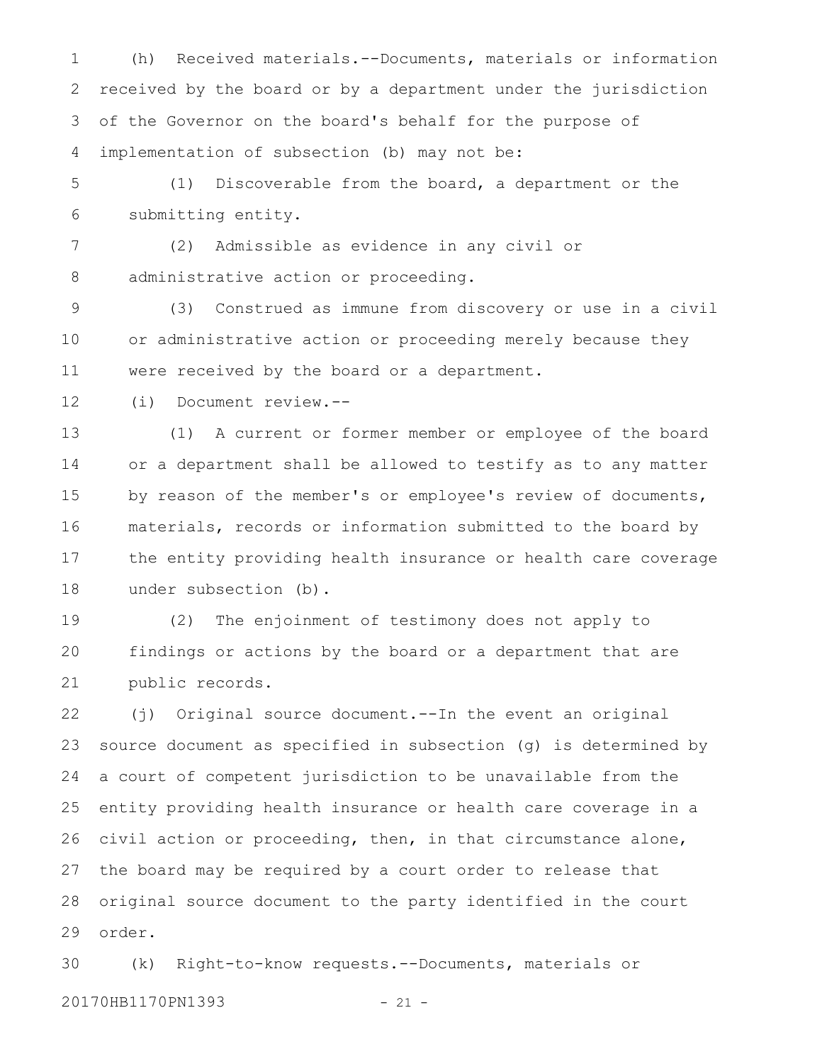(h) Received materials.--Documents, materials or information received by the board or by a department under the jurisdiction of the Governor on the board's behalf for the purpose of implementation of subsection (b) may not be:

(1) Discoverable from the board, a department or the submitting entity.

(2) Admissible as evidence in any civil or administrative action or proceeding.

(3) Construed as immune from discovery or use in a civil or administrative action or proceeding merely because they were received by the board or a department.

(i) Document review.--

(1) A current or former member or employee of the board or a department shall be allowed to testify as to any matter by reason of the member's or employee's review of documents, materials, records or information submitted to the board by the entity providing health insurance or health care coverage under subsection (b).

(2) The enjoinment of testimony does not apply to findings or actions by the board or a department that are public records.

(j) Original source document.--In the event an original source document as specified in subsection (g) is determined by a court of competent jurisdiction to be unavailable from the entity providing health insurance or health care coverage in a civil action or proceeding, then, in that circumstance alone, the board may be required by a court order to release that original source document to the party identified in the court order.

(k) Right-to-know requests.--Documents, materials or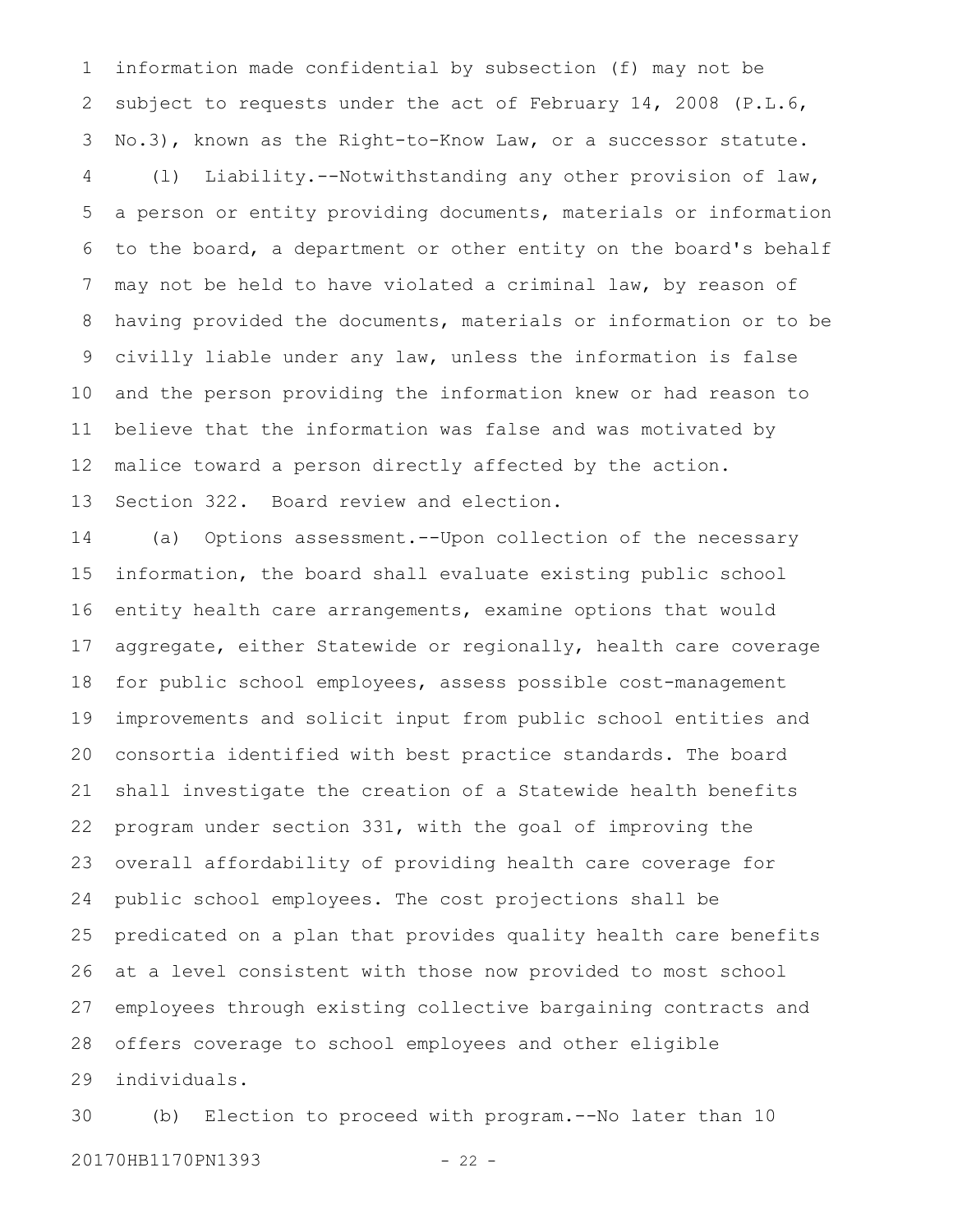information made confidential by subsection (f) may not be subject to requests under the act of February 14, 2008 (P.L.6, No.3), known as the Right-to-Know Law, or a successor statute.

(l) Liability.--Notwithstanding any other provision of law, a person or entity providing documents, materials or information to the board, a department or other entity on the board's behalf may not be held to have violated a criminal law, by reason of having provided the documents, materials or information or to be civilly liable under any law, unless the information is false and the person providing the information knew or had reason to believe that the information was false and was motivated by malice toward a person directly affected by the action.

Section 322. Board review and election.

(a) Options assessment.--Upon collection of the necessary information, the board shall evaluate existing public school entity health care arrangements, examine options that would aggregate, either Statewide or regionally, health care coverage for public school employees, assess possible cost-management improvements and solicit input from public school entities and consortia identified with best practice standards. The board shall investigate the creation of a Statewide health benefits program under section 331, with the goal of improving the overall affordability of providing health care coverage for public school employees. The cost projections shall be predicated on a plan that provides quality health care benefits at a level consistent with those now provided to most school employees through existing collective bargaining contracts and offers coverage to school employees and other eligible individuals.

(b) Election to proceed with program.--No later than 10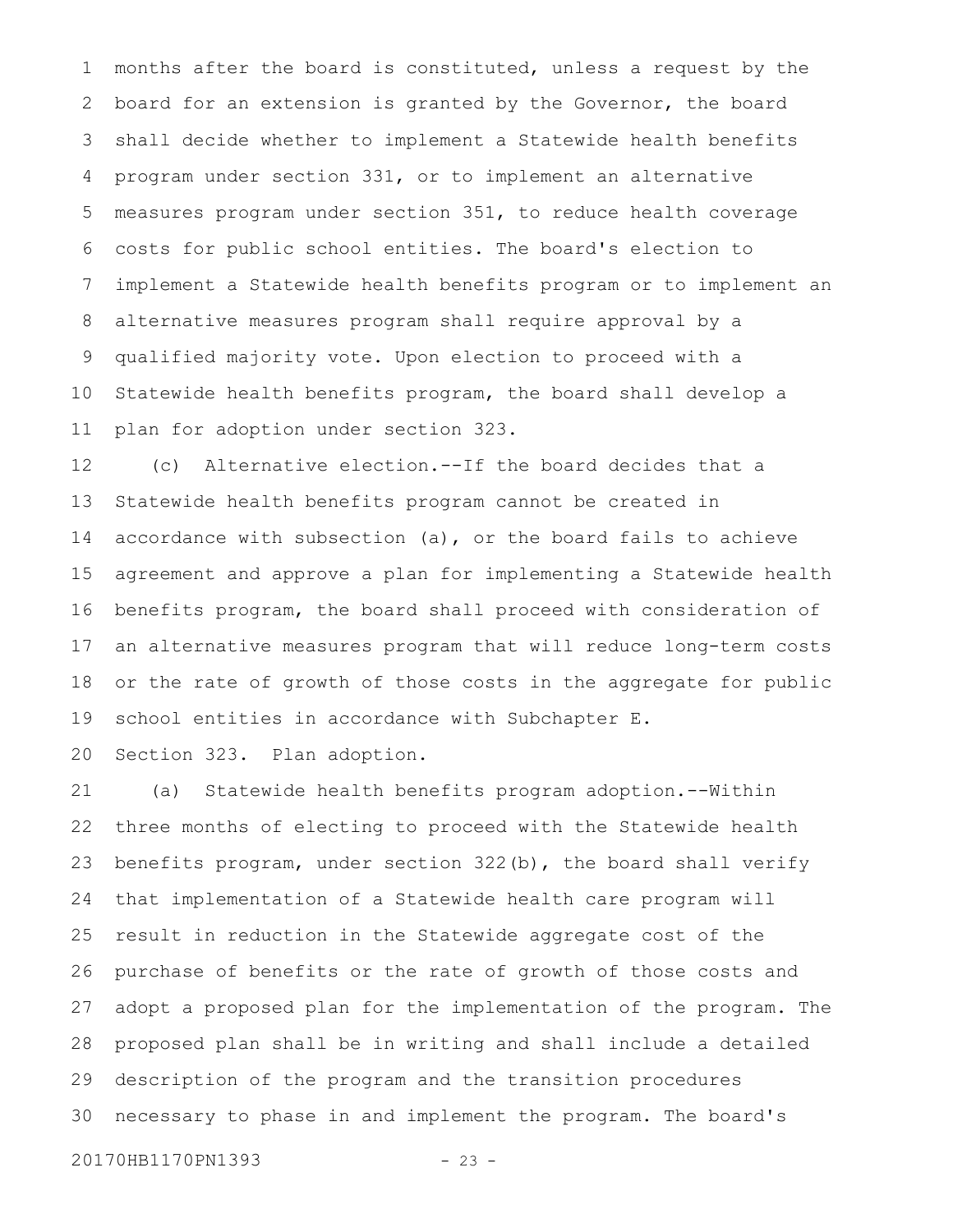months after the board is constituted, unless a request by the board for an extension is granted by the Governor, the board shall decide whether to implement a Statewide health benefits program under section 331, or to implement an alternative measures program under section 351, to reduce health coverage costs for public school entities. The board's election to implement a Statewide health benefits program or to implement an alternative measures program shall require approval by a qualified majority vote. Upon election to proceed with a Statewide health benefits program, the board shall develop a plan for adoption under section 323.

(c) Alternative election.--If the board decides that a Statewide health benefits program cannot be created in accordance with subsection (a), or the board fails to achieve agreement and approve a plan for implementing a Statewide health benefits program, the board shall proceed with consideration of an alternative measures program that will reduce long-term costs or the rate of growth of those costs in the aggregate for public school entities in accordance with Subchapter E.

Section 323. Plan adoption.

(a) Statewide health benefits program adoption.--Within three months of electing to proceed with the Statewide health benefits program, under section 322(b), the board shall verify that implementation of a Statewide health care program will result in reduction in the Statewide aggregate cost of the purchase of benefits or the rate of growth of those costs and adopt a proposed plan for the implementation of the program. The proposed plan shall be in writing and shall include a detailed description of the program and the transition procedures necessary to phase in and implement the program. The board's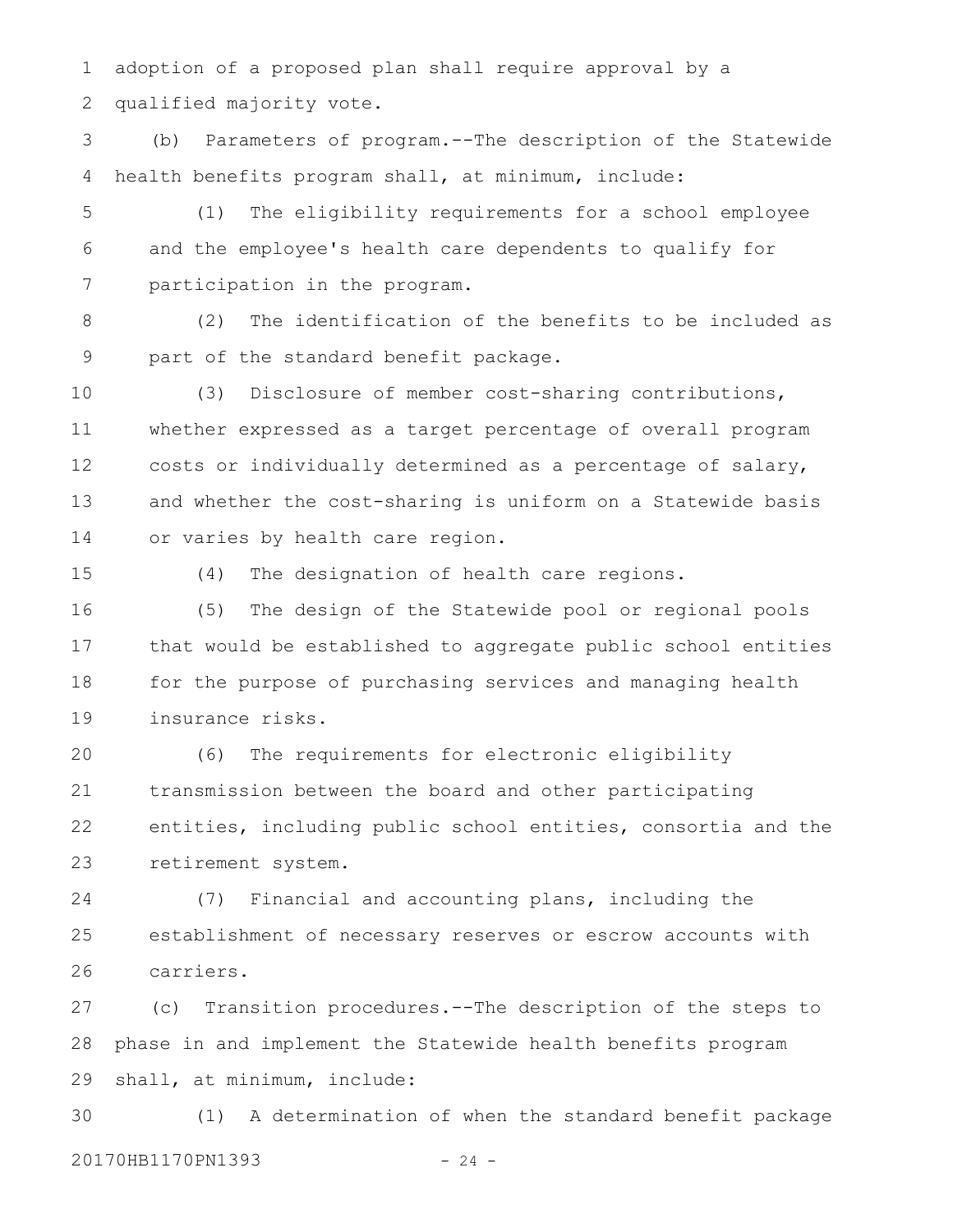adoption of a proposed plan shall require approval by a qualified majority vote.

(b) Parameters of program.--The description of the Statewide health benefits program shall, at minimum, include:

(1) The eligibility requirements for a school employee and the employee's health care dependents to qualify for participation in the program.

(2) The identification of the benefits to be included as part of the standard benefit package.

(3) Disclosure of member cost-sharing contributions, whether expressed as a target percentage of overall program costs or individually determined as a percentage of salary, and whether the cost-sharing is uniform on a Statewide basis or varies by health care region.

(4) The designation of health care regions.

(5) The design of the Statewide pool or regional pools that would be established to aggregate public school entities for the purpose of purchasing services and managing health insurance risks.

(6) The requirements for electronic eligibility transmission between the board and other participating entities, including public school entities, consortia and the retirement system.

(7) Financial and accounting plans, including the establishment of necessary reserves or escrow accounts with carriers.

(c) Transition procedures.--The description of the steps to phase in and implement the Statewide health benefits program shall, at minimum, include:

(1) A determination of when the standard benefit package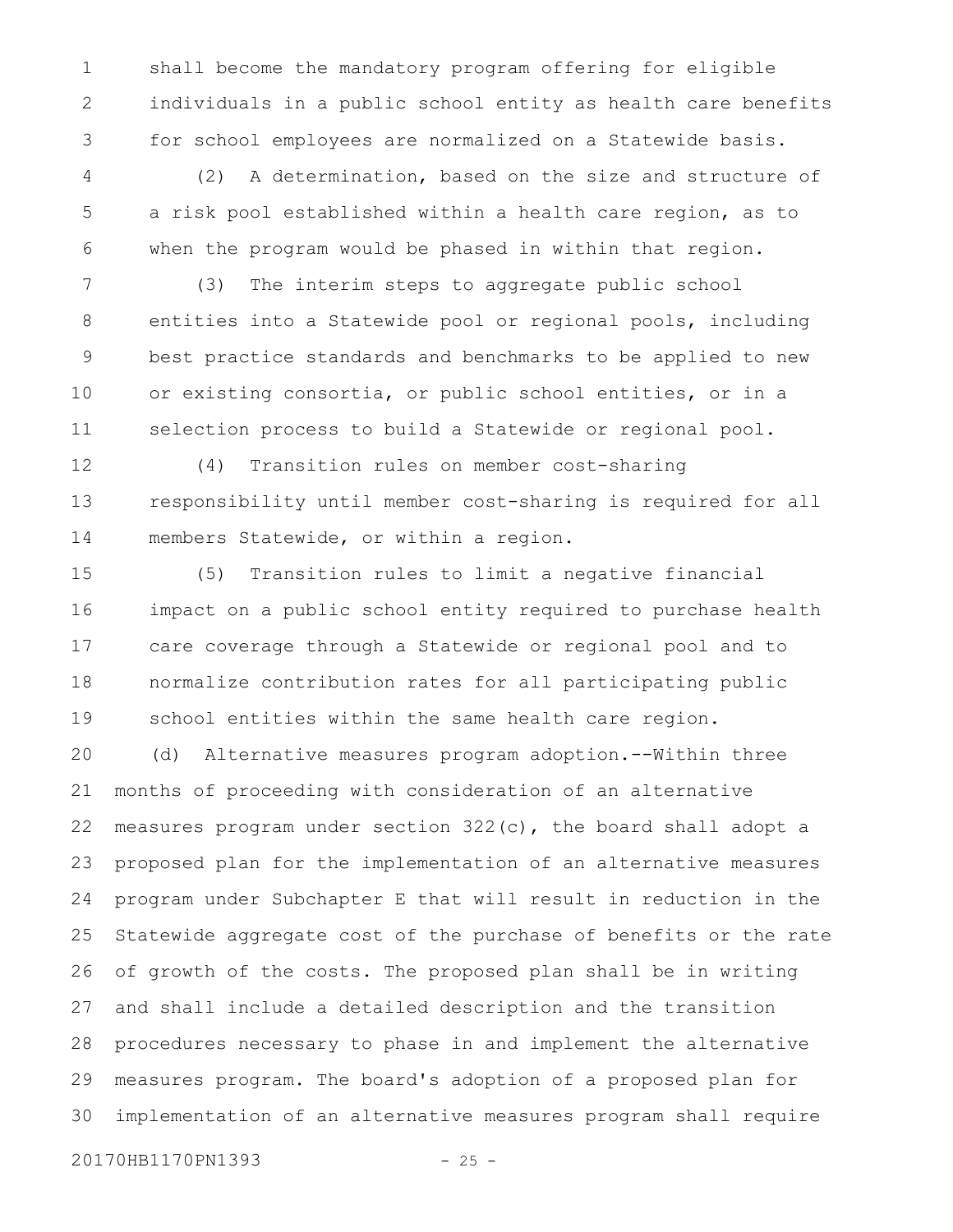shall become the mandatory program offering for eligible individuals in a public school entity as health care benefits for school employees are normalized on a Statewide basis.

(2) A determination, based on the size and structure of a risk pool established within a health care region, as to when the program would be phased in within that region.

(3) The interim steps to aggregate public school entities into a Statewide pool or regional pools, including best practice standards and benchmarks to be applied to new or existing consortia, or public school entities, or in a selection process to build a Statewide or regional pool.

(4) Transition rules on member cost-sharing responsibility until member cost-sharing is required for all members Statewide, or within a region.

(5) Transition rules to limit a negative financial impact on a public school entity required to purchase health care coverage through a Statewide or regional pool and to normalize contribution rates for all participating public school entities within the same health care region.

(d) Alternative measures program adoption.--Within three months of proceeding with consideration of an alternative measures program under section 322(c), the board shall adopt a proposed plan for the implementation of an alternative measures program under Subchapter E that will result in reduction in the Statewide aggregate cost of the purchase of benefits or the rate of growth of the costs. The proposed plan shall be in writing and shall include a detailed description and the transition procedures necessary to phase in and implement the alternative measures program. The board's adoption of a proposed plan for implementation of an alternative measures program shall require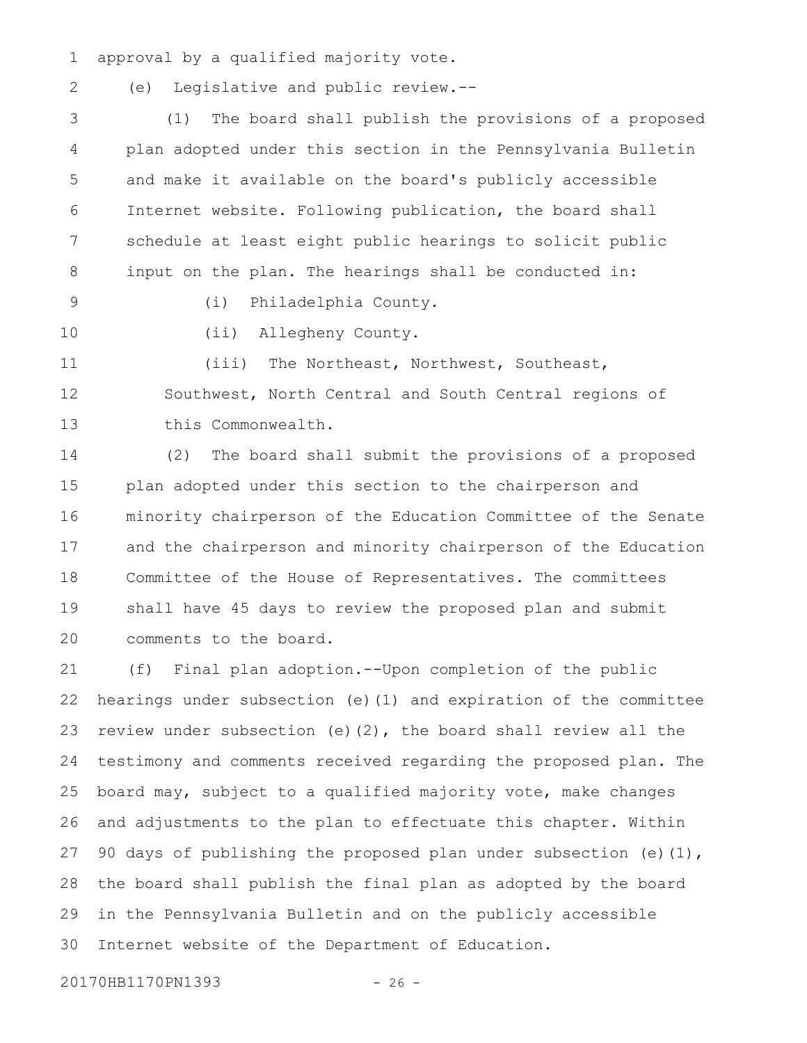approval by a qualified majority vote.

(e) Legislative and public review.--

(1) The board shall publish the provisions of a proposed plan adopted under this section in the Pennsylvania Bulletin and make it available on the board's publicly accessible Internet website. Following publication, the board shall schedule at least eight public hearings to solicit public input on the plan. The hearings shall be conducted in:

(i) Philadelphia County.

(ii) Allegheny County.

(iii) The Northeast, Northwest, Southeast, Southwest, North Central and South Central regions of this Commonwealth.

(2) The board shall submit the provisions of a proposed plan adopted under this section to the chairperson and minority chairperson of the Education Committee of the Senate and the chairperson and minority chairperson of the Education Committee of the House of Representatives. The committees shall have 45 days to review the proposed plan and submit comments to the board.

(f) Final plan adoption.--Upon completion of the public hearings under subsection (e)(1) and expiration of the committee review under subsection (e)(2), the board shall review all the testimony and comments received regarding the proposed plan. The board may, subject to a qualified majority vote, make changes and adjustments to the plan to effectuate this chapter. Within 90 days of publishing the proposed plan under subsection (e)(1), the board shall publish the final plan as adopted by the board in the Pennsylvania Bulletin and on the publicly accessible Internet website of the Department of Education.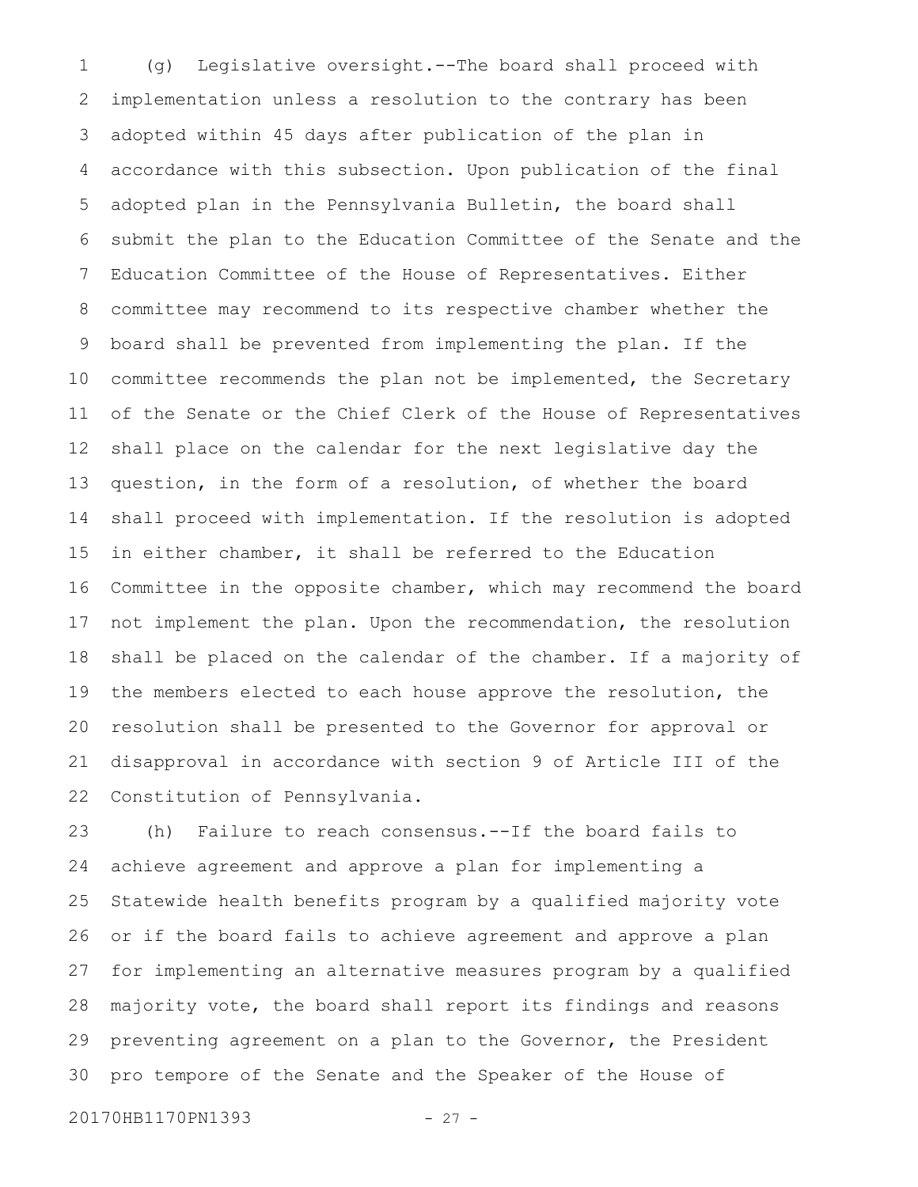(g) Legislative oversight.--The board shall proceed with implementation unless a resolution to the contrary has been adopted within 45 days after publication of the plan in accordance with this subsection. Upon publication of the final adopted plan in the Pennsylvania Bulletin, the board shall submit the plan to the Education Committee of the Senate and the Education Committee of the House of Representatives. Either committee may recommend to its respective chamber whether the board shall be prevented from implementing the plan. If the committee recommends the plan not be implemented, the Secretary of the Senate or the Chief Clerk of the House of Representatives shall place on the calendar for the next legislative day the question, in the form of a resolution, of whether the board shall proceed with implementation. If the resolution is adopted in either chamber, it shall be referred to the Education Committee in the opposite chamber, which may recommend the board not implement the plan. Upon the recommendation, the resolution shall be placed on the calendar of the chamber. If a majority of the members elected to each house approve the resolution, the resolution shall be presented to the Governor for approval or disapproval in accordance with section 9 of Article III of the Constitution of Pennsylvania.

(h) Failure to reach consensus.--If the board fails to achieve agreement and approve a plan for implementing a Statewide health benefits program by a qualified majority vote or if the board fails to achieve agreement and approve a plan for implementing an alternative measures program by a qualified majority vote, the board shall report its findings and reasons preventing agreement on a plan to the Governor, the President pro tempore of the Senate and the Speaker of the House of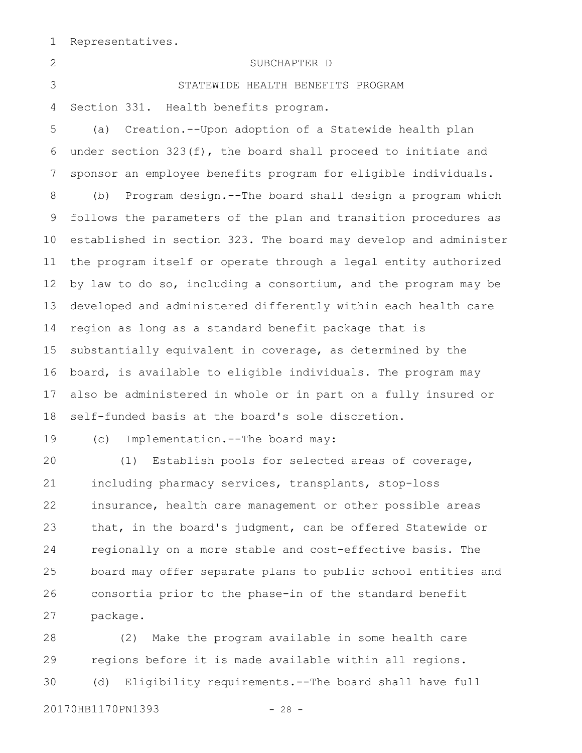Representatives.

SUBCHAPTER D

STATEWIDE HEALTH BENEFITS PROGRAM

Section 331. Health benefits program.

(a) Creation.--Upon adoption of a Statewide health plan under section 323(f), the board shall proceed to initiate and sponsor an employee benefits program for eligible individuals.

(b) Program design.--The board shall design a program which follows the parameters of the plan and transition procedures as established in section 323. The board may develop and administer the program itself or operate through a legal entity authorized by law to do so, including a consortium, and the program may be developed and administered differently within each health care region as long as a standard benefit package that is substantially equivalent in coverage, as determined by the board, is available to eligible individuals. The program may also be administered in whole or in part on a fully insured or self-funded basis at the board's sole discretion.

(c) Implementation.--The board may:

(1) Establish pools for selected areas of coverage, including pharmacy services, transplants, stop-loss insurance, health care management or other possible areas that, in the board's judgment, can be offered Statewide or regionally on a more stable and cost-effective basis. The board may offer separate plans to public school entities and consortia prior to the phase-in of the standard benefit package.

(2) Make the program available in some health care regions before it is made available within all regions.

(d) Eligibility requirements.--The board shall have full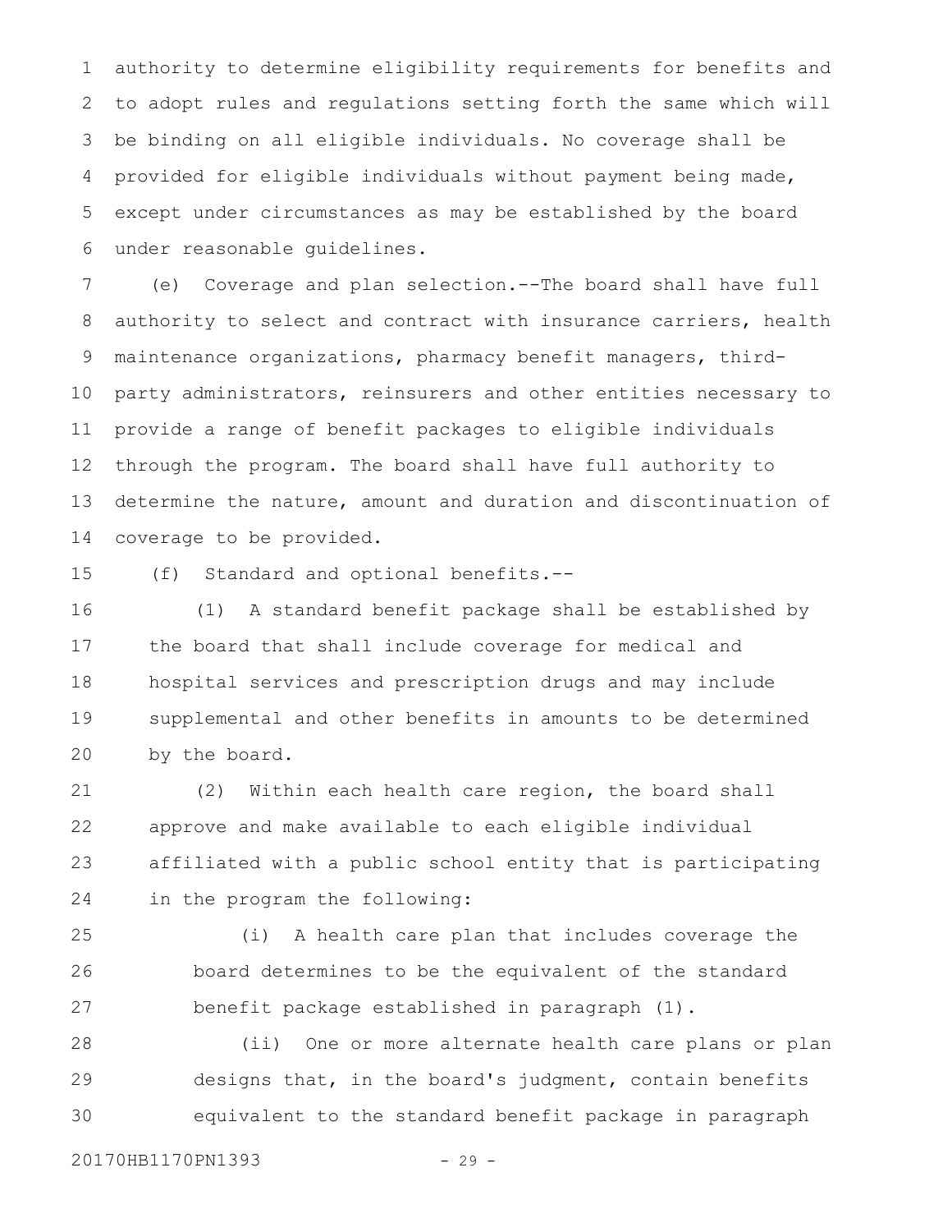authority to determine eligibility requirements for benefits and to adopt rules and regulations setting forth the same which will be binding on all eligible individuals. No coverage shall be provided for eligible individuals without payment being made, except under circumstances as may be established by the board under reasonable guidelines.

(e) Coverage and plan selection.--The board shall have full authority to select and contract with insurance carriers, health maintenance organizations, pharmacy benefit managers, third-party administrators, reinsurers and other entities necessary to provide a range of benefit packages to eligible individuals through the program. The board shall have full authority to determine the nature, amount and duration and discontinuation of coverage to be provided.

(f) Standard and optional benefits.--

(1) A standard benefit package shall be established by the board that shall include coverage for medical and hospital services and prescription drugs and may include supplemental and other benefits in amounts to be determined by the board.

(2) Within each health care region, the board shall approve and make available to each eligible individual affiliated with a public school entity that is participating in the program the following:

(i) A health care plan that includes coverage the board determines to be the equivalent of the standard benefit package established in paragraph (1).

(ii) One or more alternate health care plans or plan designs that, in the board's judgment, contain benefits equivalent to the standard benefit package in paragraph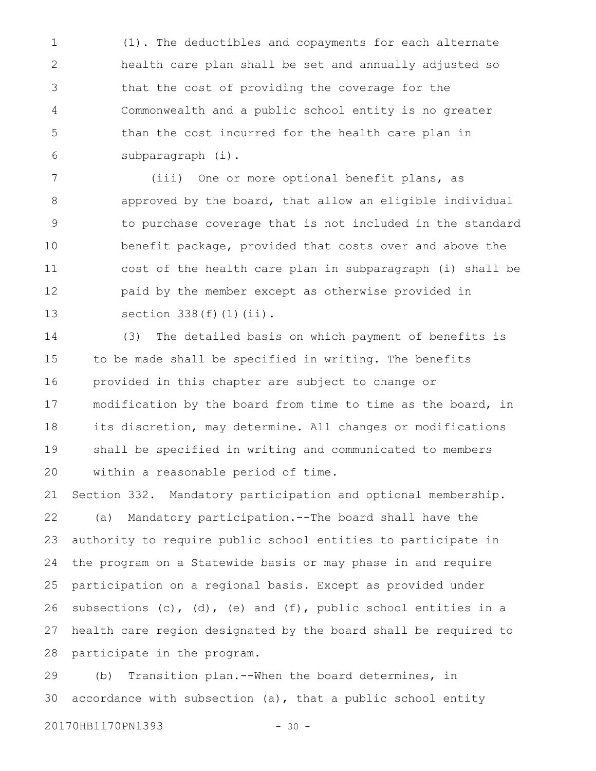(1). The deductibles and copayments for each alternate health care plan shall be set and annually adjusted so that the cost of providing the coverage for the Commonwealth and a public school entity is no greater than the cost incurred for the health care plan in subparagraph (i).

(iii) One or more optional benefit plans, as approved by the board, that allow an eligible individual to purchase coverage that is not included in the standard benefit package, provided that costs over and above the cost of the health care plan in subparagraph (i) shall be paid by the member except as otherwise provided in section 338(f)(1)(ii).

(3) The detailed basis on which payment of benefits is to be made shall be specified in writing. The benefits provided in this chapter are subject to change or modification by the board from time to time as the board, in its discretion, may determine. All changes or modifications shall be specified in writing and communicated to members within a reasonable period of time.

Section 332. Mandatory participation and optional membership.

(a) Mandatory participation.--The board shall have the authority to require public school entities to participate in the program on a Statewide basis or may phase in and require participation on a regional basis. Except as provided under subsections (c), (d), (e) and (f), public school entities in a health care region designated by the board shall be required to participate in the program.

(b) Transition plan.--When the board determines, in accordance with subsection (a), that a public school entity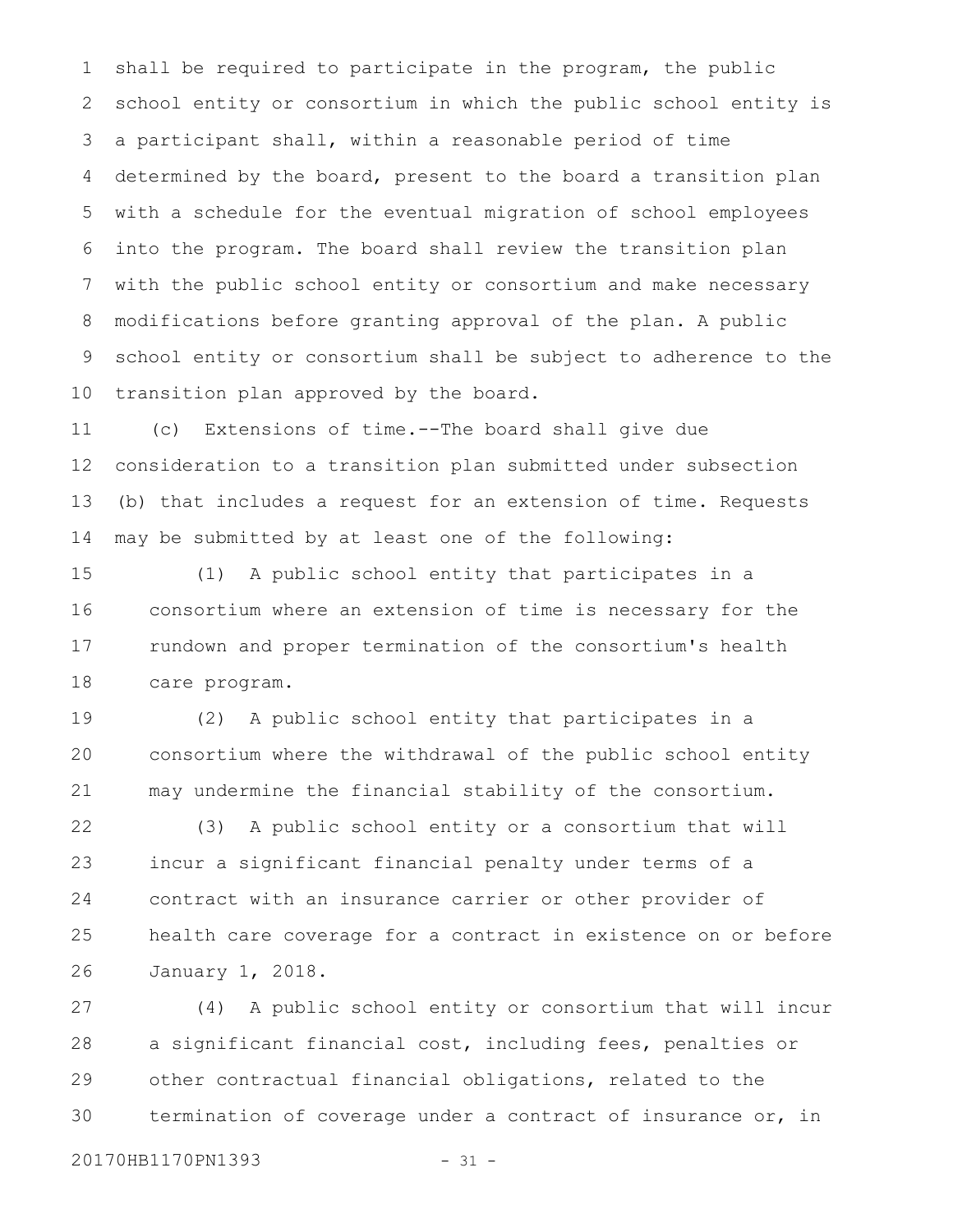shall be required to participate in the program, the public school entity or consortium in which the public school entity is a participant shall, within a reasonable period of time determined by the board, present to the board a transition plan with a schedule for the eventual migration of school employees into the program. The board shall review the transition plan with the public school entity or consortium and make necessary modifications before granting approval of the plan. A public school entity or consortium shall be subject to adherence to the transition plan approved by the board.

(c) Extensions of time.--The board shall give due consideration to a transition plan submitted under subsection (b) that includes a request for an extension of time. Requests may be submitted by at least one of the following:

(1) A public school entity that participates in a consortium where an extension of time is necessary for the rundown and proper termination of the consortium's health care program.

(2) A public school entity that participates in a consortium where the withdrawal of the public school entity may undermine the financial stability of the consortium.

(3) A public school entity or a consortium that will incur a significant financial penalty under terms of a contract with an insurance carrier or other provider of health care coverage for a contract in existence on or before January 1, 2018.

(4) A public school entity or consortium that will incur a significant financial cost, including fees, penalties or other contractual financial obligations, related to the termination of coverage under a contract of insurance or, in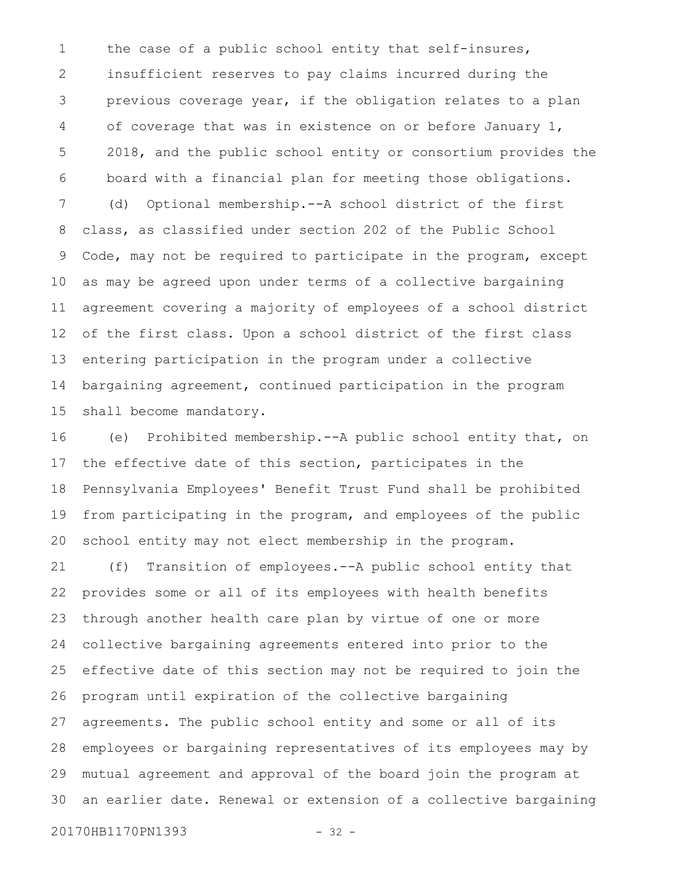the case of a public school entity that self-insures, insufficient reserves to pay claims incurred during the previous coverage year, if the obligation relates to a plan of coverage that was in existence on or before January 1, 2018, and the public school entity or consortium provides the board with a financial plan for meeting those obligations.

(d) Optional membership.--A school district of the first class, as classified under section 202 of the Public School Code, may not be required to participate in the program, except as may be agreed upon under terms of a collective bargaining agreement covering a majority of employees of a school district of the first class. Upon a school district of the first class entering participation in the program under a collective bargaining agreement, continued participation in the program shall become mandatory.

(e) Prohibited membership.--A public school entity that, on the effective date of this section, participates in the Pennsylvania Employees' Benefit Trust Fund shall be prohibited from participating in the program, and employees of the public school entity may not elect membership in the program.

(f) Transition of employees.--A public school entity that provides some or all of its employees with health benefits through another health care plan by virtue of one or more collective bargaining agreements entered into prior to the effective date of this section may not be required to join the program until expiration of the collective bargaining agreements. The public school entity and some or all of its employees or bargaining representatives of its employees may by mutual agreement and approval of the board join the program at an earlier date. Renewal or extension of a collective bargaining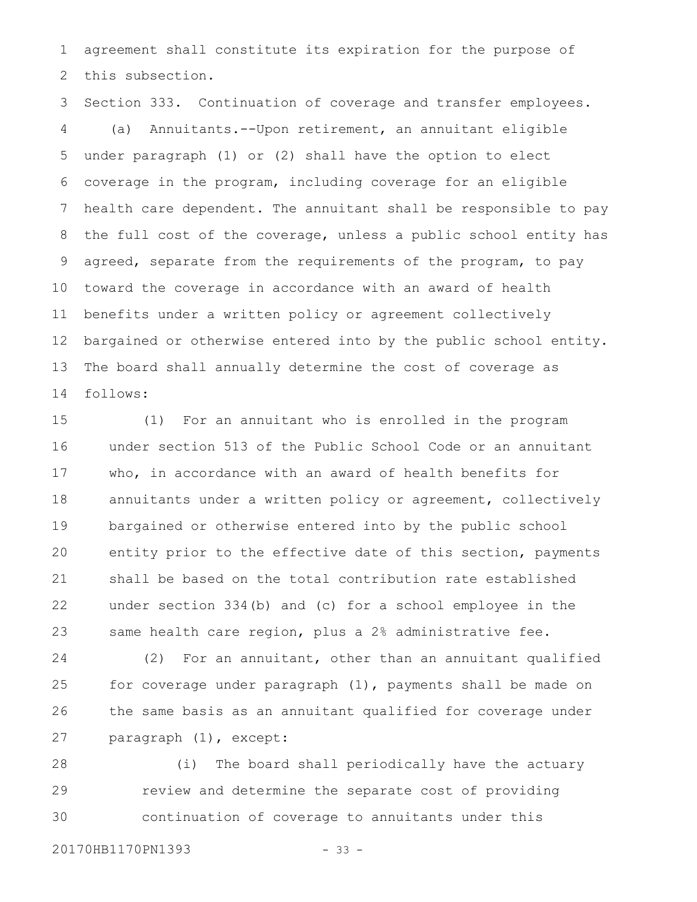agreement shall constitute its expiration for the purpose of this subsection.

Section 333. Continuation of coverage and transfer employees.

(a) Annuitants.--Upon retirement, an annuitant eligible under paragraph (1) or (2) shall have the option to elect coverage in the program, including coverage for an eligible health care dependent. The annuitant shall be responsible to pay the full cost of the coverage, unless a public school entity has agreed, separate from the requirements of the program, to pay toward the coverage in accordance with an award of health benefits under a written policy or agreement collectively bargained or otherwise entered into by the public school entity. The board shall annually determine the cost of coverage as follows:

(1) For an annuitant who is enrolled in the program under section 513 of the Public School Code or an annuitant who, in accordance with an award of health benefits for annuitants under a written policy or agreement, collectively bargained or otherwise entered into by the public school entity prior to the effective date of this section, payments shall be based on the total contribution rate established under section 334(b) and (c) for a school employee in the same health care region, plus a 2% administrative fee.

(2) For an annuitant, other than an annuitant qualified for coverage under paragraph (1), payments shall be made on the same basis as an annuitant qualified for coverage under paragraph (1), except:

(i) The board shall periodically have the actuary review and determine the separate cost of providing continuation of coverage to annuitants under this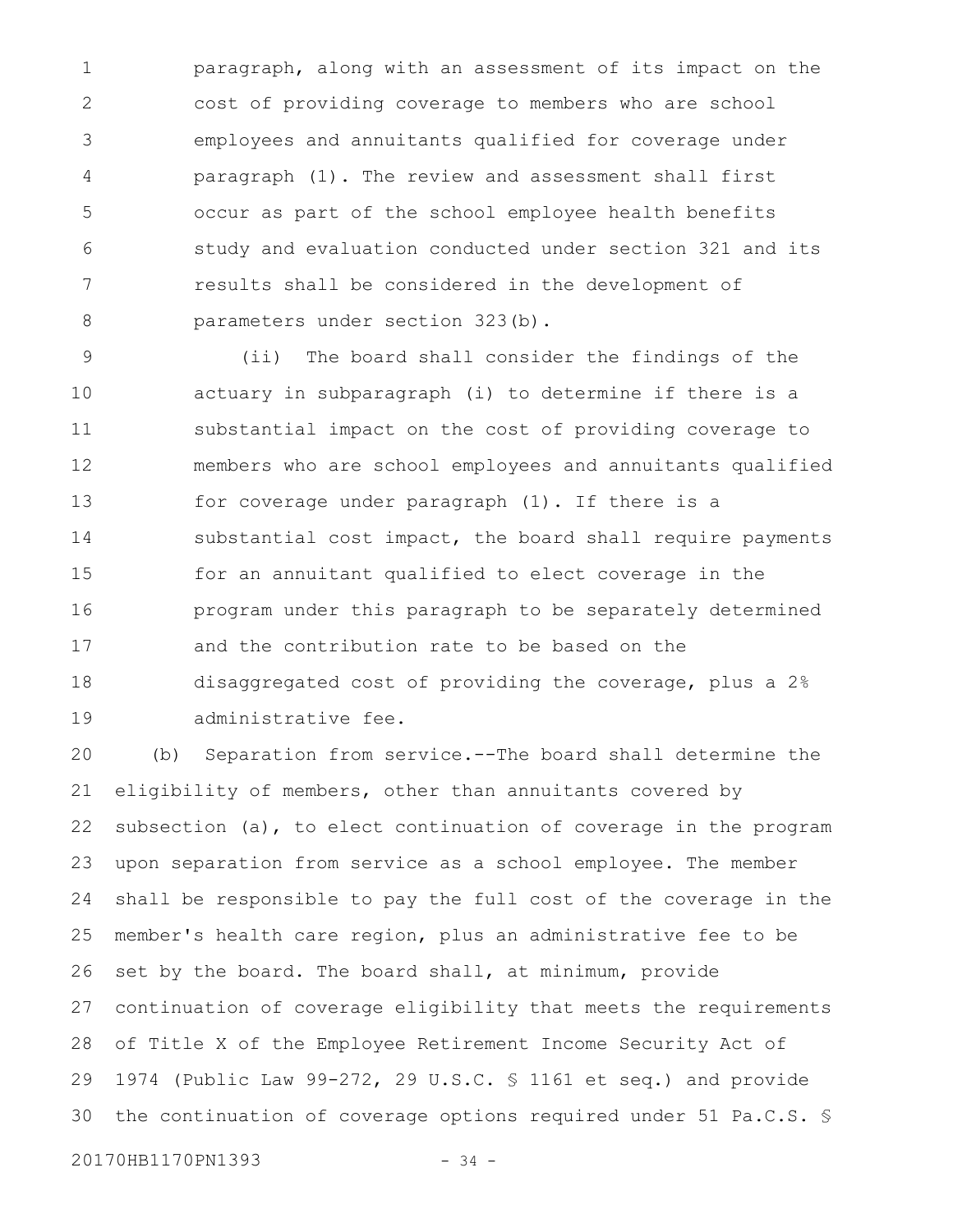paragraph, along with an assessment of its impact on the cost of providing coverage to members who are school employees and annuitants qualified for coverage under paragraph (1). The review and assessment shall first occur as part of the school employee health benefits study and evaluation conducted under section 321 and its results shall be considered in the development of parameters under section 323(b).

(ii) The board shall consider the findings of the actuary in subparagraph (i) to determine if there is a substantial impact on the cost of providing coverage to members who are school employees and annuitants qualified for coverage under paragraph (1). If there is a substantial cost impact, the board shall require payments for an annuitant qualified to elect coverage in the program under this paragraph to be separately determined and the contribution rate to be based on the disaggregated cost of providing the coverage, plus a 2% administrative fee.

(b) Separation from service.--The board shall determine the eligibility of members, other than annuitants covered by subsection (a), to elect continuation of coverage in the program upon separation from service as a school employee. The member shall be responsible to pay the full cost of the coverage in the member's health care region, plus an administrative fee to be set by the board. The board shall, at minimum, provide continuation of coverage eligibility that meets the requirements of Title X of the Employee Retirement Income Security Act of 1974 (Public Law 99-272, 29 U.S.C. § 1161 et seq.) and provide the continuation of coverage options required under 51 Pa.C.S. §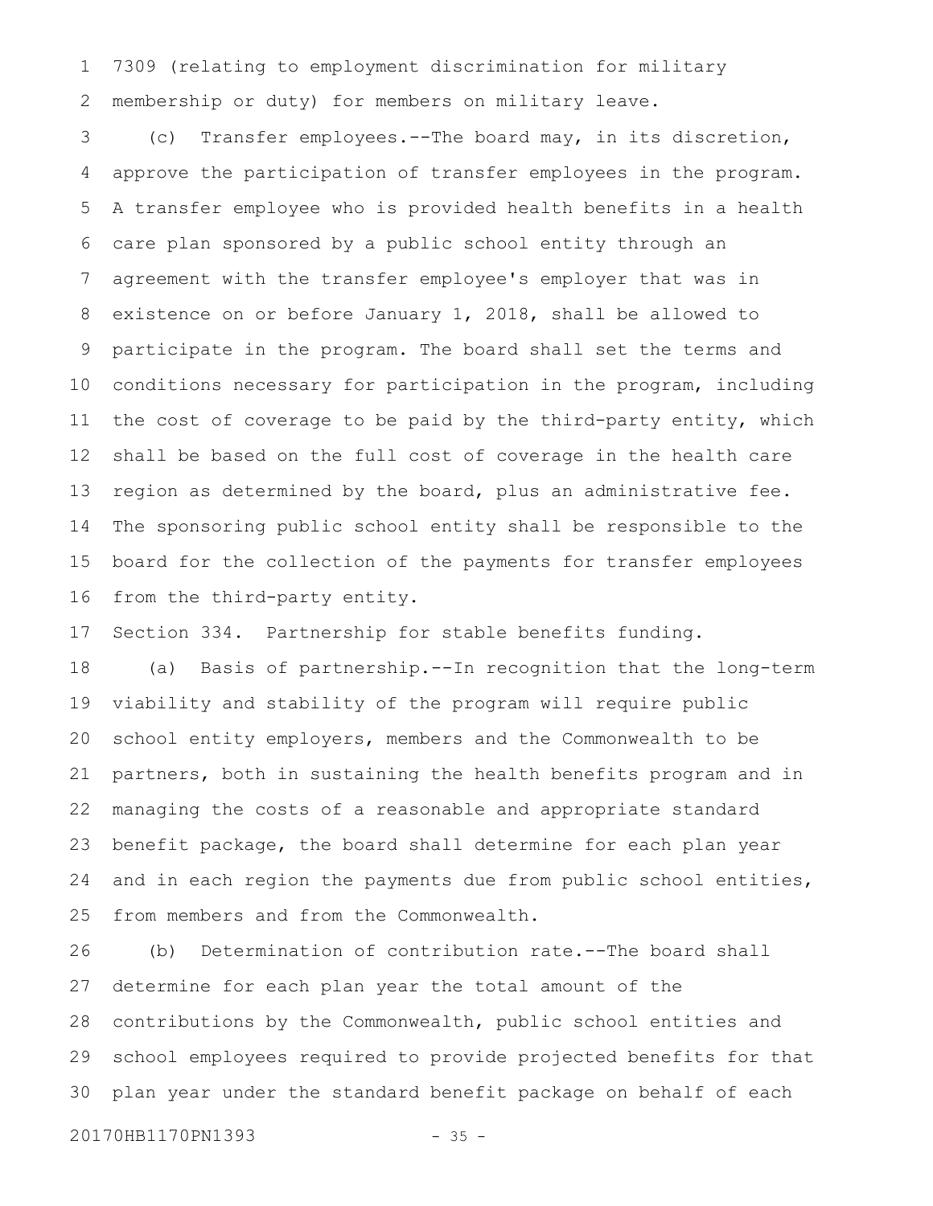7309 (relating to employment discrimination for military membership or duty) for members on military leave.

(c) Transfer employees.--The board may, in its discretion, approve the participation of transfer employees in the program. A transfer employee who is provided health benefits in a health care plan sponsored by a public school entity through an agreement with the transfer employee's employer that was in existence on or before January 1, 2018, shall be allowed to participate in the program. The board shall set the terms and conditions necessary for participation in the program, including the cost of coverage to be paid by the third-party entity, which shall be based on the full cost of coverage in the health care region as determined by the board, plus an administrative fee. The sponsoring public school entity shall be responsible to the board for the collection of the payments for transfer employees from the third-party entity.

Section 334. Partnership for stable benefits funding.

(a) Basis of partnership.--In recognition that the long-term viability and stability of the program will require public school entity employers, members and the Commonwealth to be partners, both in sustaining the health benefits program and in managing the costs of a reasonable and appropriate standard benefit package, the board shall determine for each plan year and in each region the payments due from public school entities, from members and from the Commonwealth.

(b) Determination of contribution rate.--The board shall determine for each plan year the total amount of the contributions by the Commonwealth, public school entities and school employees required to provide projected benefits for that plan year under the standard benefit package on behalf of each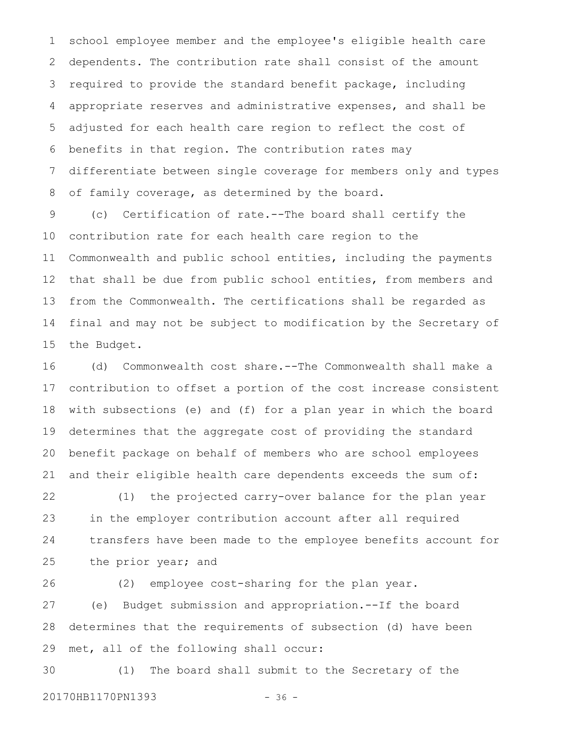school employee member and the employee's eligible health care dependents. The contribution rate shall consist of the amount required to provide the standard benefit package, including appropriate reserves and administrative expenses, and shall be adjusted for each health care region to reflect the cost of benefits in that region. The contribution rates may differentiate between single coverage for members only and types of family coverage, as determined by the board.

(c) Certification of rate.--The board shall certify the contribution rate for each health care region to the Commonwealth and public school entities, including the payments that shall be due from public school entities, from members and from the Commonwealth. The certifications shall be regarded as final and may not be subject to modification by the Secretary of the Budget.

(d) Commonwealth cost share.--The Commonwealth shall make a contribution to offset a portion of the cost increase consistent with subsections (e) and (f) for a plan year in which the board determines that the aggregate cost of providing the standard benefit package on behalf of members who are school employees and their eligible health care dependents exceeds the sum of:

(1) the projected carry-over balance for the plan year in the employer contribution account after all required transfers have been made to the employee benefits account for the prior year; and

(2) employee cost-sharing for the plan year.

(e) Budget submission and appropriation.--If the board determines that the requirements of subsection (d) have been met, all of the following shall occur:

(1) The board shall submit to the Secretary of the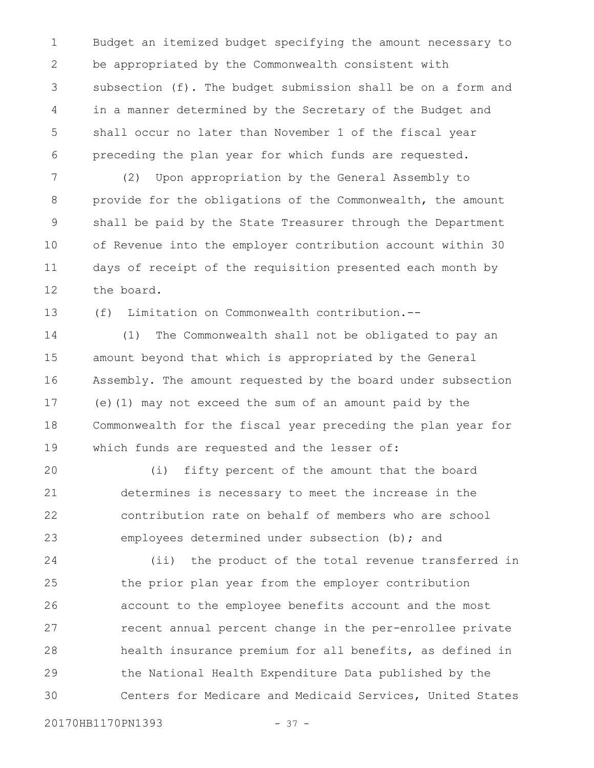Budget an itemized budget specifying the amount necessary to be appropriated by the Commonwealth consistent with subsection (f). The budget submission shall be on a form and in a manner determined by the Secretary of the Budget and shall occur no later than November 1 of the fiscal year preceding the plan year for which funds are requested.

(2) Upon appropriation by the General Assembly to provide for the obligations of the Commonwealth, the amount shall be paid by the State Treasurer through the Department of Revenue into the employer contribution account within 30 days of receipt of the requisition presented each month by the board.

(f) Limitation on Commonwealth contribution.--

(1) The Commonwealth shall not be obligated to pay an amount beyond that which is appropriated by the General Assembly. The amount requested by the board under subsection (e)(1) may not exceed the sum of an amount paid by the Commonwealth for the fiscal year preceding the plan year for which funds are requested and the lesser of:

(i) fifty percent of the amount that the board determines is necessary to meet the increase in the contribution rate on behalf of members who are school employees determined under subsection (b); and

(ii) the product of the total revenue transferred in the prior plan year from the employer contribution account to the employee benefits account and the most recent annual percent change in the per-enrollee private health insurance premium for all benefits, as defined in the National Health Expenditure Data published by the Centers for Medicare and Medicaid Services, United States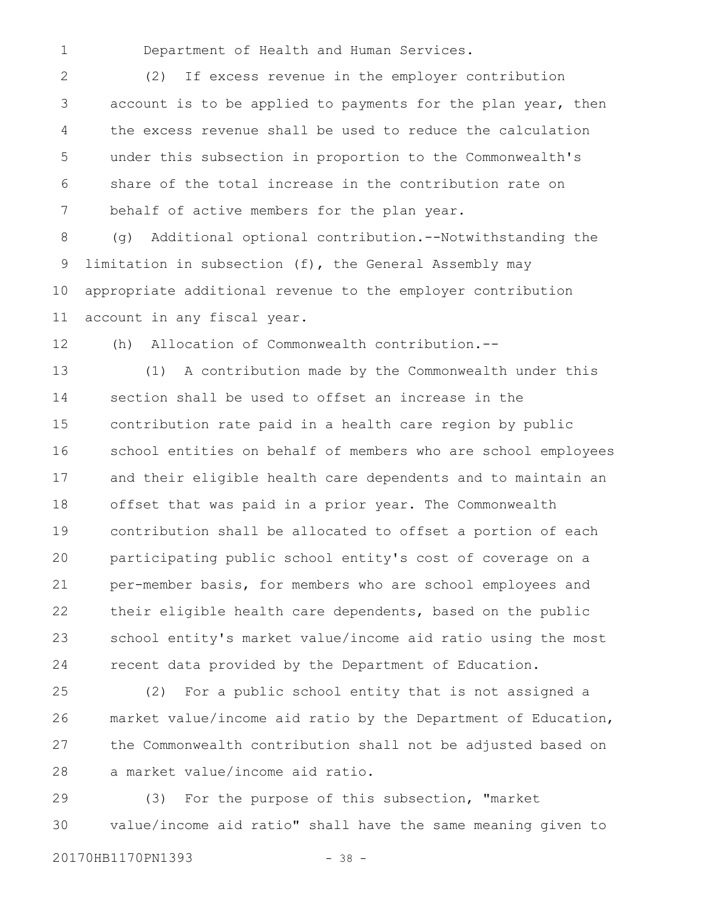Department of Health and Human Services.

(2) If excess revenue in the employer contribution account is to be applied to payments for the plan year, then the excess revenue shall be used to reduce the calculation under this subsection in proportion to the Commonwealth's share of the total increase in the contribution rate on behalf of active members for the plan year.

(g) Additional optional contribution.--Notwithstanding the limitation in subsection (f), the General Assembly may appropriate additional revenue to the employer contribution account in any fiscal year.

(h) Allocation of Commonwealth contribution.--

(1) A contribution made by the Commonwealth under this section shall be used to offset an increase in the contribution rate paid in a health care region by public school entities on behalf of members who are school employees and their eligible health care dependents and to maintain an offset that was paid in a prior year. The Commonwealth contribution shall be allocated to offset a portion of each participating public school entity's cost of coverage on a per-member basis, for members who are school employees and their eligible health care dependents, based on the public school entity's market value/income aid ratio using the most recent data provided by the Department of Education.

(2) For a public school entity that is not assigned a market value/income aid ratio by the Department of Education, the Commonwealth contribution shall not be adjusted based on a market value/income aid ratio.

(3) For the purpose of this subsection, "market value/income aid ratio" shall have the same meaning given to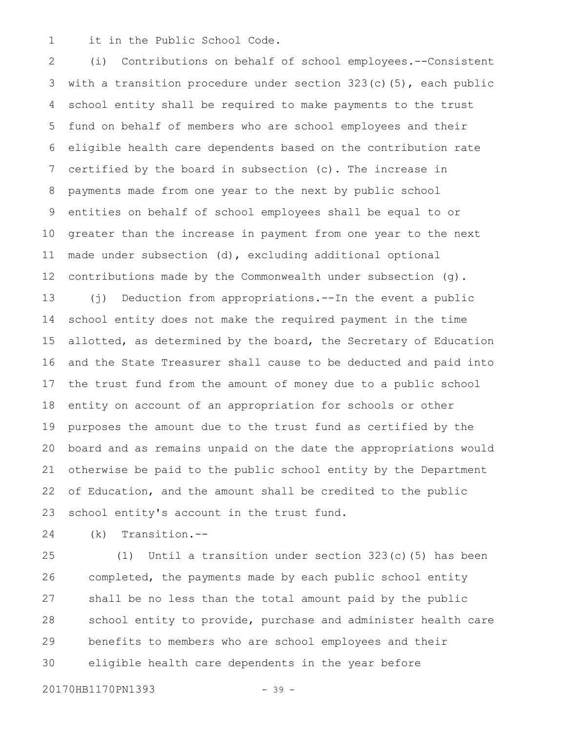it in the Public School Code.

(i) Contributions on behalf of school employees.--Consistent with a transition procedure under section 323(c)(5), each public school entity shall be required to make payments to the trust fund on behalf of members who are school employees and their eligible health care dependents based on the contribution rate certified by the board in subsection (c). The increase in payments made from one year to the next by public school entities on behalf of school employees shall be equal to or greater than the increase in payment from one year to the next made under subsection (d), excluding additional optional contributions made by the Commonwealth under subsection (g).

(j) Deduction from appropriations.--In the event a public school entity does not make the required payment in the time allotted, as determined by the board, the Secretary of Education and the State Treasurer shall cause to be deducted and paid into the trust fund from the amount of money due to a public school entity on account of an appropriation for schools or other purposes the amount due to the trust fund as certified by the board and as remains unpaid on the date the appropriations would otherwise be paid to the public school entity by the Department of Education, and the amount shall be credited to the public school entity's account in the trust fund.

(k) Transition.--

(1) Until a transition under section 323(c)(5) has been completed, the payments made by each public school entity shall be no less than the total amount paid by the public school entity to provide, purchase and administer health care benefits to members who are school employees and their eligible health care dependents in the year before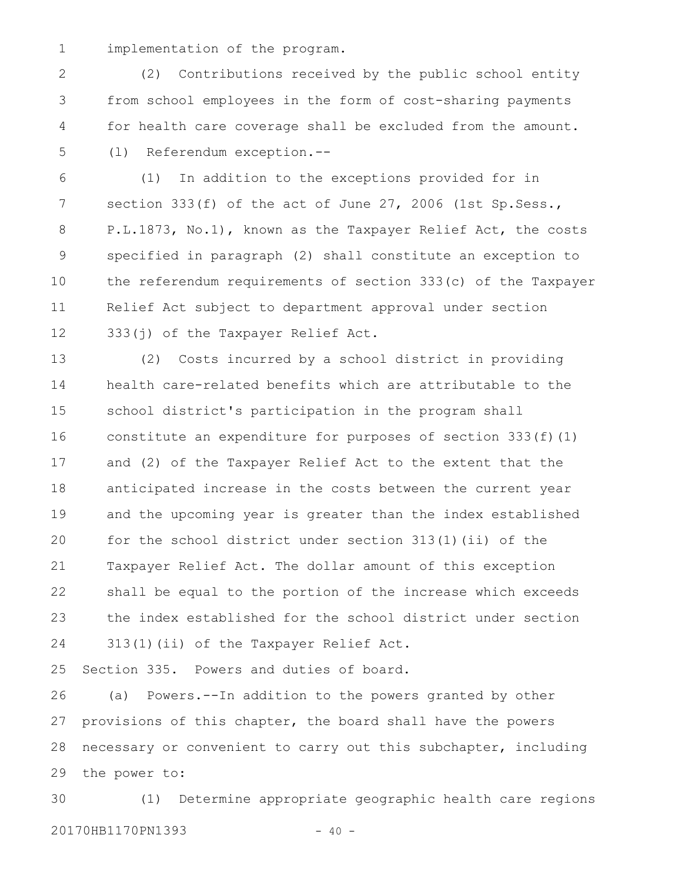implementation of the program.

(2) Contributions received by the public school entity from school employees in the form of cost-sharing payments for health care coverage shall be excluded from the amount.

(l) Referendum exception.--

(1) In addition to the exceptions provided for in section 333(f) of the act of June 27, 2006 (1st Sp.Sess., P.L.1873, No.1), known as the Taxpayer Relief Act, the costs specified in paragraph (2) shall constitute an exception to the referendum requirements of section 333(c) of the Taxpayer Relief Act subject to department approval under section 333(j) of the Taxpayer Relief Act.

(2) Costs incurred by a school district in providing health care-related benefits which are attributable to the school district's participation in the program shall constitute an expenditure for purposes of section 333(f)(1) and (2) of the Taxpayer Relief Act to the extent that the anticipated increase in the costs between the current year and the upcoming year is greater than the index established for the school district under section 313(1)(ii) of the Taxpayer Relief Act. The dollar amount of this exception shall be equal to the portion of the increase which exceeds the index established for the school district under section 313(1)(ii) of the Taxpayer Relief Act.

Section 335. Powers and duties of board.

(a) Powers.--In addition to the powers granted by other provisions of this chapter, the board shall have the powers necessary or convenient to carry out this subchapter, including the power to:

(1) Determine appropriate geographic health care regions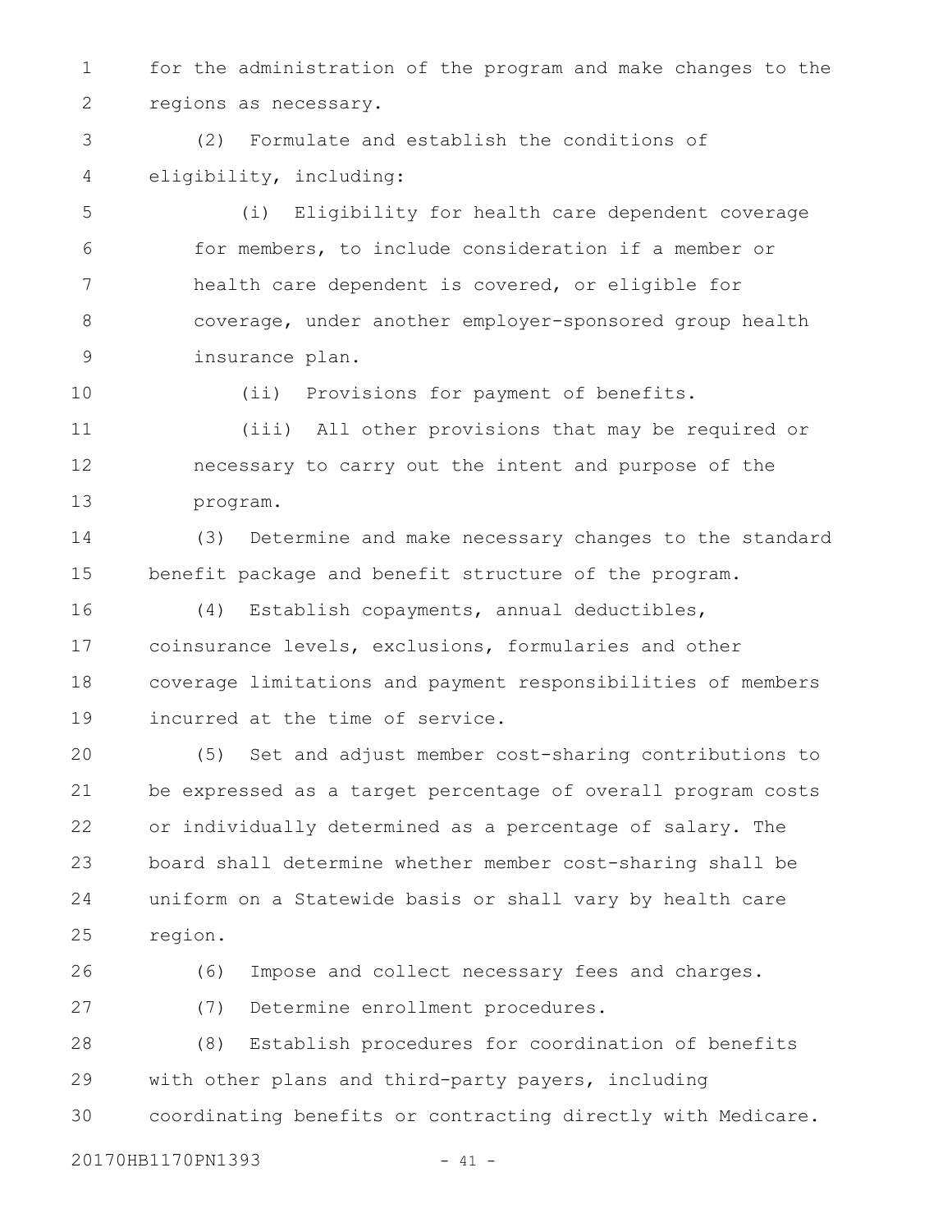for the administration of the program and make changes to the regions as necessary.

(2) Formulate and establish the conditions of eligibility, including:

(i) Eligibility for health care dependent coverage for members, to include consideration if a member or health care dependent is covered, or eligible for coverage, under another employer-sponsored group health insurance plan.

(ii) Provisions for payment of benefits.

(iii) All other provisions that may be required or necessary to carry out the intent and purpose of the program.

(3) Determine and make necessary changes to the standard benefit package and benefit structure of the program.

(4) Establish copayments, annual deductibles, coinsurance levels, exclusions, formularies and other coverage limitations and payment responsibilities of members incurred at the time of service.

(5) Set and adjust member cost-sharing contributions to be expressed as a target percentage of overall program costs or individually determined as a percentage of salary. The board shall determine whether member cost-sharing shall be uniform on a Statewide basis or shall vary by health care region.

(6) Impose and collect necessary fees and charges.

(7) Determine enrollment procedures.

(8) Establish procedures for coordination of benefits with other plans and third-party payers, including coordinating benefits or contracting directly with Medicare.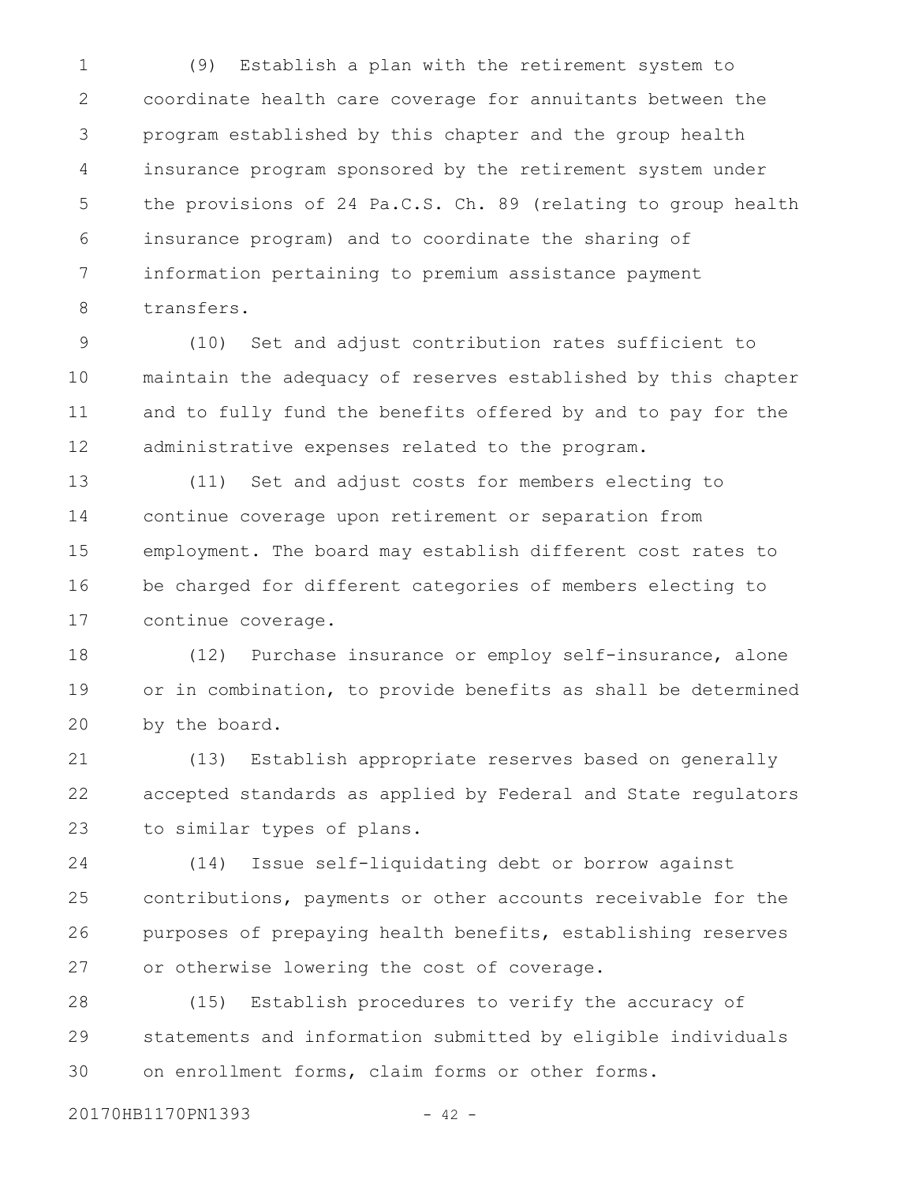(9) Establish a plan with the retirement system to coordinate health care coverage for annuitants between the program established by this chapter and the group health insurance program sponsored by the retirement system under the provisions of 24 Pa.C.S. Ch. 89 (relating to group health insurance program) and to coordinate the sharing of information pertaining to premium assistance payment transfers.

(10) Set and adjust contribution rates sufficient to maintain the adequacy of reserves established by this chapter and to fully fund the benefits offered by and to pay for the administrative expenses related to the program.

(11) Set and adjust costs for members electing to continue coverage upon retirement or separation from employment. The board may establish different cost rates to be charged for different categories of members electing to continue coverage.

(12) Purchase insurance or employ self-insurance, alone or in combination, to provide benefits as shall be determined by the board.

(13) Establish appropriate reserves based on generally accepted standards as applied by Federal and State regulators to similar types of plans.

(14) Issue self-liquidating debt or borrow against contributions, payments or other accounts receivable for the purposes of prepaying health benefits, establishing reserves or otherwise lowering the cost of coverage.

(15) Establish procedures to verify the accuracy of statements and information submitted by eligible individuals on enrollment forms, claim forms or other forms.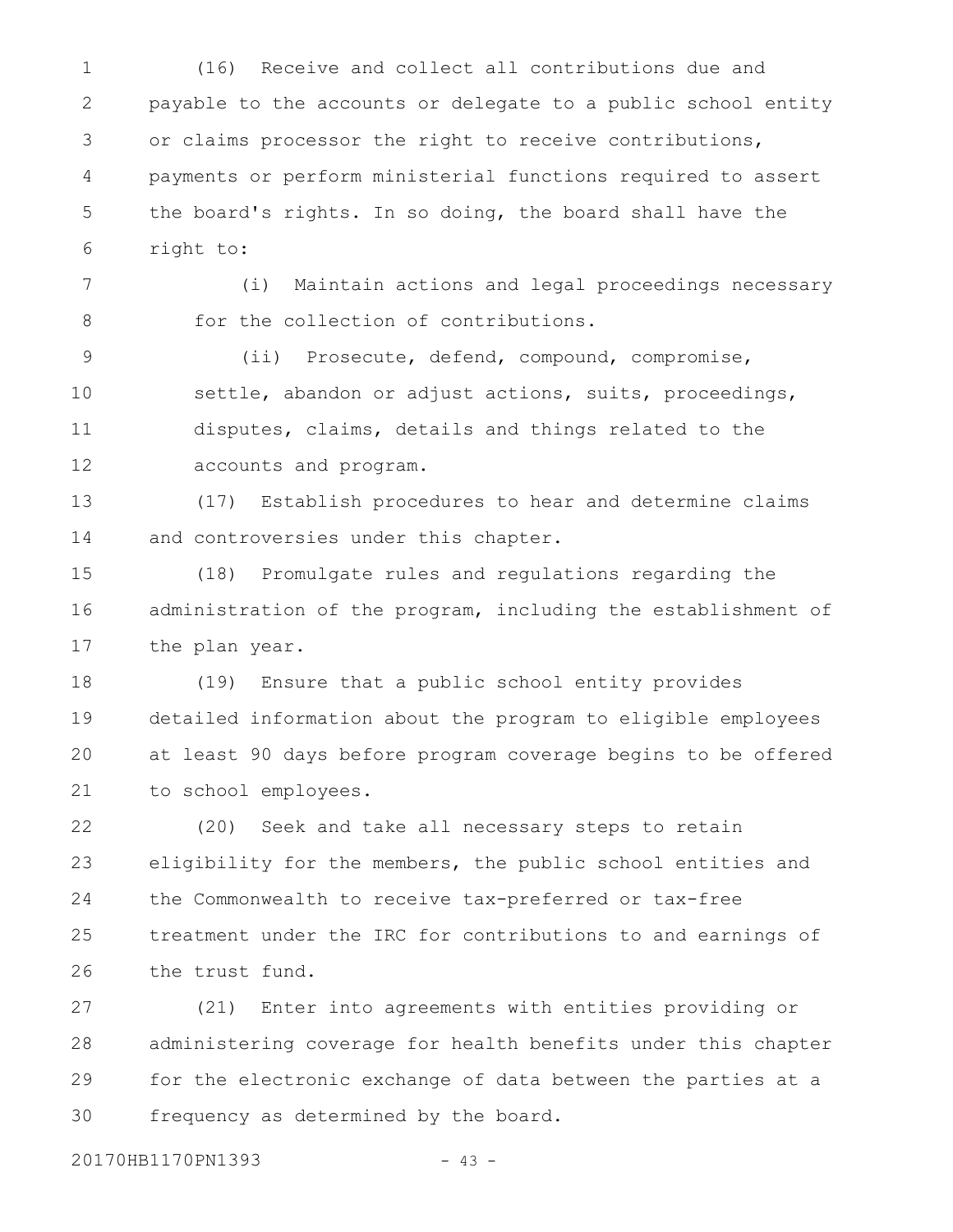(16) Receive and collect all contributions due and payable to the accounts or delegate to a public school entity or claims processor the right to receive contributions, payments or perform ministerial functions required to assert the board's rights. In so doing, the board shall have the right to:

(i) Maintain actions and legal proceedings necessary for the collection of contributions.

(ii) Prosecute, defend, compound, compromise, settle, abandon or adjust actions, suits, proceedings, disputes, claims, details and things related to the accounts and program.

(17) Establish procedures to hear and determine claims and controversies under this chapter.

(18) Promulgate rules and regulations regarding the administration of the program, including the establishment of the plan year.

(19) Ensure that a public school entity provides detailed information about the program to eligible employees at least 90 days before program coverage begins to be offered to school employees.

(20) Seek and take all necessary steps to retain eligibility for the members, the public school entities and the Commonwealth to receive tax-preferred or tax-free treatment under the IRC for contributions to and earnings of the trust fund.

(21) Enter into agreements with entities providing or administering coverage for health benefits under this chapter for the electronic exchange of data between the parties at a frequency as determined by the board.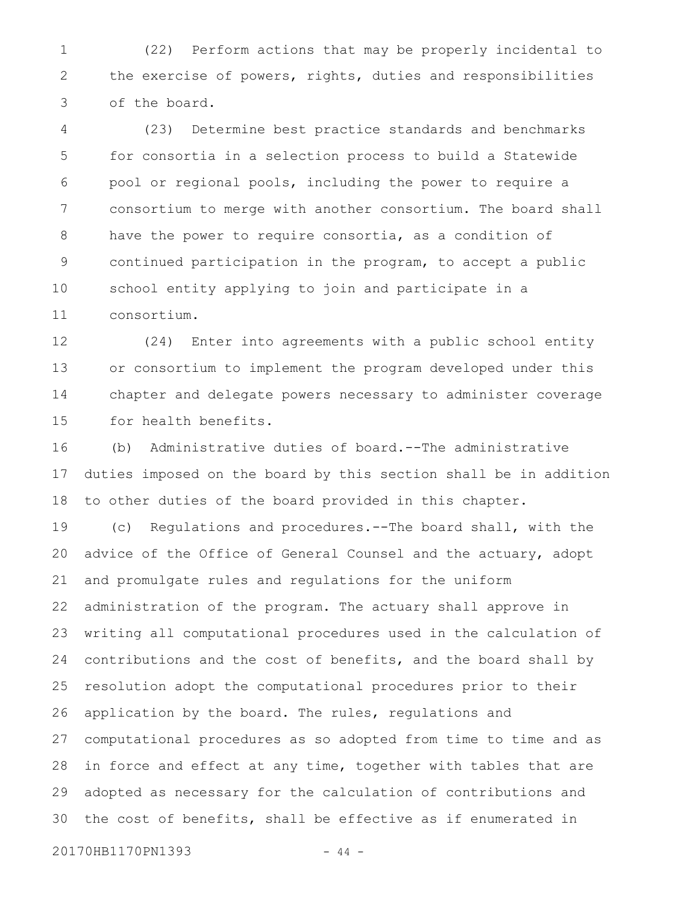(22) Perform actions that may be properly incidental to the exercise of powers, rights, duties and responsibilities of the board.

(23) Determine best practice standards and benchmarks for consortia in a selection process to build a Statewide pool or regional pools, including the power to require a consortium to merge with another consortium. The board shall have the power to require consortia, as a condition of continued participation in the program, to accept a public school entity applying to join and participate in a consortium.

(24) Enter into agreements with a public school entity or consortium to implement the program developed under this chapter and delegate powers necessary to administer coverage for health benefits.

(b) Administrative duties of board.--The administrative duties imposed on the board by this section shall be in addition to other duties of the board provided in this chapter.

(c) Regulations and procedures.--The board shall, with the advice of the Office of General Counsel and the actuary, adopt and promulgate rules and regulations for the uniform administration of the program. The actuary shall approve in writing all computational procedures used in the calculation of contributions and the cost of benefits, and the board shall by resolution adopt the computational procedures prior to their application by the board. The rules, regulations and computational procedures as so adopted from time to time and as in force and effect at any time, together with tables that are adopted as necessary for the calculation of contributions and the cost of benefits, shall be effective as if enumerated in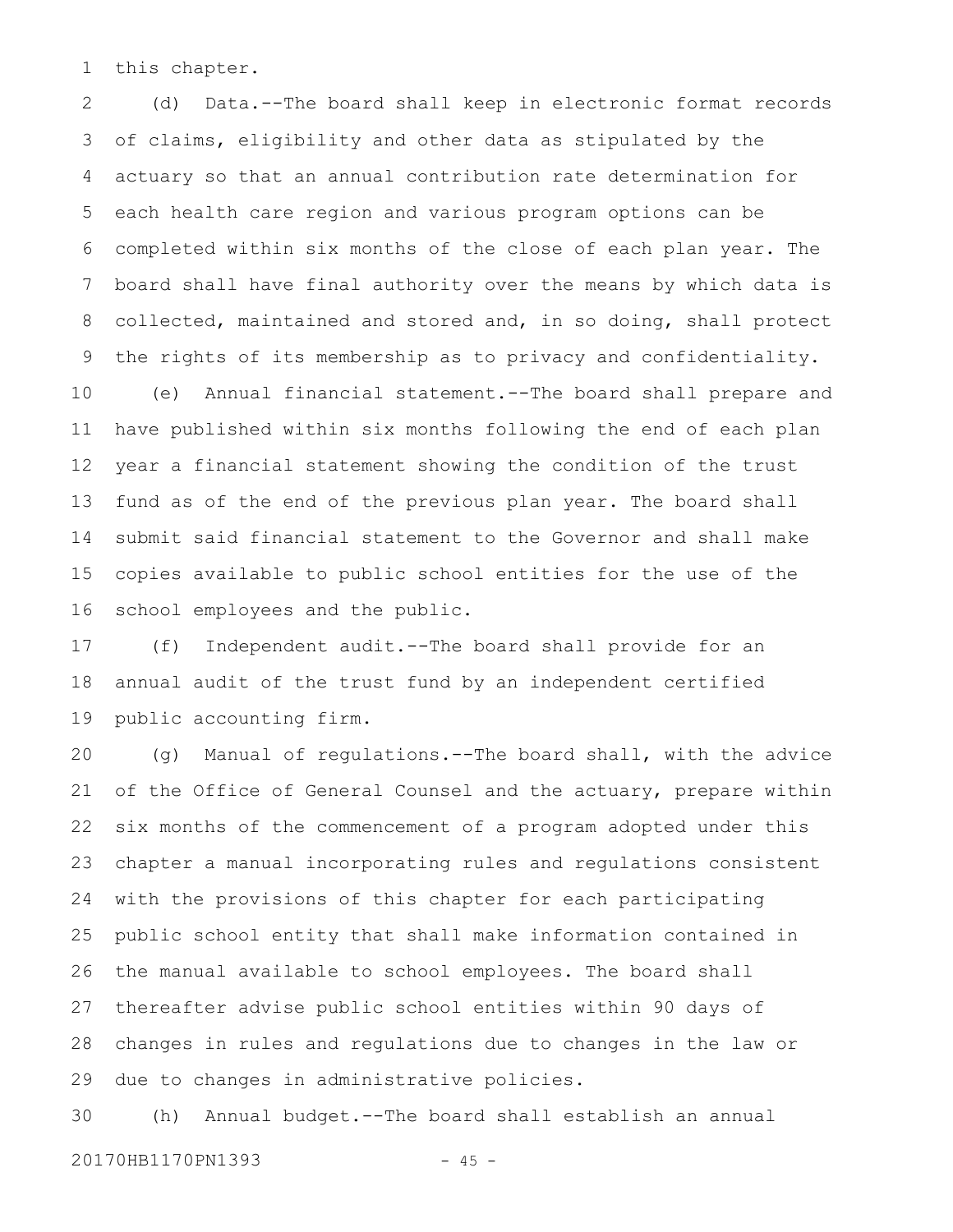this chapter.

(d) Data.--The board shall keep in electronic format records of claims, eligibility and other data as stipulated by the actuary so that an annual contribution rate determination for each health care region and various program options can be completed within six months of the close of each plan year. The board shall have final authority over the means by which data is collected, maintained and stored and, in so doing, shall protect the rights of its membership as to privacy and confidentiality.

(e) Annual financial statement.--The board shall prepare and have published within six months following the end of each plan year a financial statement showing the condition of the trust fund as of the end of the previous plan year. The board shall submit said financial statement to the Governor and shall make copies available to public school entities for the use of the school employees and the public.

(f) Independent audit.--The board shall provide for an annual audit of the trust fund by an independent certified public accounting firm.

(g) Manual of regulations.--The board shall, with the advice of the Office of General Counsel and the actuary, prepare within six months of the commencement of a program adopted under this chapter a manual incorporating rules and regulations consistent with the provisions of this chapter for each participating public school entity that shall make information contained in the manual available to school employees. The board shall thereafter advise public school entities within 90 days of changes in rules and regulations due to changes in the law or due to changes in administrative policies.

(h) Annual budget.--The board shall establish an annual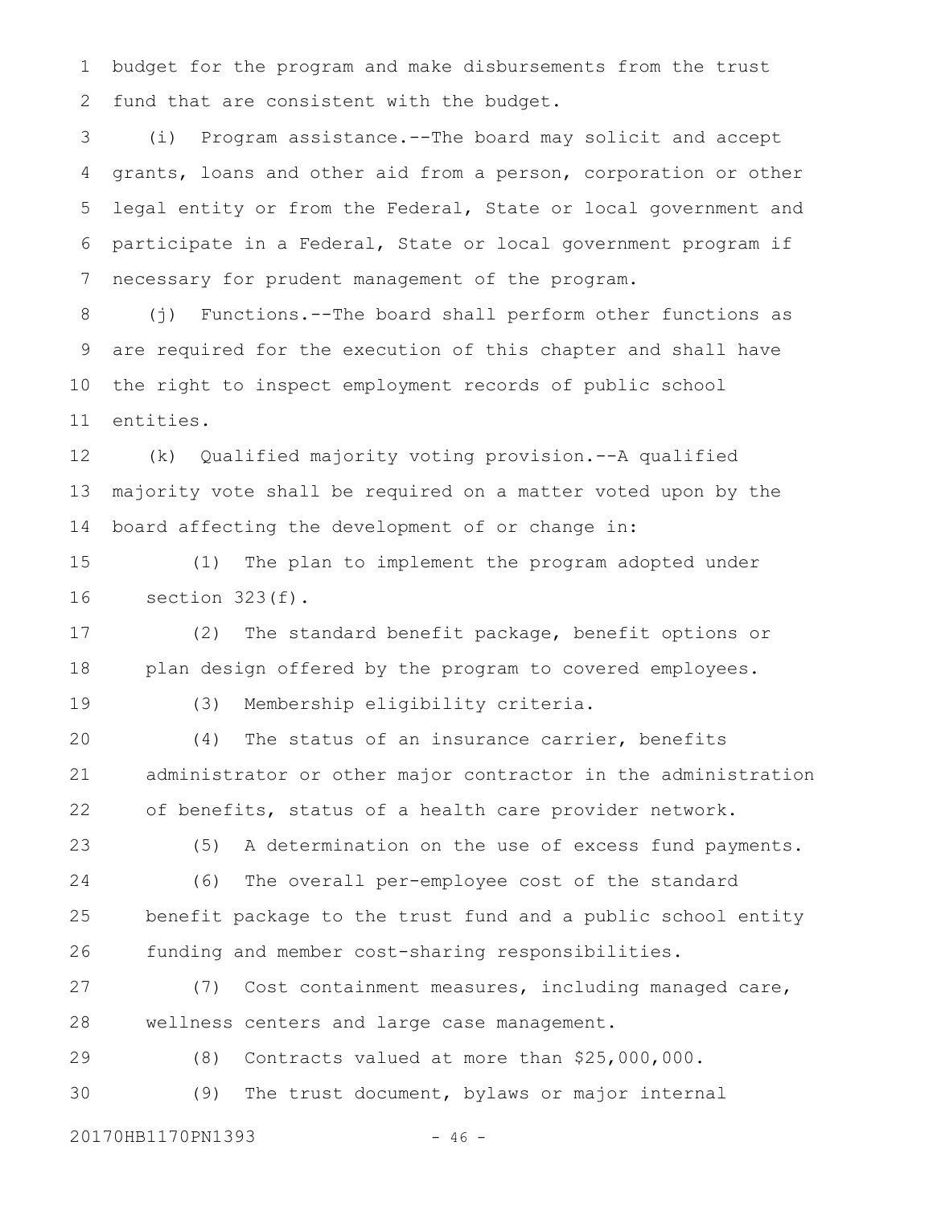budget for the program and make disbursements from the trust fund that are consistent with the budget.

(i) Program assistance.--The board may solicit and accept grants, loans and other aid from a person, corporation or other legal entity or from the Federal, State or local government and participate in a Federal, State or local government program if necessary for prudent management of the program.

(j) Functions.--The board shall perform other functions as are required for the execution of this chapter and shall have the right to inspect employment records of public school entities.

(k) Qualified majority voting provision.--A qualified majority vote shall be required on a matter voted upon by the board affecting the development of or change in:

(1) The plan to implement the program adopted under section 323(f).

(2) The standard benefit package, benefit options or plan design offered by the program to covered employees.

(3) Membership eligibility criteria.

(4) The status of an insurance carrier, benefits administrator or other major contractor in the administration of benefits, status of a health care provider network.

(5) A determination on the use of excess fund payments.

(6) The overall per-employee cost of the standard benefit package to the trust fund and a public school entity funding and member cost-sharing responsibilities.

(7) Cost containment measures, including managed care, wellness centers and large case management.

(8) Contracts valued at more than $25,000,000.

(9) The trust document, bylaws or major internal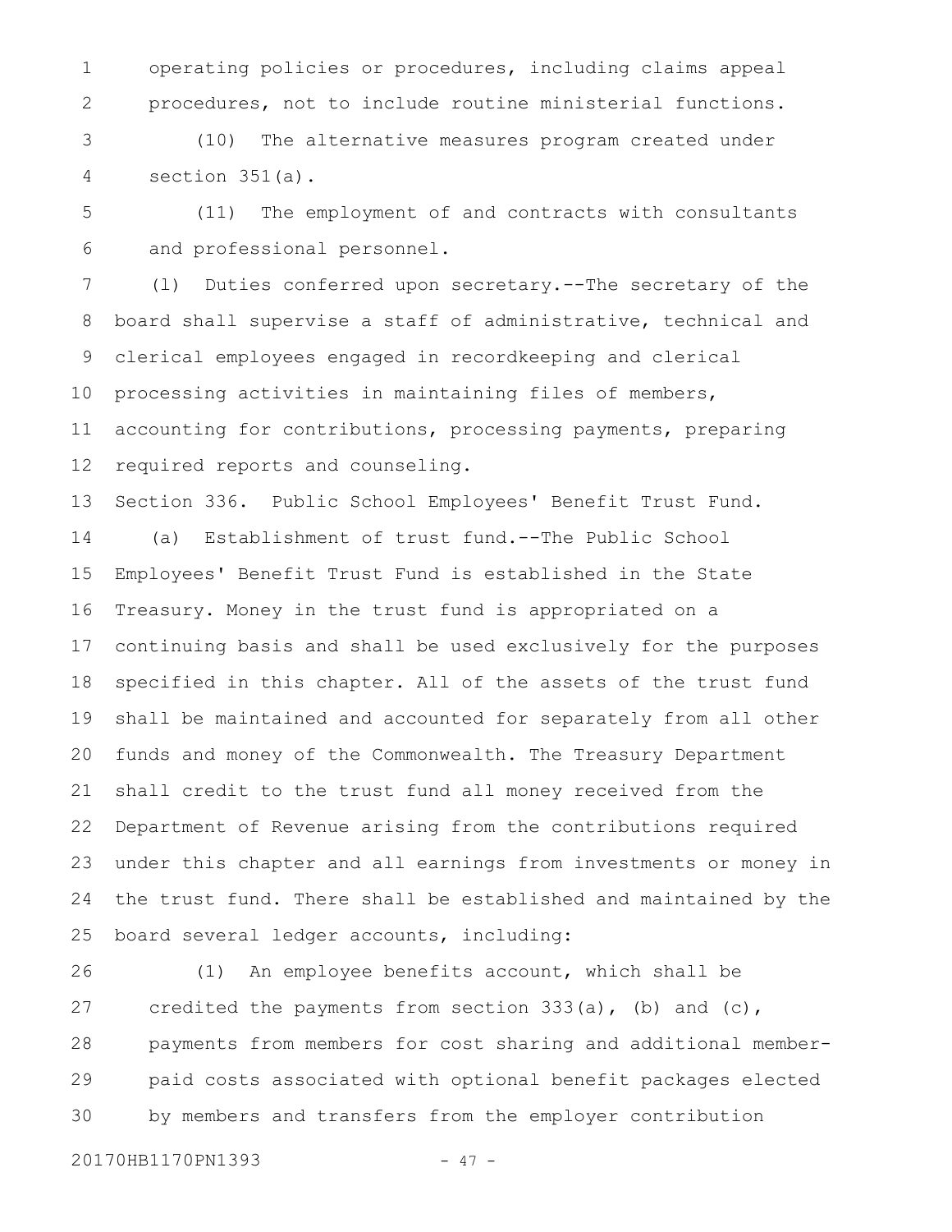operating policies or procedures, including claims appeal procedures, not to include routine ministerial functions.

(10) The alternative measures program created under section 351(a).

(11) The employment of and contracts with consultants and professional personnel.

(l) Duties conferred upon secretary.--The secretary of the board shall supervise a staff of administrative, technical and clerical employees engaged in recordkeeping and clerical processing activities in maintaining files of members, accounting for contributions, processing payments, preparing required reports and counseling.

Section 336. Public School Employees' Benefit Trust Fund.

(a) Establishment of trust fund.--The Public School Employees' Benefit Trust Fund is established in the State Treasury. Money in the trust fund is appropriated on a continuing basis and shall be used exclusively for the purposes specified in this chapter. All of the assets of the trust fund shall be maintained and accounted for separately from all other funds and money of the Commonwealth. The Treasury Department shall credit to the trust fund all money received from the Department of Revenue arising from the contributions required under this chapter and all earnings from investments or money in the trust fund. There shall be established and maintained by the board several ledger accounts, including:

(1) An employee benefits account, which shall be credited the payments from section 333(a), (b) and (c), payments from members for cost sharing and additional member-paid costs associated with optional benefit packages elected by members and transfers from the employer contribution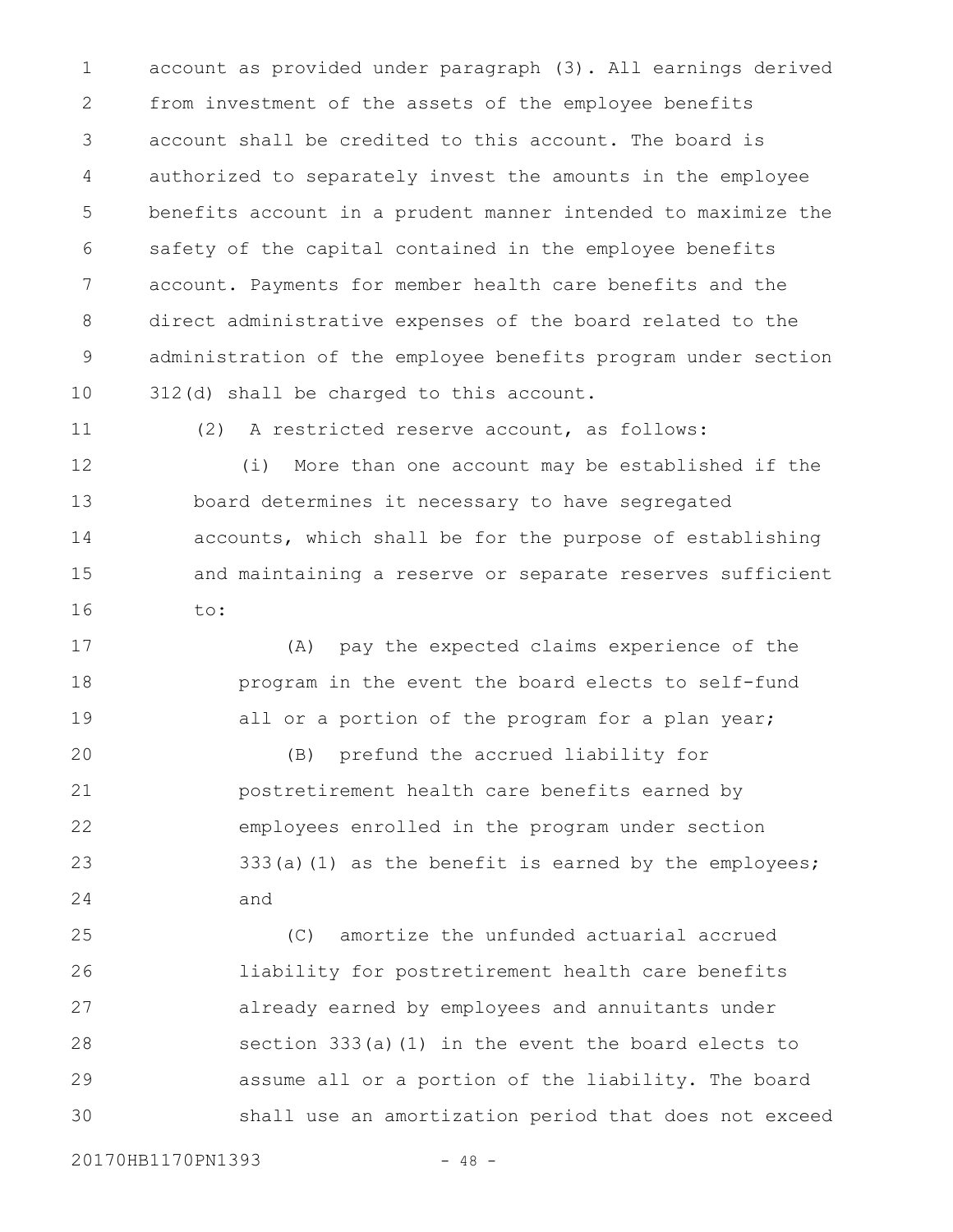account as provided under paragraph (3). All earnings derived from investment of the assets of the employee benefits account shall be credited to this account. The board is authorized to separately invest the amounts in the employee benefits account in a prudent manner intended to maximize the safety of the capital contained in the employee benefits account. Payments for member health care benefits and the direct administrative expenses of the board related to the administration of the employee benefits program under section 312(d) shall be charged to this account.

(2) A restricted reserve account, as follows:

(i) More than one account may be established if the board determines it necessary to have segregated accounts, which shall be for the purpose of establishing and maintaining a reserve or separate reserves sufficient to:

(A) pay the expected claims experience of the program in the event the board elects to self-fund all or a portion of the program for a plan year;

(B) prefund the accrued liability for postretirement health care benefits earned by employees enrolled in the program under section 333(a)(1) as the benefit is earned by the employees; and

(C) amortize the unfunded actuarial accrued liability for postretirement health care benefits already earned by employees and annuitants under section 333(a)(1) in the event the board elects to assume all or a portion of the liability. The board shall use an amortization period that does not exceed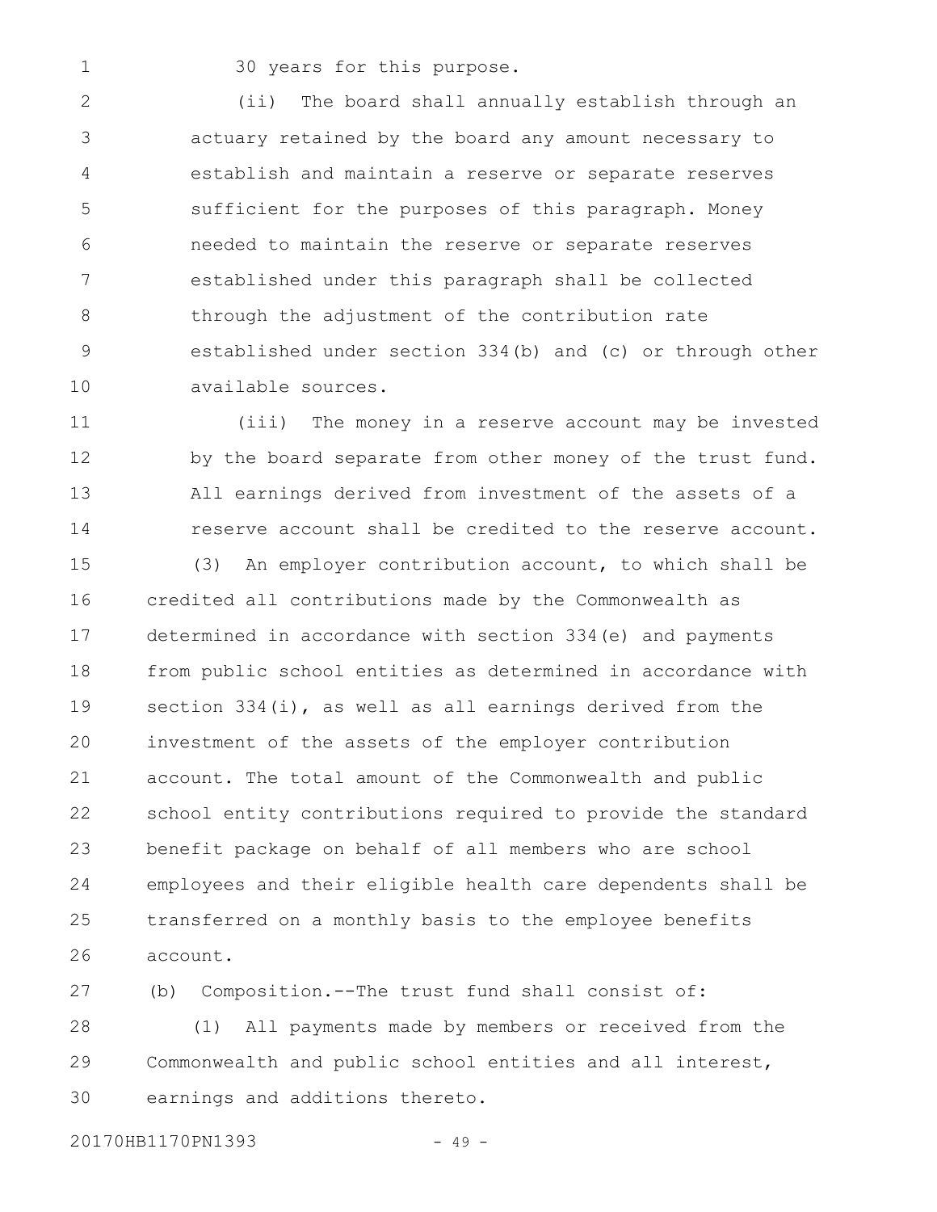30 years for this purpose.

(ii) The board shall annually establish through an actuary retained by the board any amount necessary to establish and maintain a reserve or separate reserves sufficient for the purposes of this paragraph. Money needed to maintain the reserve or separate reserves established under this paragraph shall be collected through the adjustment of the contribution rate established under section 334(b) and (c) or through other available sources.

(iii) The money in a reserve account may be invested by the board separate from other money of the trust fund. All earnings derived from investment of the assets of a reserve account shall be credited to the reserve account.

(3) An employer contribution account, to which shall be credited all contributions made by the Commonwealth as determined in accordance with section 334(e) and payments from public school entities as determined in accordance with section 334(i), as well as all earnings derived from the investment of the assets of the employer contribution account. The total amount of the Commonwealth and public school entity contributions required to provide the standard benefit package on behalf of all members who are school employees and their eligible health care dependents shall be transferred on a monthly basis to the employee benefits account.

(b) Composition.--The trust fund shall consist of:

(1) All payments made by members or received from the Commonwealth and public school entities and all interest, earnings and additions thereto.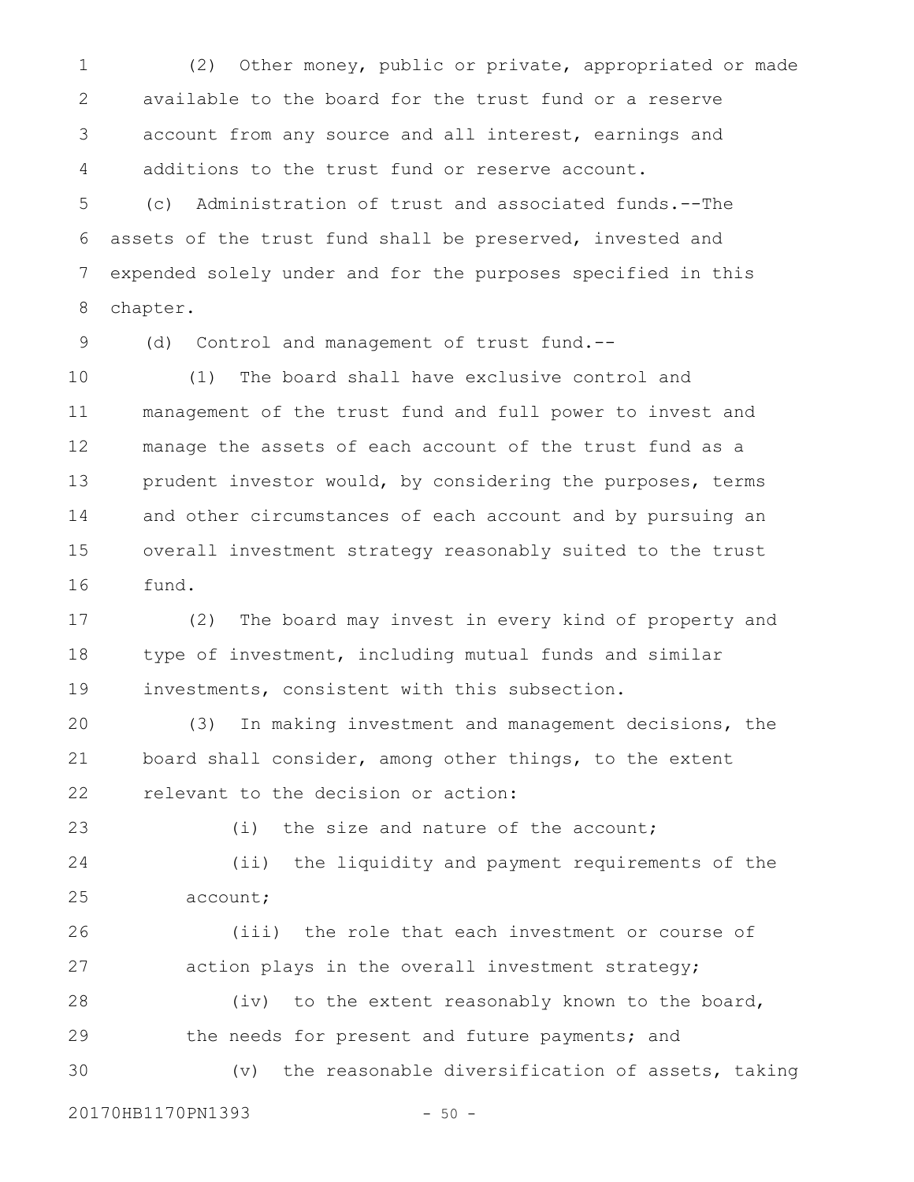(2) Other money, public or private, appropriated or made available to the board for the trust fund or a reserve account from any source and all interest, earnings and additions to the trust fund or reserve account.

(c) Administration of trust and associated funds.--The assets of the trust fund shall be preserved, invested and expended solely under and for the purposes specified in this chapter.

(d) Control and management of trust fund.--

(1) The board shall have exclusive control and management of the trust fund and full power to invest and manage the assets of each account of the trust fund as a prudent investor would, by considering the purposes, terms and other circumstances of each account and by pursuing an overall investment strategy reasonably suited to the trust fund.

(2) The board may invest in every kind of property and type of investment, including mutual funds and similar investments, consistent with this subsection.

(3) In making investment and management decisions, the board shall consider, among other things, to the extent relevant to the decision or action:

(i) the size and nature of the account;

(ii) the liquidity and payment requirements of the account;

(iii) the role that each investment or course of action plays in the overall investment strategy;

(iv) to the extent reasonably known to the board, the needs for present and future payments; and

(v) the reasonable diversification of assets, taking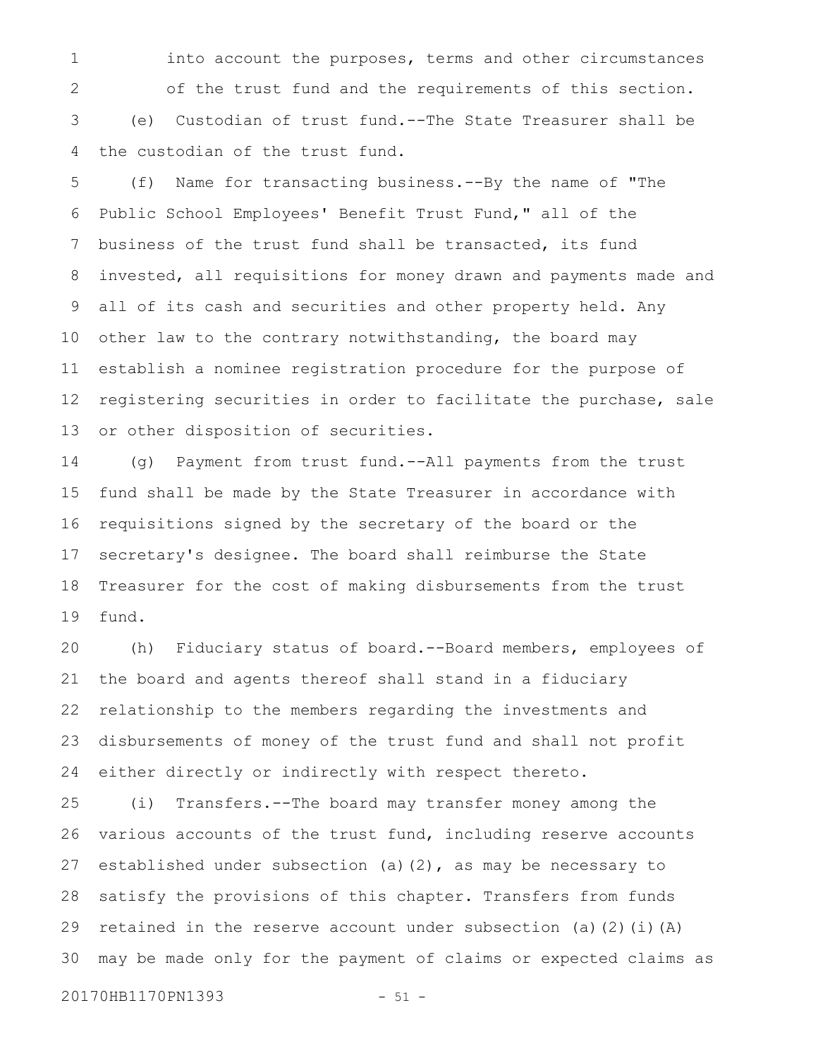into account the purposes, terms and other circumstances of the trust fund and the requirements of this section.

(e) Custodian of trust fund.--The State Treasurer shall be the custodian of the trust fund.

(f) Name for transacting business.--By the name of "The Public School Employees' Benefit Trust Fund," all of the business of the trust fund shall be transacted, its fund invested, all requisitions for money drawn and payments made and all of its cash and securities and other property held. Any other law to the contrary notwithstanding, the board may establish a nominee registration procedure for the purpose of registering securities in order to facilitate the purchase, sale or other disposition of securities.

(g) Payment from trust fund.--All payments from the trust fund shall be made by the State Treasurer in accordance with requisitions signed by the secretary of the board or the secretary's designee. The board shall reimburse the State Treasurer for the cost of making disbursements from the trust fund.

(h) Fiduciary status of board.--Board members, employees of the board and agents thereof shall stand in a fiduciary relationship to the members regarding the investments and disbursements of money of the trust fund and shall not profit either directly or indirectly with respect thereto.

(i) Transfers.--The board may transfer money among the various accounts of the trust fund, including reserve accounts established under subsection (a)(2), as may be necessary to satisfy the provisions of this chapter. Transfers from funds retained in the reserve account under subsection (a)(2)(i)(A) may be made only for the payment of claims or expected claims as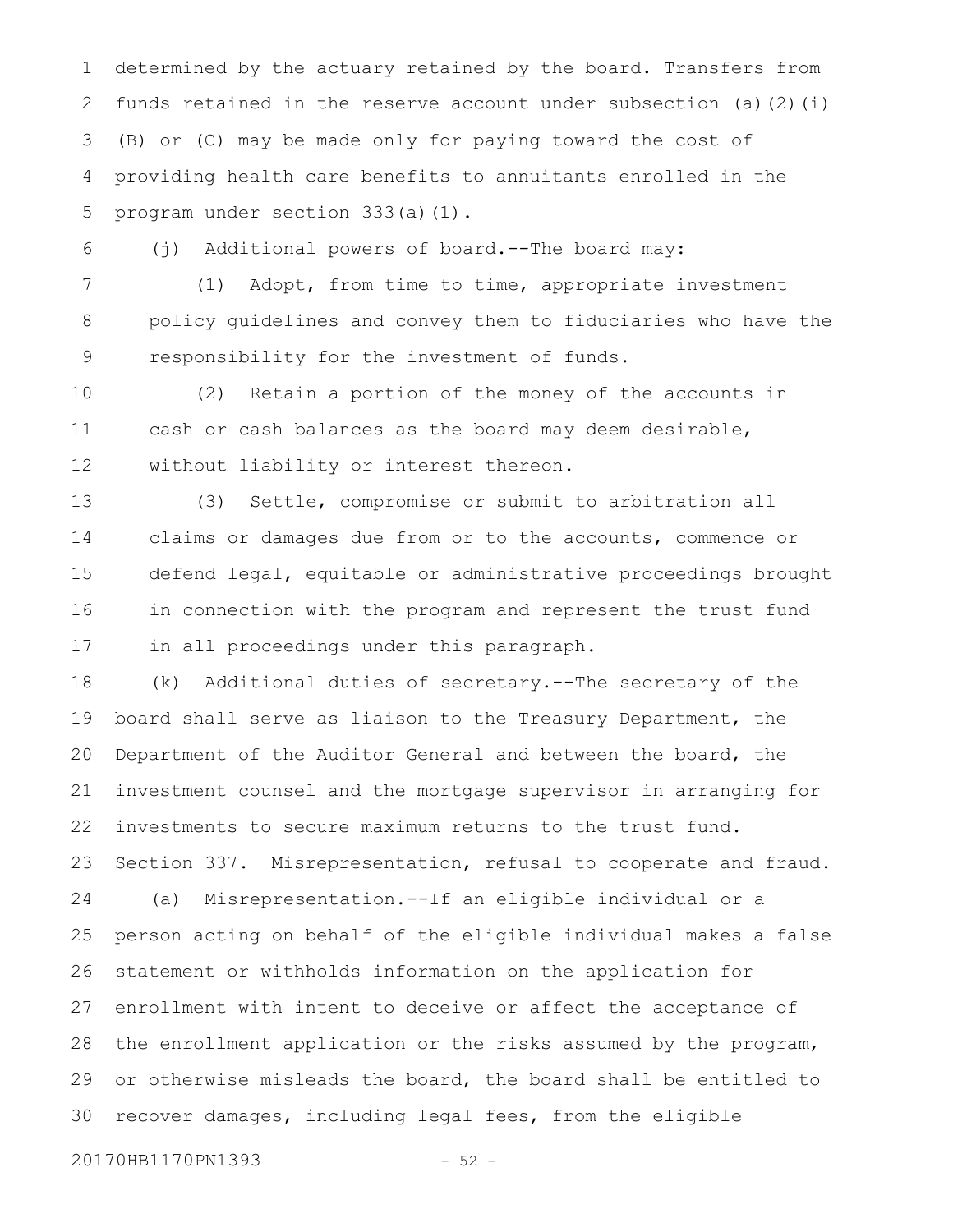determined by the actuary retained by the board. Transfers from funds retained in the reserve account under subsection (a)(2)(i)(B) or (C) may be made only for paying toward the cost of providing health care benefits to annuitants enrolled in the program under section 333(a)(1).

(j) Additional powers of board.--The board may:

(1) Adopt, from time to time, appropriate investment policy guidelines and convey them to fiduciaries who have the responsibility for the investment of funds.

(2) Retain a portion of the money of the accounts in cash or cash balances as the board may deem desirable, without liability or interest thereon.

(3) Settle, compromise or submit to arbitration all claims or damages due from or to the accounts, commence or defend legal, equitable or administrative proceedings brought in connection with the program and represent the trust fund in all proceedings under this paragraph.

(k) Additional duties of secretary.--The secretary of the board shall serve as liaison to the Treasury Department, the Department of the Auditor General and between the board, the investment counsel and the mortgage supervisor in arranging for investments to secure maximum returns to the trust fund.

Section 337. Misrepresentation, refusal to cooperate and fraud.

(a) Misrepresentation.--If an eligible individual or a person acting on behalf of the eligible individual makes a false statement or withholds information on the application for enrollment with intent to deceive or affect the acceptance of the enrollment application or the risks assumed by the program, or otherwise misleads the board, the board shall be entitled to recover damages, including legal fees, from the eligible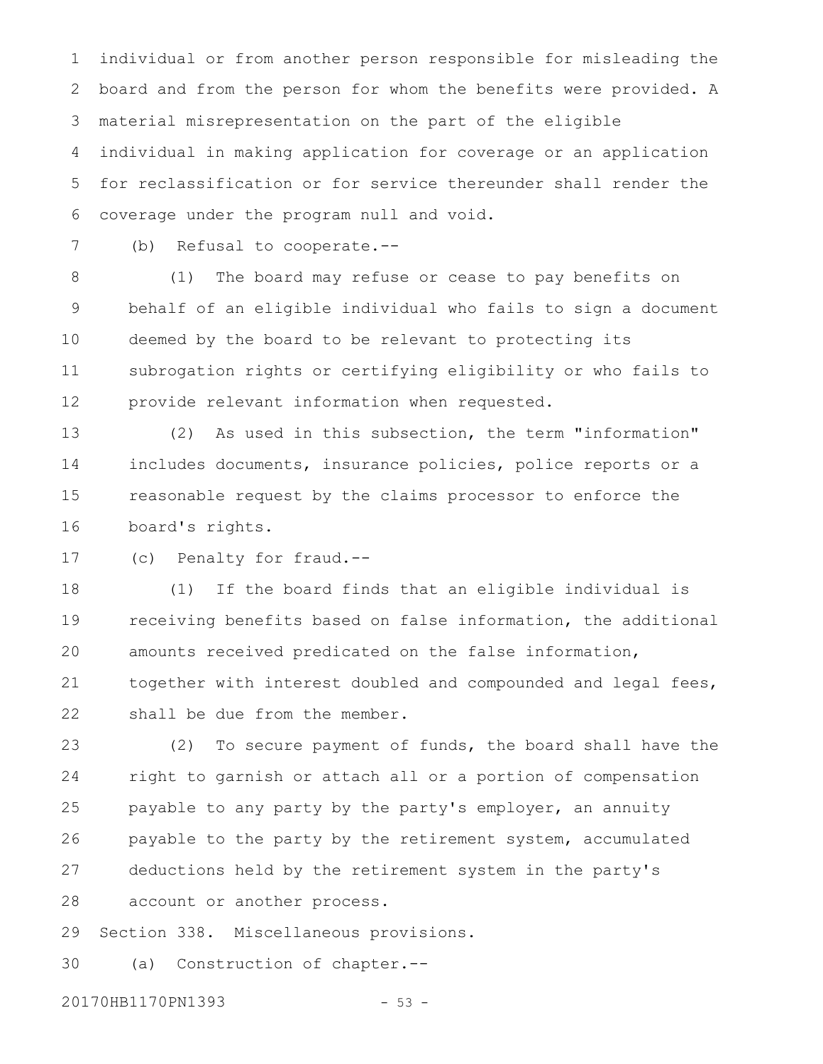individual or from another person responsible for misleading the board and from the person for whom the benefits were provided. A material misrepresentation on the part of the eligible individual in making application for coverage or an application for reclassification or for service thereunder shall render the coverage under the program null and void.

(b) Refusal to cooperate.--

(1) The board may refuse or cease to pay benefits on behalf of an eligible individual who fails to sign a document deemed by the board to be relevant to protecting its subrogation rights or certifying eligibility or who fails to provide relevant information when requested.

(2) As used in this subsection, the term "information" includes documents, insurance policies, police reports or a reasonable request by the claims processor to enforce the board's rights.

(c) Penalty for fraud.--

(1) If the board finds that an eligible individual is receiving benefits based on false information, the additional amounts received predicated on the false information, together with interest doubled and compounded and legal fees, shall be due from the member.

(2) To secure payment of funds, the board shall have the right to garnish or attach all or a portion of compensation payable to any party by the party's employer, an annuity payable to the party by the retirement system, accumulated deductions held by the retirement system in the party's account or another process.

Section 338. Miscellaneous provisions.

(a) Construction of chapter.--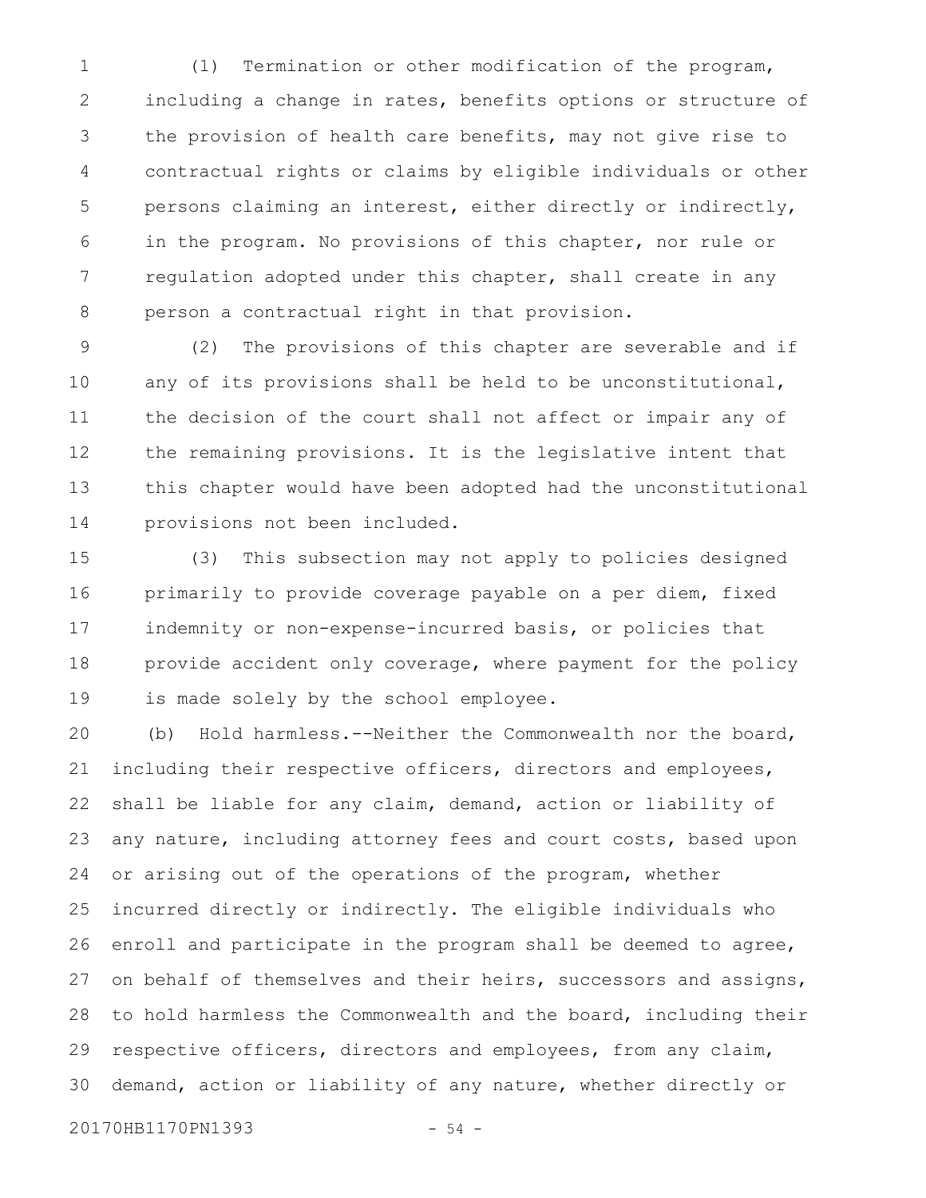(1) Termination or other modification of the program, including a change in rates, benefits options or structure of the provision of health care benefits, may not give rise to contractual rights or claims by eligible individuals or other persons claiming an interest, either directly or indirectly, in the program. No provisions of this chapter, nor rule or regulation adopted under this chapter, shall create in any person a contractual right in that provision.

(2) The provisions of this chapter are severable and if any of its provisions shall be held to be unconstitutional, the decision of the court shall not affect or impair any of the remaining provisions. It is the legislative intent that this chapter would have been adopted had the unconstitutional provisions not been included.

(3) This subsection may not apply to policies designed primarily to provide coverage payable on a per diem, fixed indemnity or non-expense-incurred basis, or policies that provide accident only coverage, where payment for the policy is made solely by the school employee.

(b) Hold harmless.--Neither the Commonwealth nor the board, including their respective officers, directors and employees, shall be liable for any claim, demand, action or liability of any nature, including attorney fees and court costs, based upon or arising out of the operations of the program, whether incurred directly or indirectly. The eligible individuals who enroll and participate in the program shall be deemed to agree, on behalf of themselves and their heirs, successors and assigns, to hold harmless the Commonwealth and the board, including their respective officers, directors and employees, from any claim, demand, action or liability of any nature, whether directly or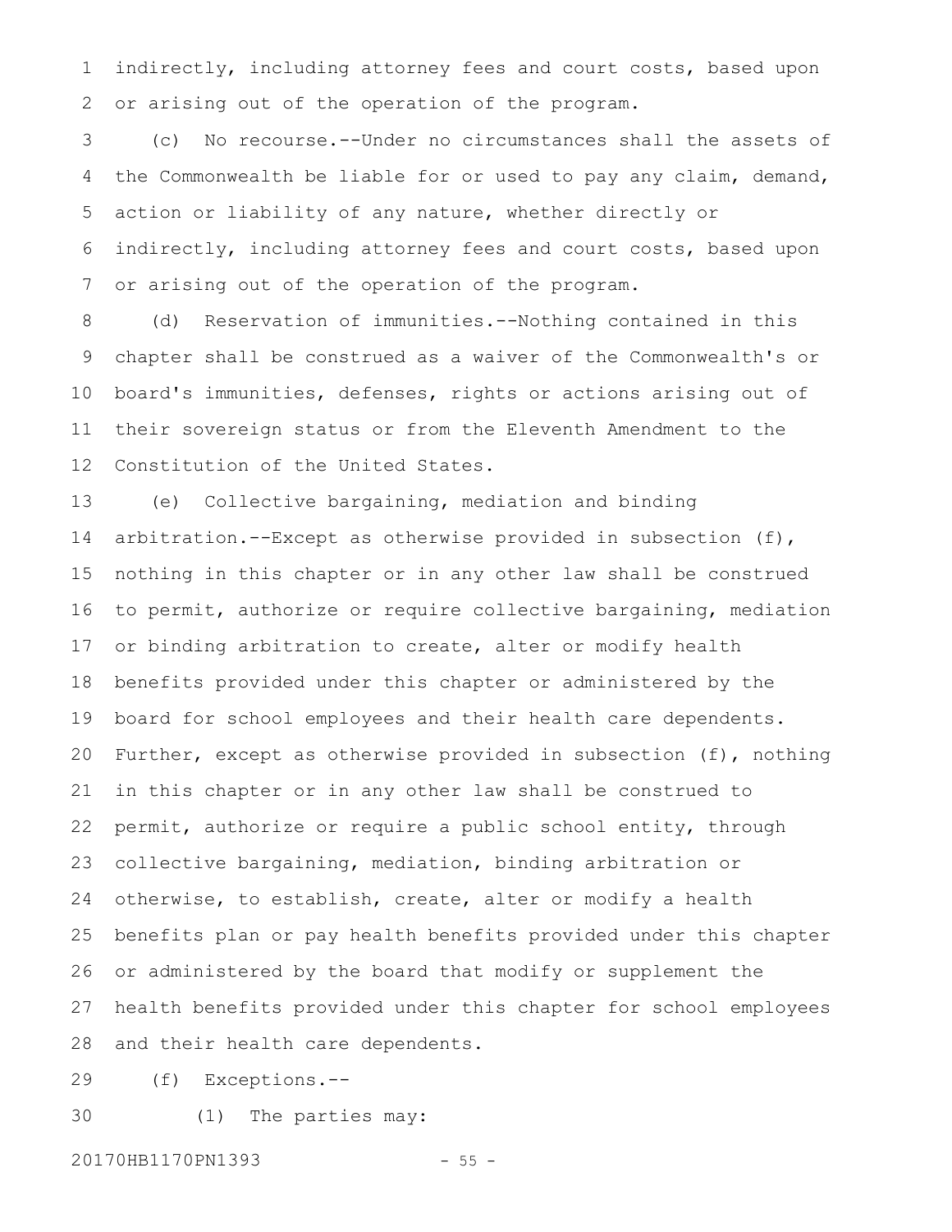indirectly, including attorney fees and court costs, based upon or arising out of the operation of the program.

(c) No recourse.--Under no circumstances shall the assets of the Commonwealth be liable for or used to pay any claim, demand, action or liability of any nature, whether directly or indirectly, including attorney fees and court costs, based upon or arising out of the operation of the program.

(d) Reservation of immunities.--Nothing contained in this chapter shall be construed as a waiver of the Commonwealth's or board's immunities, defenses, rights or actions arising out of their sovereign status or from the Eleventh Amendment to the Constitution of the United States.

(e) Collective bargaining, mediation and binding arbitration.--Except as otherwise provided in subsection (f), nothing in this chapter or in any other law shall be construed to permit, authorize or require collective bargaining, mediation or binding arbitration to create, alter or modify health benefits provided under this chapter or administered by the board for school employees and their health care dependents. Further, except as otherwise provided in subsection (f), nothing in this chapter or in any other law shall be construed to permit, authorize or require a public school entity, through collective bargaining, mediation, binding arbitration or otherwise, to establish, create, alter or modify a health benefits plan or pay health benefits provided under this chapter or administered by the board that modify or supplement the health benefits provided under this chapter for school employees and their health care dependents.

(f) Exceptions.--

(1) The parties may: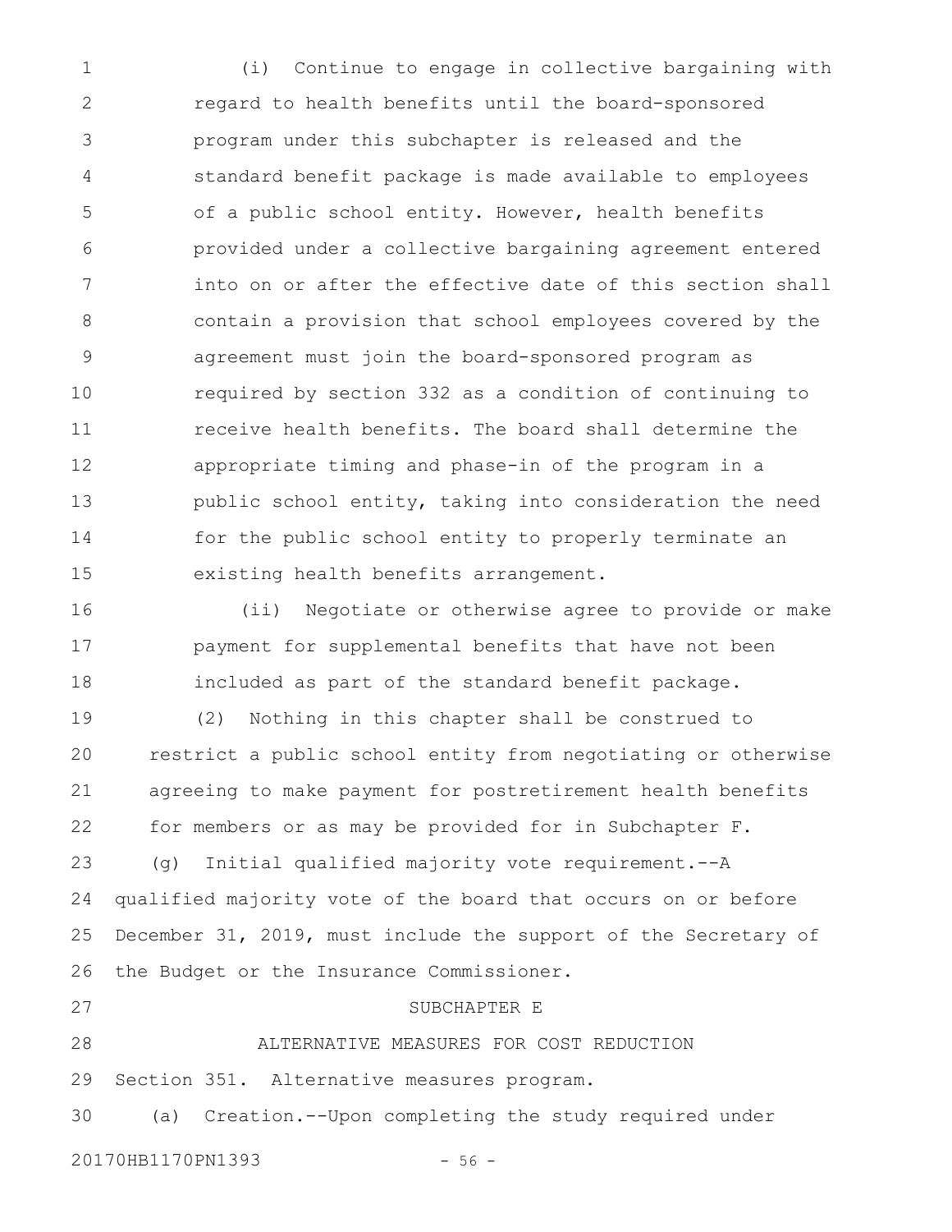(i) Continue to engage in collective bargaining with regard to health benefits until the board-sponsored program under this subchapter is released and the standard benefit package is made available to employees of a public school entity. However, health benefits provided under a collective bargaining agreement entered into on or after the effective date of this section shall contain a provision that school employees covered by the agreement must join the board-sponsored program as required by section 332 as a condition of continuing to receive health benefits. The board shall determine the appropriate timing and phase-in of the program in a public school entity, taking into consideration the need for the public school entity to properly terminate an existing health benefits arrangement.

(ii) Negotiate or otherwise agree to provide or make payment for supplemental benefits that have not been included as part of the standard benefit package.

(2) Nothing in this chapter shall be construed to restrict a public school entity from negotiating or otherwise agreeing to make payment for postretirement health benefits for members or as may be provided for in Subchapter F.

(g) Initial qualified majority vote requirement.--A qualified majority vote of the board that occurs on or before December 31, 2019, must include the support of the Secretary of the Budget or the Insurance Commissioner.

SUBCHAPTER E

ALTERNATIVE MEASURES FOR COST REDUCTION

Section 351. Alternative measures program.

(a) Creation.--Upon completing the study required under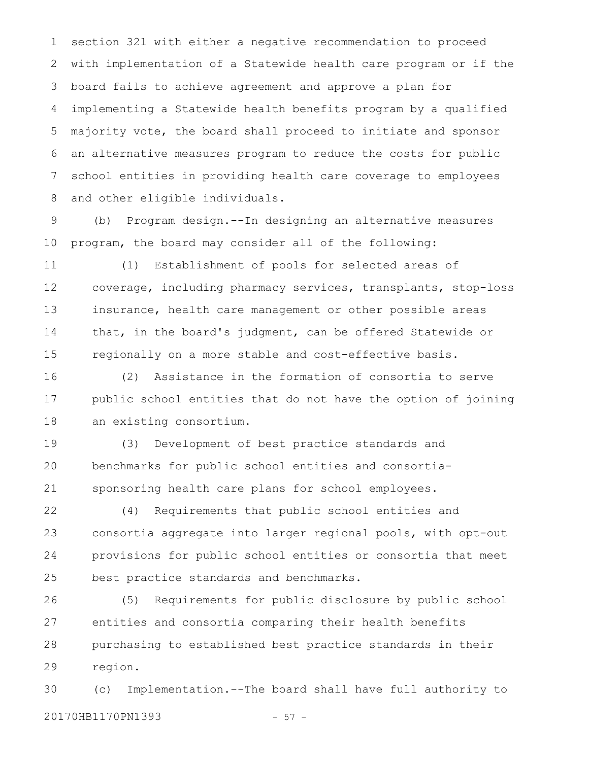section 321 with either a negative recommendation to proceed with implementation of a Statewide health care program or if the board fails to achieve agreement and approve a plan for implementing a Statewide health benefits program by a qualified majority vote, the board shall proceed to initiate and sponsor an alternative measures program to reduce the costs for public school entities in providing health care coverage to employees and other eligible individuals.

(b) Program design.--In designing an alternative measures program, the board may consider all of the following:

(1) Establishment of pools for selected areas of coverage, including pharmacy services, transplants, stop-loss insurance, health care management or other possible areas that, in the board's judgment, can be offered Statewide or regionally on a more stable and cost-effective basis.

(2) Assistance in the formation of consortia to serve public school entities that do not have the option of joining an existing consortium.

(3) Development of best practice standards and benchmarks for public school entities and consortia-sponsoring health care plans for school employees.

(4) Requirements that public school entities and consortia aggregate into larger regional pools, with opt-out provisions for public school entities or consortia that meet best practice standards and benchmarks.

(5) Requirements for public disclosure by public school entities and consortia comparing their health benefits purchasing to established best practice standards in their region.

(c) Implementation.--The board shall have full authority to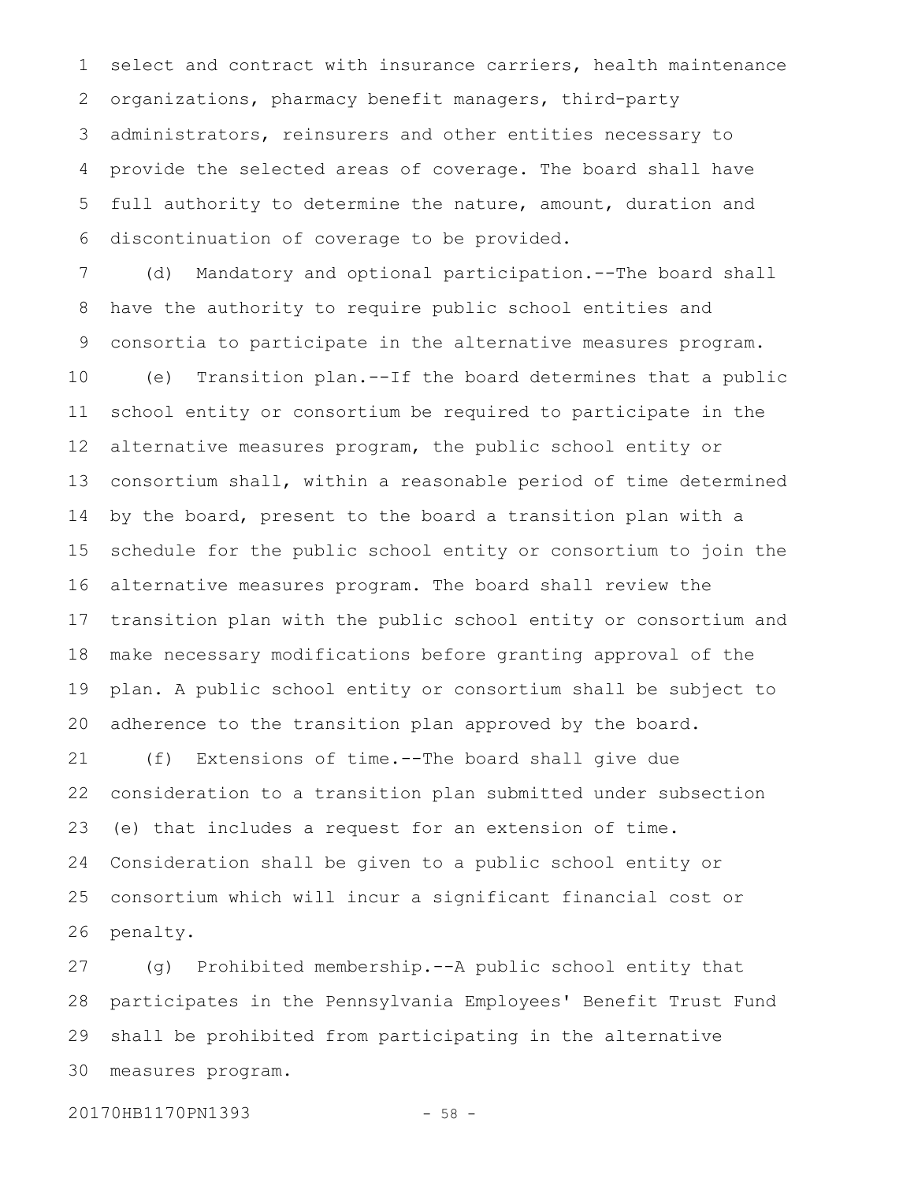select and contract with insurance carriers, health maintenance organizations, pharmacy benefit managers, third-party administrators, reinsurers and other entities necessary to provide the selected areas of coverage. The board shall have full authority to determine the nature, amount, duration and discontinuation of coverage to be provided.

(d) Mandatory and optional participation.--The board shall have the authority to require public school entities and consortia to participate in the alternative measures program.

(e) Transition plan.--If the board determines that a public school entity or consortium be required to participate in the alternative measures program, the public school entity or consortium shall, within a reasonable period of time determined by the board, present to the board a transition plan with a schedule for the public school entity or consortium to join the alternative measures program. The board shall review the transition plan with the public school entity or consortium and make necessary modifications before granting approval of the plan. A public school entity or consortium shall be subject to adherence to the transition plan approved by the board.

(f) Extensions of time.--The board shall give due consideration to a transition plan submitted under subsection (e) that includes a request for an extension of time. Consideration shall be given to a public school entity or consortium which will incur a significant financial cost or penalty.

(g) Prohibited membership.--A public school entity that participates in the Pennsylvania Employees' Benefit Trust Fund shall be prohibited from participating in the alternative measures program.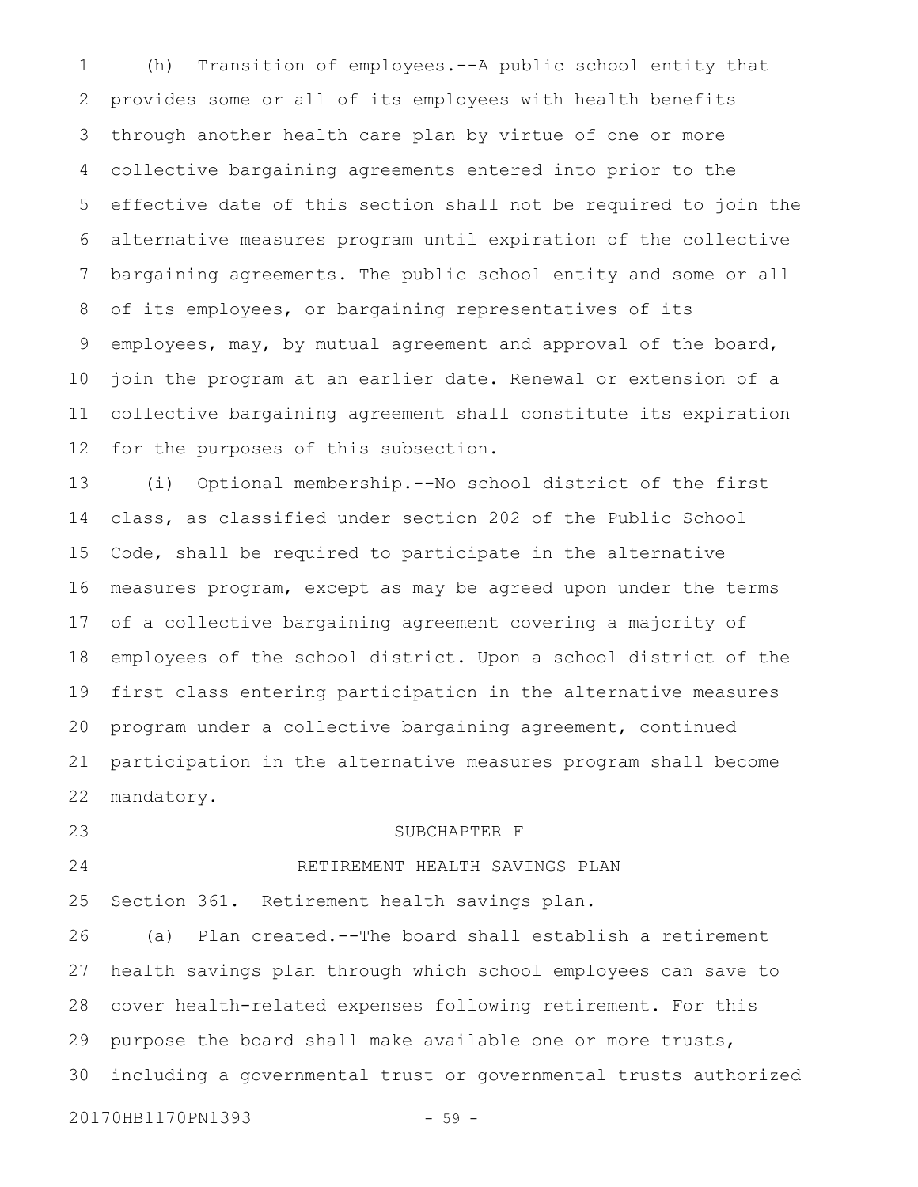(h) Transition of employees.--A public school entity that provides some or all of its employees with health benefits through another health care plan by virtue of one or more collective bargaining agreements entered into prior to the effective date of this section shall not be required to join the alternative measures program until expiration of the collective bargaining agreements. The public school entity and some or all of its employees, or bargaining representatives of its employees, may, by mutual agreement and approval of the board, join the program at an earlier date. Renewal or extension of a collective bargaining agreement shall constitute its expiration for the purposes of this subsection.

(i) Optional membership.--No school district of the first class, as classified under section 202 of the Public School Code, shall be required to participate in the alternative measures program, except as may be agreed upon under the terms of a collective bargaining agreement covering a majority of employees of the school district. Upon a school district of the first class entering participation in the alternative measures program under a collective bargaining agreement, continued participation in the alternative measures program shall become mandatory.

SUBCHAPTER F

RETIREMENT HEALTH SAVINGS PLAN

Section 361. Retirement health savings plan.

(a) Plan created.--The board shall establish a retirement health savings plan through which school employees can save to cover health-related expenses following retirement. For this purpose the board shall make available one or more trusts, including a governmental trust or governmental trusts authorized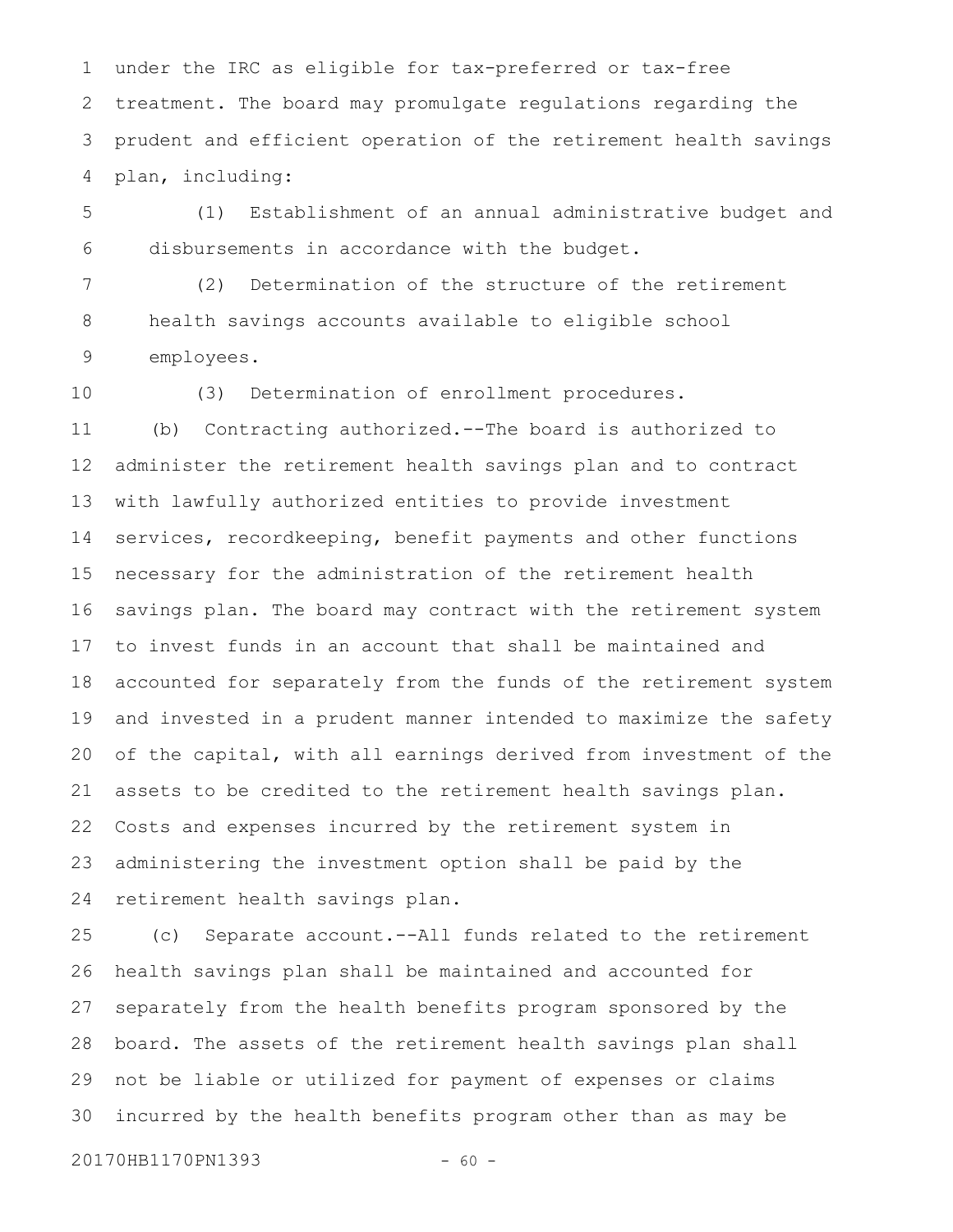under the IRC as eligible for tax-preferred or tax-free treatment. The board may promulgate regulations regarding the prudent and efficient operation of the retirement health savings plan, including:

(1) Establishment of an annual administrative budget and disbursements in accordance with the budget.

(2) Determination of the structure of the retirement health savings accounts available to eligible school employees.

(3) Determination of enrollment procedures.

(b) Contracting authorized.--The board is authorized to administer the retirement health savings plan and to contract with lawfully authorized entities to provide investment services, recordkeeping, benefit payments and other functions necessary for the administration of the retirement health savings plan. The board may contract with the retirement system to invest funds in an account that shall be maintained and accounted for separately from the funds of the retirement system and invested in a prudent manner intended to maximize the safety of the capital, with all earnings derived from investment of the assets to be credited to the retirement health savings plan. Costs and expenses incurred by the retirement system in administering the investment option shall be paid by the retirement health savings plan.

(c) Separate account.--All funds related to the retirement health savings plan shall be maintained and accounted for separately from the health benefits program sponsored by the board. The assets of the retirement health savings plan shall not be liable or utilized for payment of expenses or claims incurred by the health benefits program other than as may be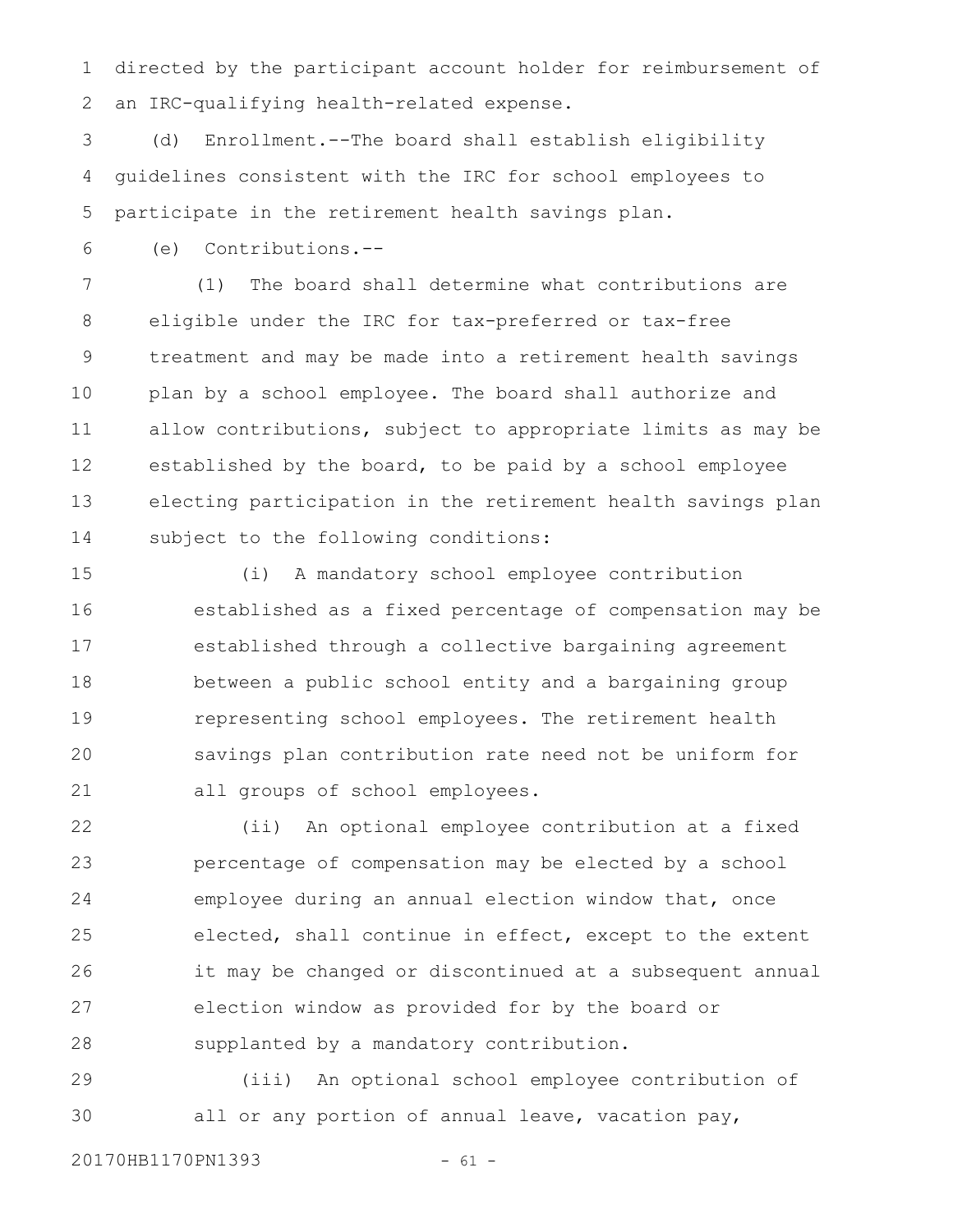directed by the participant account holder for reimbursement of an IRC-qualifying health-related expense.

(d) Enrollment.--The board shall establish eligibility guidelines consistent with the IRC for school employees to participate in the retirement health savings plan.

(e) Contributions.--

(1) The board shall determine what contributions are eligible under the IRC for tax-preferred or tax-free treatment and may be made into a retirement health savings plan by a school employee. The board shall authorize and allow contributions, subject to appropriate limits as may be established by the board, to be paid by a school employee electing participation in the retirement health savings plan subject to the following conditions:

(i) A mandatory school employee contribution established as a fixed percentage of compensation may be established through a collective bargaining agreement between a public school entity and a bargaining group representing school employees. The retirement health savings plan contribution rate need not be uniform for all groups of school employees.

(ii) An optional employee contribution at a fixed percentage of compensation may be elected by a school employee during an annual election window that, once elected, shall continue in effect, except to the extent it may be changed or discontinued at a subsequent annual election window as provided for by the board or supplanted by a mandatory contribution.

(iii) An optional school employee contribution of all or any portion of annual leave, vacation pay,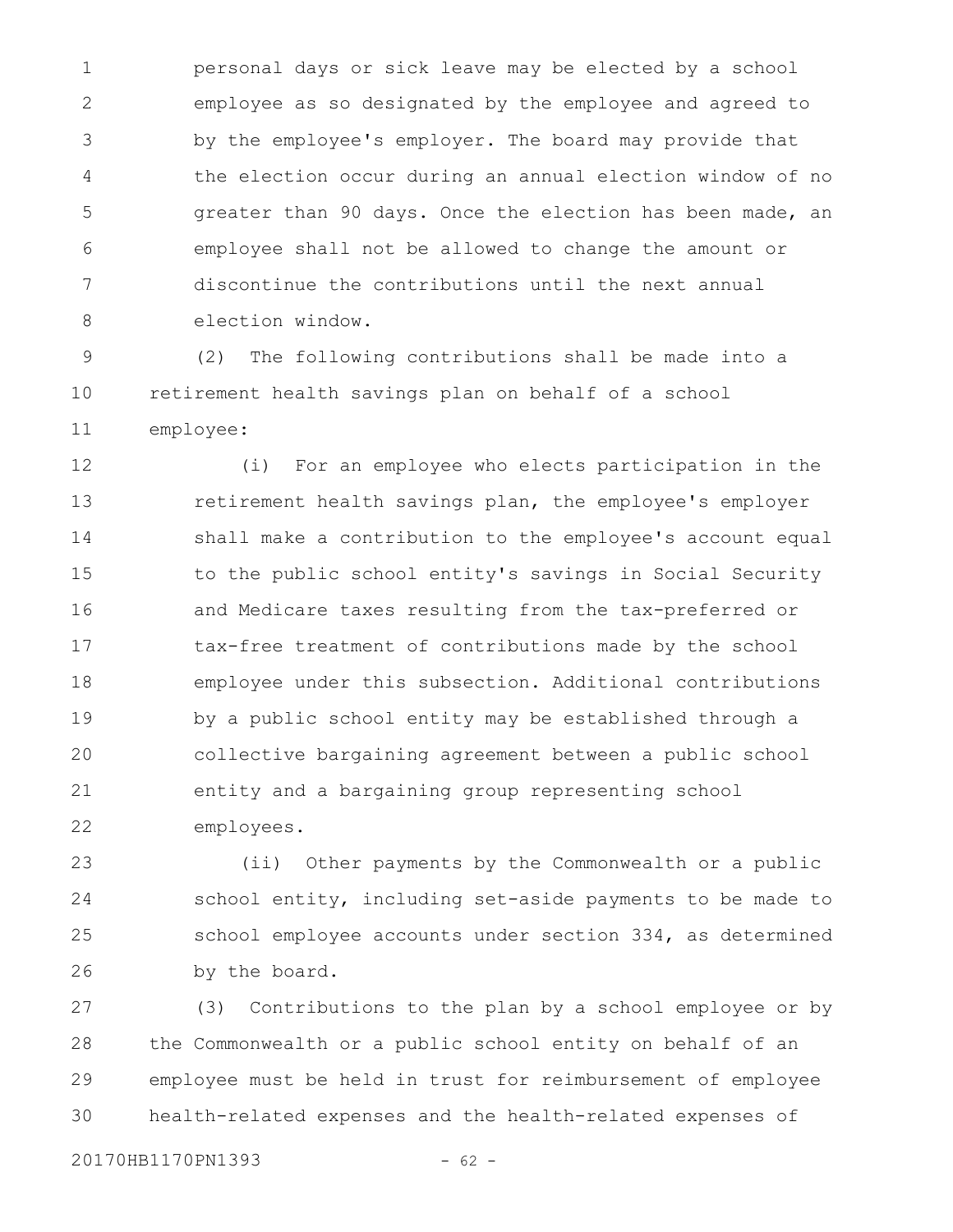personal days or sick leave may be elected by a school employee as so designated by the employee and agreed to by the employee's employer. The board may provide that the election occur during an annual election window of no greater than 90 days. Once the election has been made, an employee shall not be allowed to change the amount or discontinue the contributions until the next annual election window.

(2) The following contributions shall be made into a retirement health savings plan on behalf of a school employee:

(i) For an employee who elects participation in the retirement health savings plan, the employee's employer shall make a contribution to the employee's account equal to the public school entity's savings in Social Security and Medicare taxes resulting from the tax-preferred or tax-free treatment of contributions made by the school employee under this subsection. Additional contributions by a public school entity may be established through a collective bargaining agreement between a public school entity and a bargaining group representing school employees.

(ii) Other payments by the Commonwealth or a public school entity, including set-aside payments to be made to school employee accounts under section 334, as determined by the board.

(3) Contributions to the plan by a school employee or by the Commonwealth or a public school entity on behalf of an employee must be held in trust for reimbursement of employee health-related expenses and the health-related expenses of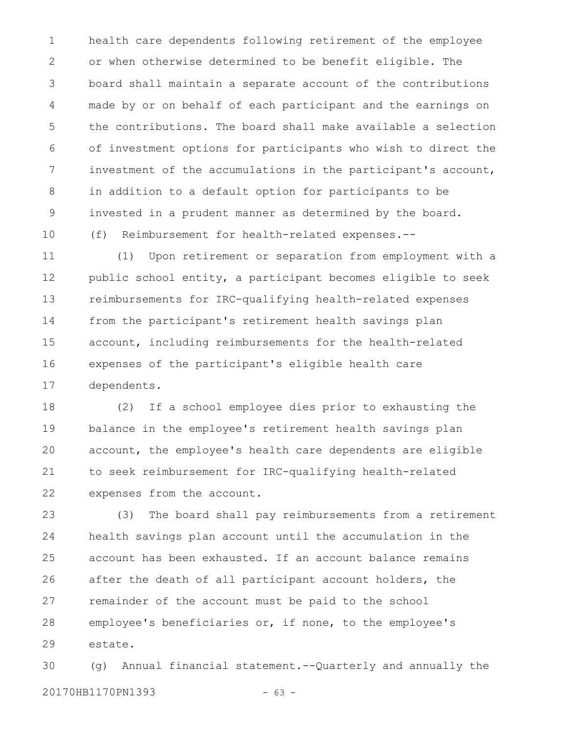health care dependents following retirement of the employee or when otherwise determined to be benefit eligible. The board shall maintain a separate account of the contributions made by or on behalf of each participant and the earnings on the contributions. The board shall make available a selection of investment options for participants who wish to direct the investment of the accumulations in the participant's account, in addition to a default option for participants to be invested in a prudent manner as determined by the board.

(f) Reimbursement for health-related expenses.--

(1) Upon retirement or separation from employment with a public school entity, a participant becomes eligible to seek reimbursements for IRC-qualifying health-related expenses from the participant's retirement health savings plan account, including reimbursements for the health-related expenses of the participant's eligible health care dependents.

(2) If a school employee dies prior to exhausting the balance in the employee's retirement health savings plan account, the employee's health care dependents are eligible to seek reimbursement for IRC-qualifying health-related expenses from the account.

(3) The board shall pay reimbursements from a retirement health savings plan account until the accumulation in the account has been exhausted. If an account balance remains after the death of all participant account holders, the remainder of the account must be paid to the school employee's beneficiaries or, if none, to the employee's estate.

(g) Annual financial statement.--Quarterly and annually the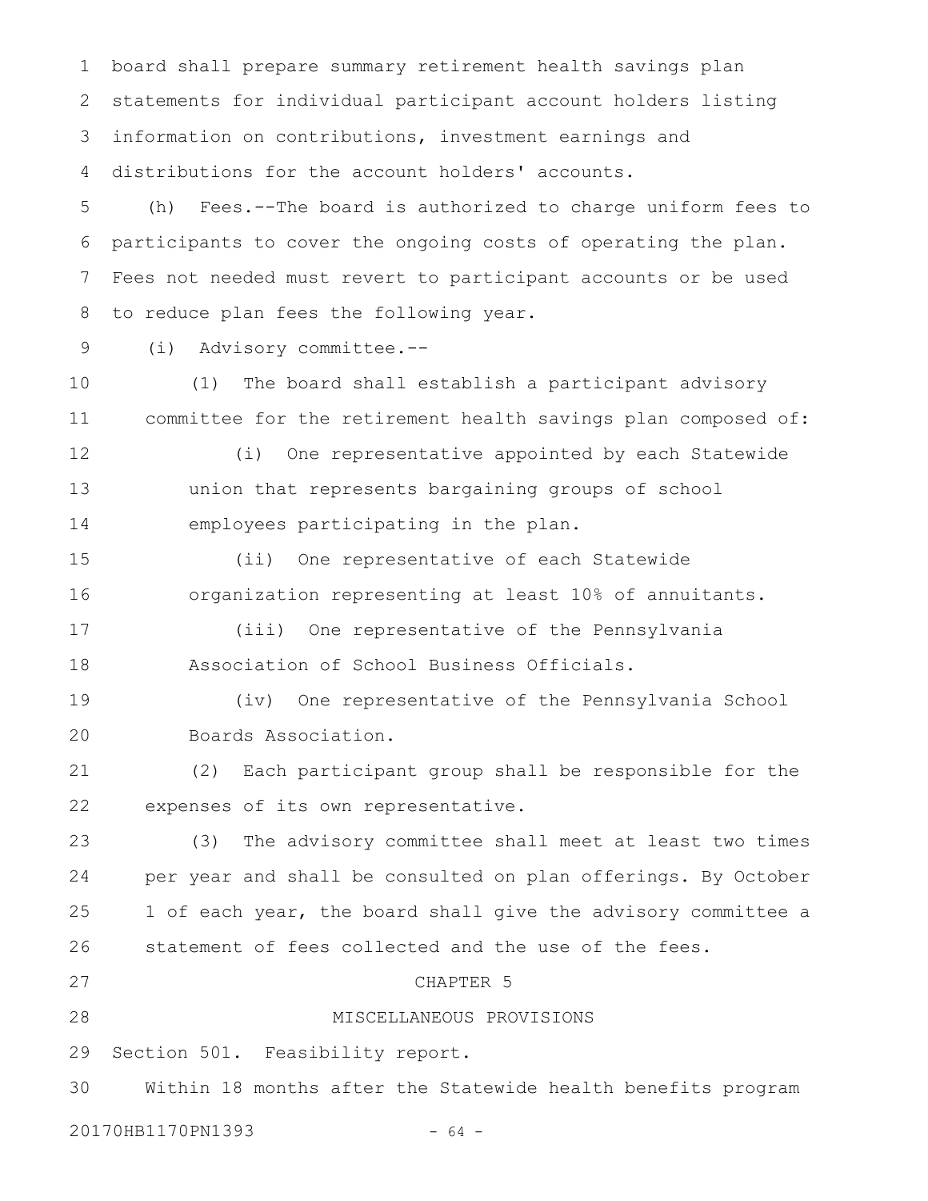board shall prepare summary retirement health savings plan statements for individual participant account holders listing information on contributions, investment earnings and distributions for the account holders' accounts.

(h) Fees.--The board is authorized to charge uniform fees to participants to cover the ongoing costs of operating the plan. Fees not needed must revert to participant accounts or be used to reduce plan fees the following year.

(i) Advisory committee.--

(1) The board shall establish a participant advisory committee for the retirement health savings plan composed of:

(i) One representative appointed by each Statewide union that represents bargaining groups of school employees participating in the plan.

(ii) One representative of each Statewide organization representing at least 10% of annuitants.

(iii) One representative of the Pennsylvania Association of School Business Officials.

(iv) One representative of the Pennsylvania School Boards Association.

(2) Each participant group shall be responsible for the expenses of its own representative.

(3) The advisory committee shall meet at least two times per year and shall be consulted on plan offerings. By October 1 of each year, the board shall give the advisory committee a statement of fees collected and the use of the fees.

## CHAPTER 5

## MISCELLANEOUS PROVISIONS

Section 501. Feasibility report.

Within 18 months after the Statewide health benefits program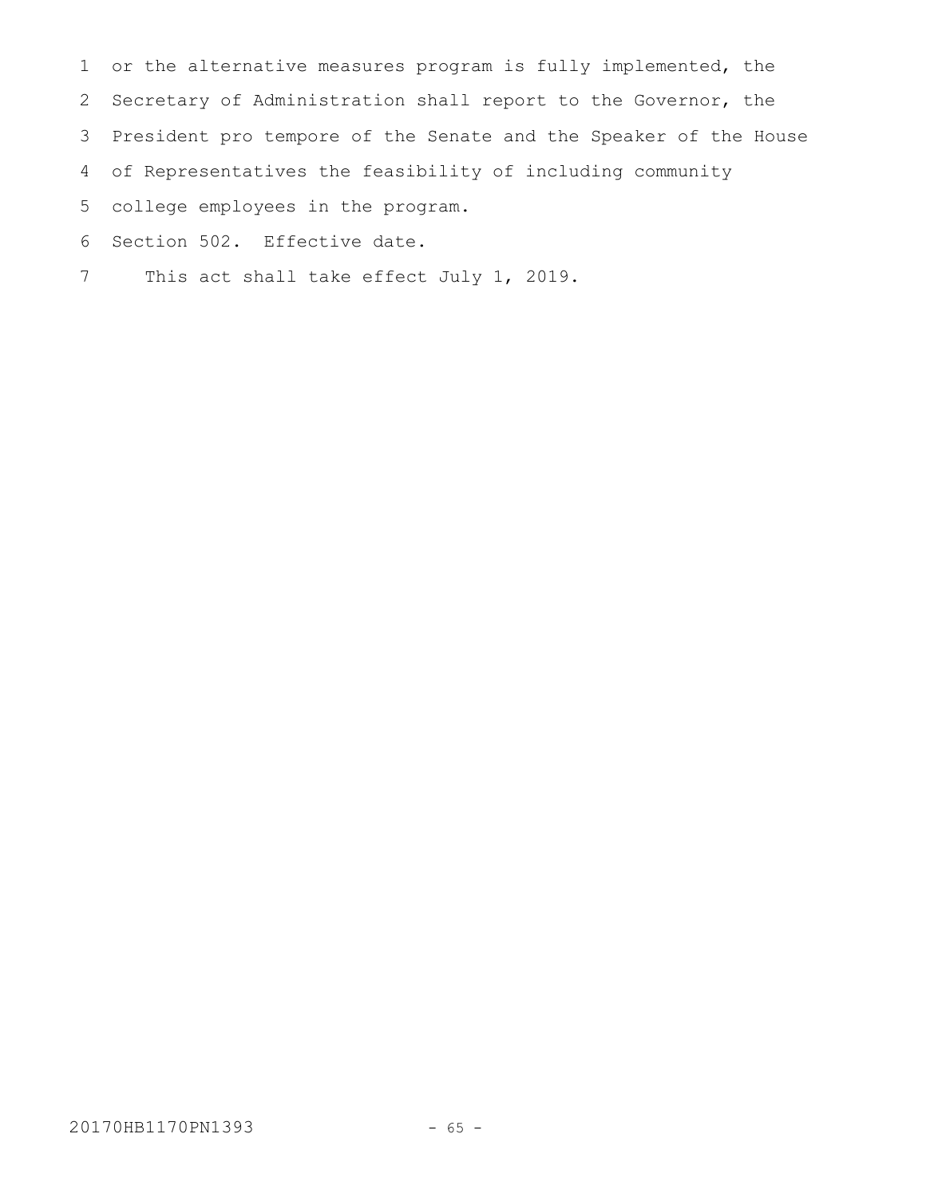or the alternative measures program is fully implemented, the Secretary of Administration shall report to the Governor, the President pro tempore of the Senate and the Speaker of the House of Representatives the feasibility of including community college employees in the program.

Section 502. Effective date.

This act shall take effect July 1, 2019.